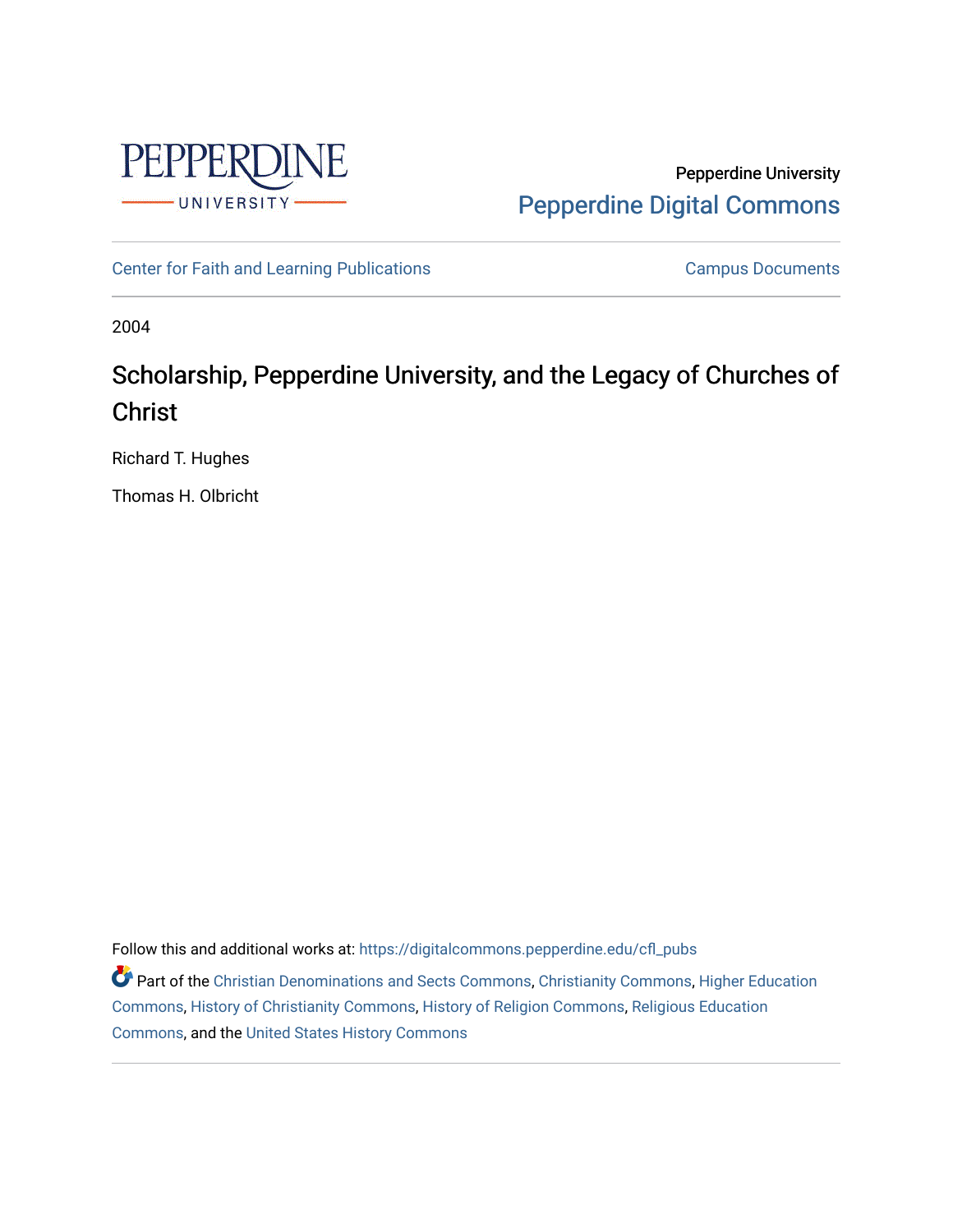Pepperdine University

Pepperdine Digital Commons

Center for Faith and Learning Publications

Campus Documents

2004

# Scholarship, Pepperdine University, and the Legacy of Churches of Christ

Richard T. Hughes

Thomas H. Olbricht

Follow this and additional works at: https://digitalcommons.pepperdine.edu/cfl_pubs

Part of the Christian Denominations and Sects Commons, Christianity Commons, Higher Education Commons, History of Christianity Commons, History of Religion Commons, Religious Education Commons, and the United States History Commons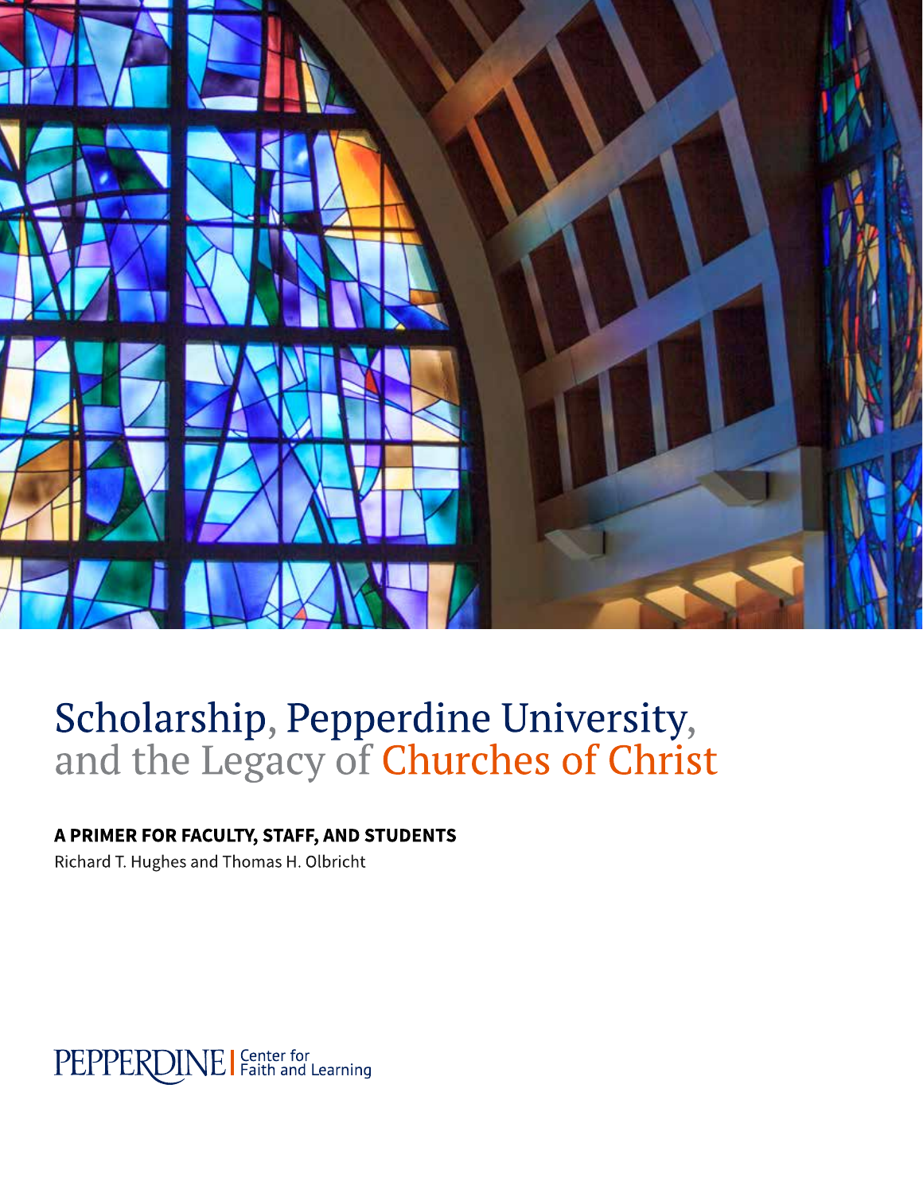# Scholarship, Pepperdine University, and the Legacy of Churches of Christ

**A PRIMER FOR FACULTY, STAFF, AND STUDENTS**

Richard T. Hughes and Thomas H. Olbricht

PEPPERDINE | Center for Faith and Learning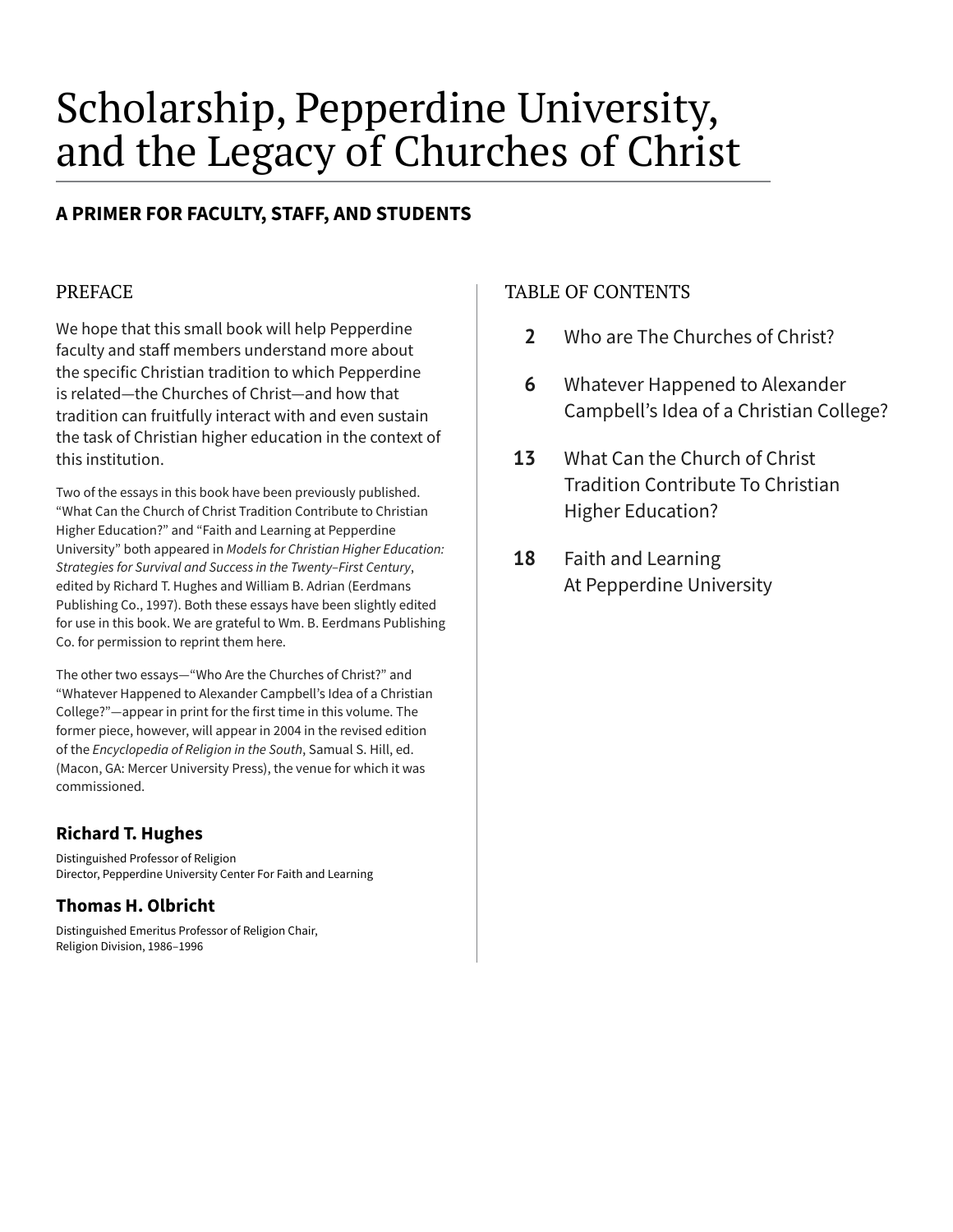# Scholarship, Pepperdine University, and the Legacy of Churches of Christ

## A PRIMER FOR FACULTY, STAFF, AND STUDENTS

### PREFACE

We hope that this small book will help Pepperdine faculty and staff members understand more about the specific Christian tradition to which Pepperdine is related—the Churches of Christ—and how that tradition can fruitfully interact with and even sustain the task of Christian higher education in the context of this institution.

Two of the essays in this book have been previously published. "What Can the Church of Christ Tradition Contribute to Christian Higher Education?" and "Faith and Learning at Pepperdine University" both appeared in *Models for Christian Higher Education: Strategies for Survival and Success in the Twenty–First Century*, edited by Richard T. Hughes and William B. Adrian (Eerdmans Publishing Co., 1997). Both these essays have been slightly edited for use in this book. We are grateful to Wm. B. Eerdmans Publishing Co. for permission to reprint them here.

The other two essays—"Who Are the Churches of Christ?" and "Whatever Happened to Alexander Campbell's Idea of a Christian College?"—appear in print for the first time in this volume. The former piece, however, will appear in 2004 in the revised edition of the *Encyclopedia of Religion in the South*, Samual S. Hill, ed. (Macon, GA: Mercer University Press), the venue for which it was commissioned.

**Richard T. Hughes**

Distinguished Professor of Religion
Director, Pepperdine University Center For Faith and Learning

**Thomas H. Olbricht**

Distinguished Emeritus Professor of Religion Chair,
Religion Division, 1986–1996

### TABLE OF CONTENTS

| | |
|---|---|
| **2** | Who are The Churches of Christ? |
| **6** | Whatever Happened to Alexander Campbell's Idea of a Christian College? |
| **13** | What Can the Church of Christ Tradition Contribute To Christian Higher Education? |
| **18** | Faith and Learning At Pepperdine University |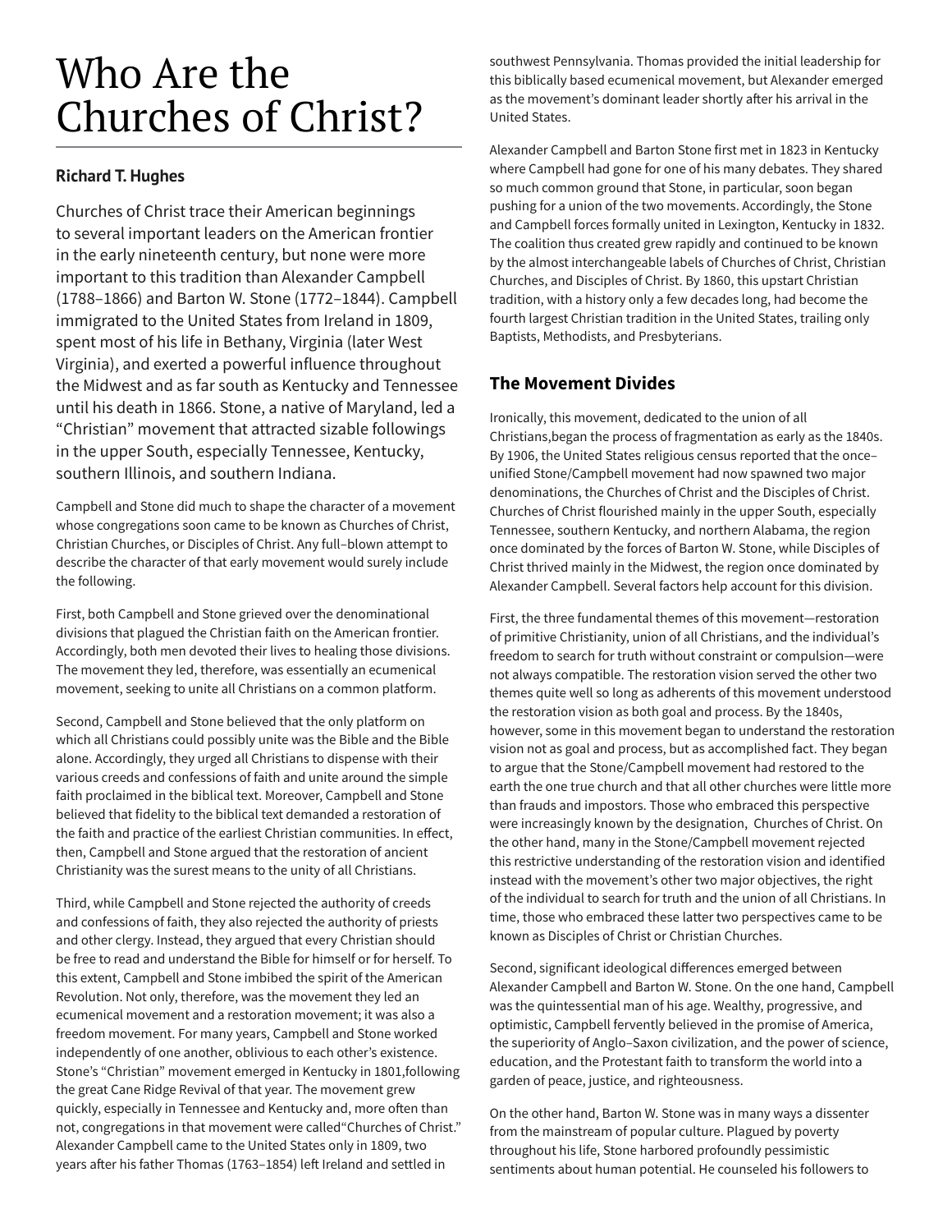# Who Are the Churches of Christ?

**Richard T. Hughes**

Churches of Christ trace their American beginnings to several important leaders on the American frontier in the early nineteenth century, but none were more important to this tradition than Alexander Campbell (1788–1866) and Barton W. Stone (1772–1844). Campbell immigrated to the United States from Ireland in 1809, spent most of his life in Bethany, Virginia (later West Virginia), and exerted a powerful influence throughout the Midwest and as far south as Kentucky and Tennessee until his death in 1866. Stone, a native of Maryland, led a "Christian" movement that attracted sizable followings in the upper South, especially Tennessee, Kentucky, southern Illinois, and southern Indiana.

Campbell and Stone did much to shape the character of a movement whose congregations soon came to be known as Churches of Christ, Christian Churches, or Disciples of Christ. Any full–blown attempt to describe the character of that early movement would surely include the following.

First, both Campbell and Stone grieved over the denominational divisions that plagued the Christian faith on the American frontier. Accordingly, both men devoted their lives to healing those divisions. The movement they led, therefore, was essentially an ecumenical movement, seeking to unite all Christians on a common platform.

Second, Campbell and Stone believed that the only platform on which all Christians could possibly unite was the Bible and the Bible alone. Accordingly, they urged all Christians to dispense with their various creeds and confessions of faith and unite around the simple faith proclaimed in the biblical text. Moreover, Campbell and Stone believed that fidelity to the biblical text demanded a restoration of the faith and practice of the earliest Christian communities. In effect, then, Campbell and Stone argued that the restoration of ancient Christianity was the surest means to the unity of all Christians.

Third, while Campbell and Stone rejected the authority of creeds and confessions of faith, they also rejected the authority of priests and other clergy. Instead, they argued that every Christian should be free to read and understand the Bible for himself or for herself. To this extent, Campbell and Stone imbibed the spirit of the American Revolution. Not only, therefore, was the movement they led an ecumenical movement and a restoration movement; it was also a freedom movement. For many years, Campbell and Stone worked independently of one another, oblivious to each other's existence. Stone's "Christian" movement emerged in Kentucky in 1801,following the great Cane Ridge Revival of that year. The movement grew quickly, especially in Tennessee and Kentucky and, more often than not, congregations in that movement were called"Churches of Christ." Alexander Campbell came to the United States only in 1809, two years after his father Thomas (1763–1854) left Ireland and settled in southwest Pennsylvania. Thomas provided the initial leadership for this biblically based ecumenical movement, but Alexander emerged as the movement's dominant leader shortly after his arrival in the United States.

Alexander Campbell and Barton Stone first met in 1823 in Kentucky where Campbell had gone for one of his many debates. They shared so much common ground that Stone, in particular, soon began pushing for a union of the two movements. Accordingly, the Stone and Campbell forces formally united in Lexington, Kentucky in 1832. The coalition thus created grew rapidly and continued to be known by the almost interchangeable labels of Churches of Christ, Christian Churches, and Disciples of Christ. By 1860, this upstart Christian tradition, with a history only a few decades long, had become the fourth largest Christian tradition in the United States, trailing only Baptists, Methodists, and Presbyterians.

## The Movement Divides

Ironically, this movement, dedicated to the union of all Christians,began the process of fragmentation as early as the 1840s. By 1906, the United States religious census reported that the once–unified Stone/Campbell movement had now spawned two major denominations, the Churches of Christ and the Disciples of Christ. Churches of Christ flourished mainly in the upper South, especially Tennessee, southern Kentucky, and northern Alabama, the region once dominated by the forces of Barton W. Stone, while Disciples of Christ thrived mainly in the Midwest, the region once dominated by Alexander Campbell. Several factors help account for this division.

First, the three fundamental themes of this movement—restoration of primitive Christianity, union of all Christians, and the individual's freedom to search for truth without constraint or compulsion—were not always compatible. The restoration vision served the other two themes quite well so long as adherents of this movement understood the restoration vision as both goal and process. By the 1840s, however, some in this movement began to understand the restoration vision not as goal and process, but as accomplished fact. They began to argue that the Stone/Campbell movement had restored to the earth the one true church and that all other churches were little more than frauds and impostors. Those who embraced this perspective were increasingly known by the designation, Churches of Christ. On the other hand, many in the Stone/Campbell movement rejected this restrictive understanding of the restoration vision and identified instead with the movement's other two major objectives, the right of the individual to search for truth and the union of all Christians. In time, those who embraced these latter two perspectives came to be known as Disciples of Christ or Christian Churches.

Second, significant ideological differences emerged between Alexander Campbell and Barton W. Stone. On the one hand, Campbell was the quintessential man of his age. Wealthy, progressive, and optimistic, Campbell fervently believed in the promise of America, the superiority of Anglo–Saxon civilization, and the power of science, education, and the Protestant faith to transform the world into a garden of peace, justice, and righteousness.

On the other hand, Barton W. Stone was in many ways a dissenter from the mainstream of popular culture. Plagued by poverty throughout his life, Stone harbored profoundly pessimistic sentiments about human potential. He counseled his followers to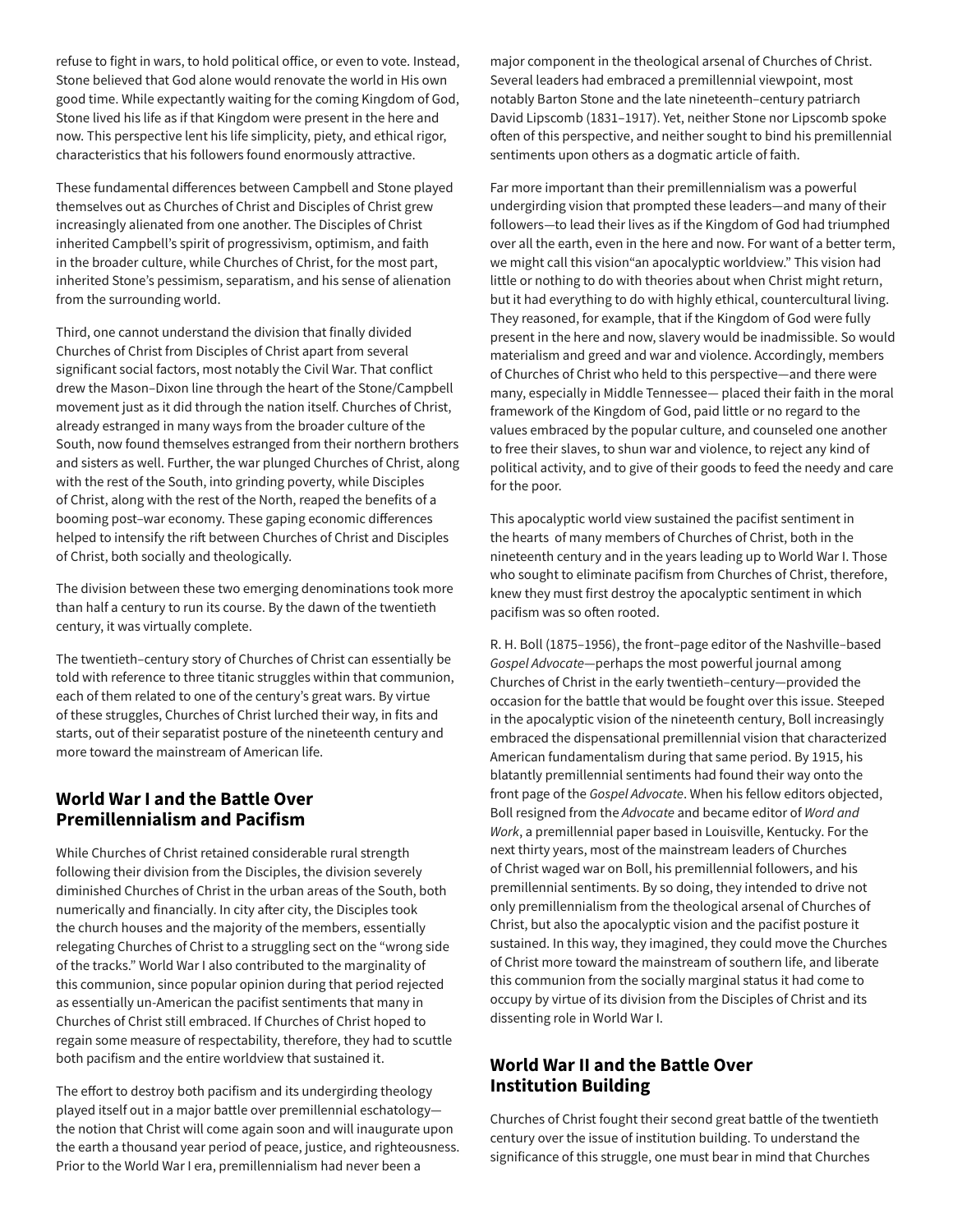refuse to fight in wars, to hold political office, or even to vote. Instead, Stone believed that God alone would renovate the world in His own good time. While expectantly waiting for the coming Kingdom of God, Stone lived his life as if that Kingdom were present in the here and now. This perspective lent his life simplicity, piety, and ethical rigor, characteristics that his followers found enormously attractive.

These fundamental differences between Campbell and Stone played themselves out as Churches of Christ and Disciples of Christ grew increasingly alienated from one another. The Disciples of Christ inherited Campbell's spirit of progressivism, optimism, and faith in the broader culture, while Churches of Christ, for the most part, inherited Stone's pessimism, separatism, and his sense of alienation from the surrounding world.

Third, one cannot understand the division that finally divided Churches of Christ from Disciples of Christ apart from several significant social factors, most notably the Civil War. That conflict drew the Mason–Dixon line through the heart of the Stone/Campbell movement just as it did through the nation itself. Churches of Christ, already estranged in many ways from the broader culture of the South, now found themselves estranged from their northern brothers and sisters as well. Further, the war plunged Churches of Christ, along with the rest of the South, into grinding poverty, while Disciples of Christ, along with the rest of the North, reaped the benefits of a booming post–war economy. These gaping economic differences helped to intensify the rift between Churches of Christ and Disciples of Christ, both socially and theologically.

The division between these two emerging denominations took more than half a century to run its course. By the dawn of the twentieth century, it was virtually complete.

The twentieth–century story of Churches of Christ can essentially be told with reference to three titanic struggles within that communion, each of them related to one of the century's great wars. By virtue of these struggles, Churches of Christ lurched their way, in fits and starts, out of their separatist posture of the nineteenth century and more toward the mainstream of American life.

## World War I and the Battle Over Premillennialism and Pacifism

While Churches of Christ retained considerable rural strength following their division from the Disciples, the division severely diminished Churches of Christ in the urban areas of the South, both numerically and financially. In city after city, the Disciples took the church houses and the majority of the members, essentially relegating Churches of Christ to a struggling sect on the "wrong side of the tracks." World War I also contributed to the marginality of this communion, since popular opinion during that period rejected as essentially un-American the pacifist sentiments that many in Churches of Christ still embraced. If Churches of Christ hoped to regain some measure of respectability, therefore, they had to scuttle both pacifism and the entire worldview that sustained it.

The effort to destroy both pacifism and its undergirding theology played itself out in a major battle over premillennial eschatology—the notion that Christ will come again soon and will inaugurate upon the earth a thousand year period of peace, justice, and righteousness. Prior to the World War I era, premillennialism had never been a major component in the theological arsenal of Churches of Christ. Several leaders had embraced a premillennial viewpoint, most notably Barton Stone and the late nineteenth–century patriarch David Lipscomb (1831–1917). Yet, neither Stone nor Lipscomb spoke often of this perspective, and neither sought to bind his premillennial sentiments upon others as a dogmatic article of faith.

Far more important than their premillennialism was a powerful undergirding vision that prompted these leaders—and many of their followers—to lead their lives as if the Kingdom of God had triumphed over all the earth, even in the here and now. For want of a better term, we might call this vision"an apocalyptic worldview." This vision had little or nothing to do with theories about when Christ might return, but it had everything to do with highly ethical, countercultural living. They reasoned, for example, that if the Kingdom of God were fully present in the here and now, slavery would be inadmissible. So would materialism and greed and war and violence. Accordingly, members of Churches of Christ who held to this perspective—and there were many, especially in Middle Tennessee— placed their faith in the moral framework of the Kingdom of God, paid little or no regard to the values embraced by the popular culture, and counseled one another to free their slaves, to shun war and violence, to reject any kind of political activity, and to give of their goods to feed the needy and care for the poor.

This apocalyptic world view sustained the pacifist sentiment in the hearts of many members of Churches of Christ, both in the nineteenth century and in the years leading up to World War I. Those who sought to eliminate pacifism from Churches of Christ, therefore, knew they must first destroy the apocalyptic sentiment in which pacifism was so often rooted.

R. H. Boll (1875–1956), the front–page editor of the Nashville–based *Gospel Advocate*—perhaps the most powerful journal among Churches of Christ in the early twentieth–century—provided the occasion for the battle that would be fought over this issue. Steeped in the apocalyptic vision of the nineteenth century, Boll increasingly embraced the dispensational premillennial vision that characterized American fundamentalism during that same period. By 1915, his blatantly premillennial sentiments had found their way onto the front page of the *Gospel Advocate*. When his fellow editors objected, Boll resigned from the *Advocate* and became editor of *Word and Work*, a premillennial paper based in Louisville, Kentucky. For the next thirty years, most of the mainstream leaders of Churches of Christ waged war on Boll, his premillennial followers, and his premillennial sentiments. By so doing, they intended to drive not only premillennialism from the theological arsenal of Churches of Christ, but also the apocalyptic vision and the pacifist posture it sustained. In this way, they imagined, they could move the Churches of Christ more toward the mainstream of southern life, and liberate this communion from the socially marginal status it had come to occupy by virtue of its division from the Disciples of Christ and its dissenting role in World War I.

## World War II and the Battle Over Institution Building

Churches of Christ fought their second great battle of the twentieth century over the issue of institution building. To understand the significance of this struggle, one must bear in mind that Churches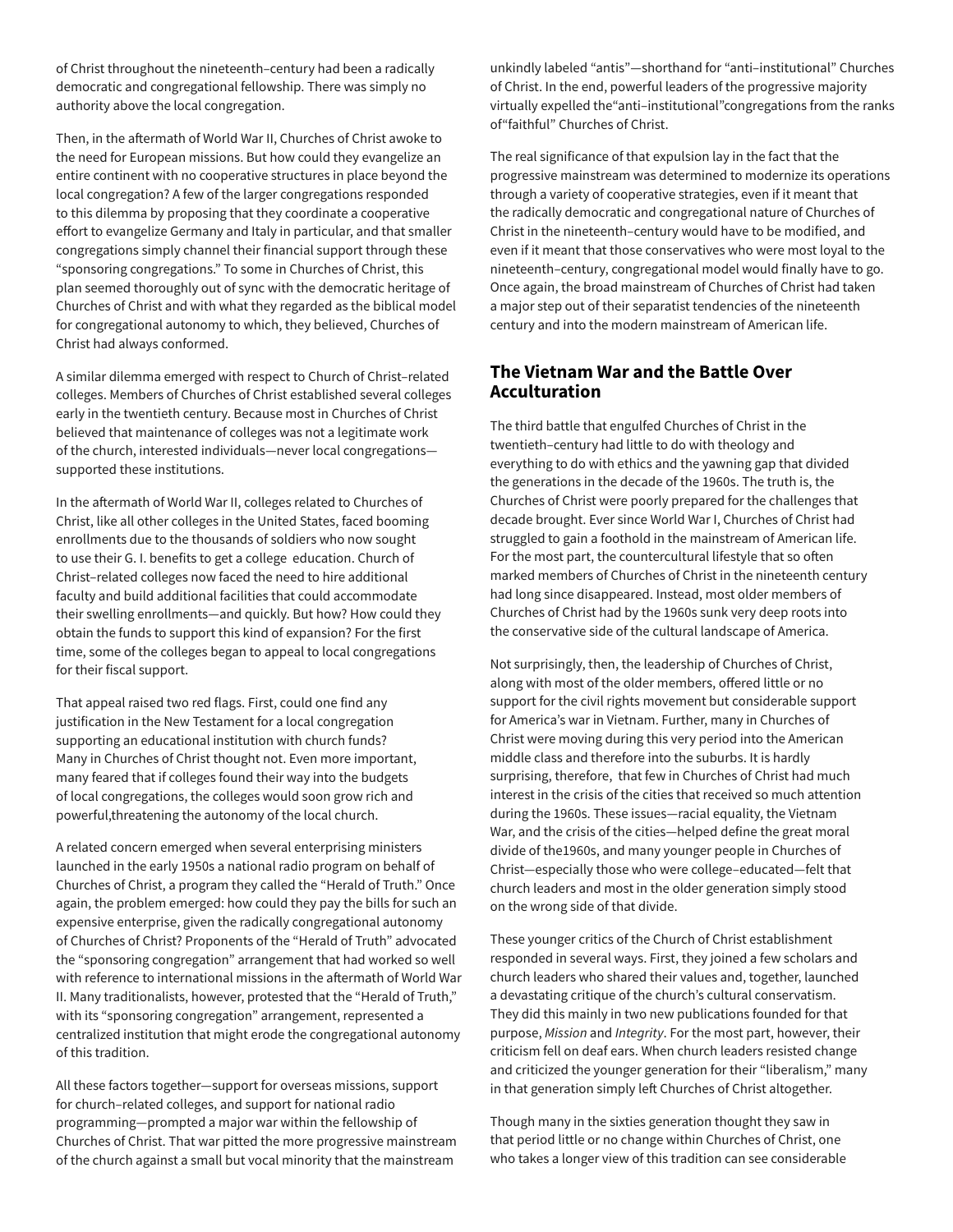of Christ throughout the nineteenth–century had been a radically democratic and congregational fellowship. There was simply no authority above the local congregation.

Then, in the aftermath of World War II, Churches of Christ awoke to the need for European missions. But how could they evangelize an entire continent with no cooperative structures in place beyond the local congregation? A few of the larger congregations responded to this dilemma by proposing that they coordinate a cooperative effort to evangelize Germany and Italy in particular, and that smaller congregations simply channel their financial support through these "sponsoring congregations." To some in Churches of Christ, this plan seemed thoroughly out of sync with the democratic heritage of Churches of Christ and with what they regarded as the biblical model for congregational autonomy to which, they believed, Churches of Christ had always conformed.

A similar dilemma emerged with respect to Church of Christ–related colleges. Members of Churches of Christ established several colleges early in the twentieth century. Because most in Churches of Christ believed that maintenance of colleges was not a legitimate work of the church, interested individuals—never local congregations—supported these institutions.

In the aftermath of World War II, colleges related to Churches of Christ, like all other colleges in the United States, faced booming enrollments due to the thousands of soldiers who now sought to use their G. I. benefits to get a college education. Church of Christ–related colleges now faced the need to hire additional faculty and build additional facilities that could accommodate their swelling enrollments—and quickly. But how? How could they obtain the funds to support this kind of expansion? For the first time, some of the colleges began to appeal to local congregations for their fiscal support.

That appeal raised two red flags. First, could one find any justification in the New Testament for a local congregation supporting an educational institution with church funds? Many in Churches of Christ thought not. Even more important, many feared that if colleges found their way into the budgets of local congregations, the colleges would soon grow rich and powerful,threatening the autonomy of the local church.

A related concern emerged when several enterprising ministers launched in the early 1950s a national radio program on behalf of Churches of Christ, a program they called the "Herald of Truth." Once again, the problem emerged: how could they pay the bills for such an expensive enterprise, given the radically congregational autonomy of Churches of Christ? Proponents of the "Herald of Truth" advocated the "sponsoring congregation" arrangement that had worked so well with reference to international missions in the aftermath of World War II. Many traditionalists, however, protested that the "Herald of Truth," with its "sponsoring congregation" arrangement, represented a centralized institution that might erode the congregational autonomy of this tradition.

All these factors together—support for overseas missions, support for church–related colleges, and support for national radio programming—prompted a major war within the fellowship of Churches of Christ. That war pitted the more progressive mainstream of the church against a small but vocal minority that the mainstream unkindly labeled "antis"—shorthand for "anti–institutional" Churches of Christ. In the end, powerful leaders of the progressive majority virtually expelled the"anti–institutional"congregations from the ranks of"faithful" Churches of Christ.

The real significance of that expulsion lay in the fact that the progressive mainstream was determined to modernize its operations through a variety of cooperative strategies, even if it meant that the radically democratic and congregational nature of Churches of Christ in the nineteenth–century would have to be modified, and even if it meant that those conservatives who were most loyal to the nineteenth–century, congregational model would finally have to go. Once again, the broad mainstream of Churches of Christ had taken a major step out of their separatist tendencies of the nineteenth century and into the modern mainstream of American life.

## The Vietnam War and the Battle Over Acculturation

The third battle that engulfed Churches of Christ in the twentieth–century had little to do with theology and everything to do with ethics and the yawning gap that divided the generations in the decade of the 1960s. The truth is, the Churches of Christ were poorly prepared for the challenges that decade brought. Ever since World War I, Churches of Christ had struggled to gain a foothold in the mainstream of American life. For the most part, the countercultural lifestyle that so often marked members of Churches of Christ in the nineteenth century had long since disappeared. Instead, most older members of Churches of Christ had by the 1960s sunk very deep roots into the conservative side of the cultural landscape of America.

Not surprisingly, then, the leadership of Churches of Christ, along with most of the older members, offered little or no support for the civil rights movement but considerable support for America's war in Vietnam. Further, many in Churches of Christ were moving during this very period into the American middle class and therefore into the suburbs. It is hardly surprising, therefore, that few in Churches of Christ had much interest in the crisis of the cities that received so much attention during the 1960s. These issues—racial equality, the Vietnam War, and the crisis of the cities—helped define the great moral divide of the1960s, and many younger people in Churches of Christ—especially those who were college–educated—felt that church leaders and most in the older generation simply stood on the wrong side of that divide.

These younger critics of the Church of Christ establishment responded in several ways. First, they joined a few scholars and church leaders who shared their values and, together, launched a devastating critique of the church's cultural conservatism. They did this mainly in two new publications founded for that purpose, *Mission* and *Integrity*. For the most part, however, their criticism fell on deaf ears. When church leaders resisted change and criticized the younger generation for their "liberalism," many in that generation simply left Churches of Christ altogether.

Though many in the sixties generation thought they saw in that period little or no change within Churches of Christ, one who takes a longer view of this tradition can see considerable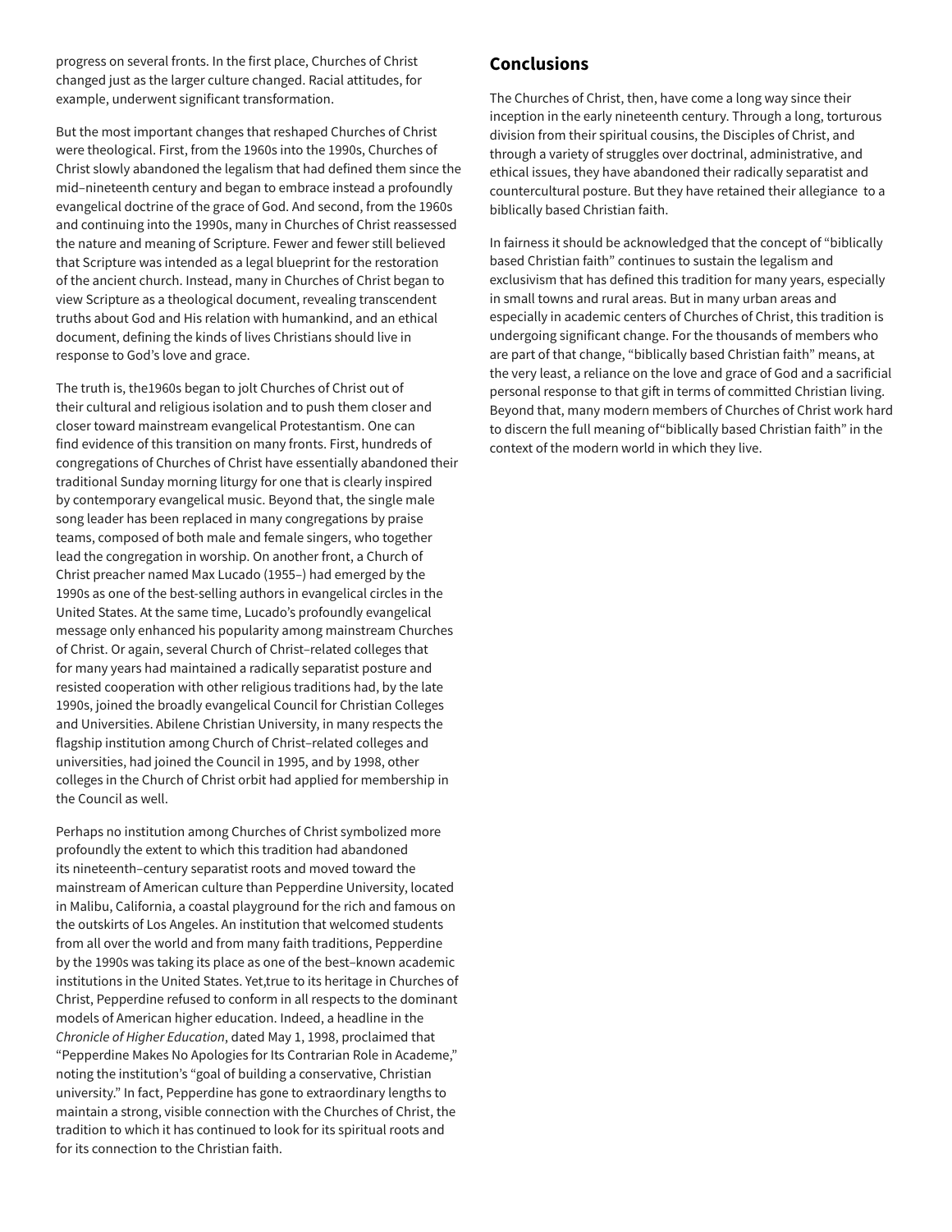progress on several fronts. In the first place, Churches of Christ changed just as the larger culture changed. Racial attitudes, for example, underwent significant transformation.

But the most important changes that reshaped Churches of Christ were theological. First, from the 1960s into the 1990s, Churches of Christ slowly abandoned the legalism that had defined them since the mid–nineteenth century and began to embrace instead a profoundly evangelical doctrine of the grace of God. And second, from the 1960s and continuing into the 1990s, many in Churches of Christ reassessed the nature and meaning of Scripture. Fewer and fewer still believed that Scripture was intended as a legal blueprint for the restoration of the ancient church. Instead, many in Churches of Christ began to view Scripture as a theological document, revealing transcendent truths about God and His relation with humankind, and an ethical document, defining the kinds of lives Christians should live in response to God's love and grace.

The truth is, the1960s began to jolt Churches of Christ out of their cultural and religious isolation and to push them closer and closer toward mainstream evangelical Protestantism. One can find evidence of this transition on many fronts. First, hundreds of congregations of Churches of Christ have essentially abandoned their traditional Sunday morning liturgy for one that is clearly inspired by contemporary evangelical music. Beyond that, the single male song leader has been replaced in many congregations by praise teams, composed of both male and female singers, who together lead the congregation in worship. On another front, a Church of Christ preacher named Max Lucado (1955–) had emerged by the 1990s as one of the best-selling authors in evangelical circles in the United States. At the same time, Lucado's profoundly evangelical message only enhanced his popularity among mainstream Churches of Christ. Or again, several Church of Christ–related colleges that for many years had maintained a radically separatist posture and resisted cooperation with other religious traditions had, by the late 1990s, joined the broadly evangelical Council for Christian Colleges and Universities. Abilene Christian University, in many respects the flagship institution among Church of Christ–related colleges and universities, had joined the Council in 1995, and by 1998, other colleges in the Church of Christ orbit had applied for membership in the Council as well.

Perhaps no institution among Churches of Christ symbolized more profoundly the extent to which this tradition had abandoned its nineteenth–century separatist roots and moved toward the mainstream of American culture than Pepperdine University, located in Malibu, California, a coastal playground for the rich and famous on the outskirts of Los Angeles. An institution that welcomed students from all over the world and from many faith traditions, Pepperdine by the 1990s was taking its place as one of the best–known academic institutions in the United States. Yet,true to its heritage in Churches of Christ, Pepperdine refused to conform in all respects to the dominant models of American higher education. Indeed, a headline in the *Chronicle of Higher Education*, dated May 1, 1998, proclaimed that "Pepperdine Makes No Apologies for Its Contrarian Role in Academe," noting the institution's "goal of building a conservative, Christian university." In fact, Pepperdine has gone to extraordinary lengths to maintain a strong, visible connection with the Churches of Christ, the tradition to which it has continued to look for its spiritual roots and for its connection to the Christian faith.

## Conclusions

The Churches of Christ, then, have come a long way since their inception in the early nineteenth century. Through a long, torturous division from their spiritual cousins, the Disciples of Christ, and through a variety of struggles over doctrinal, administrative, and ethical issues, they have abandoned their radically separatist and countercultural posture. But they have retained their allegiance to a biblically based Christian faith.

In fairness it should be acknowledged that the concept of "biblically based Christian faith" continues to sustain the legalism and exclusivism that has defined this tradition for many years, especially in small towns and rural areas. But in many urban areas and especially in academic centers of Churches of Christ, this tradition is undergoing significant change. For the thousands of members who are part of that change, "biblically based Christian faith" means, at the very least, a reliance on the love and grace of God and a sacrificial personal response to that gift in terms of committed Christian living. Beyond that, many modern members of Churches of Christ work hard to discern the full meaning of"biblically based Christian faith" in the context of the modern world in which they live.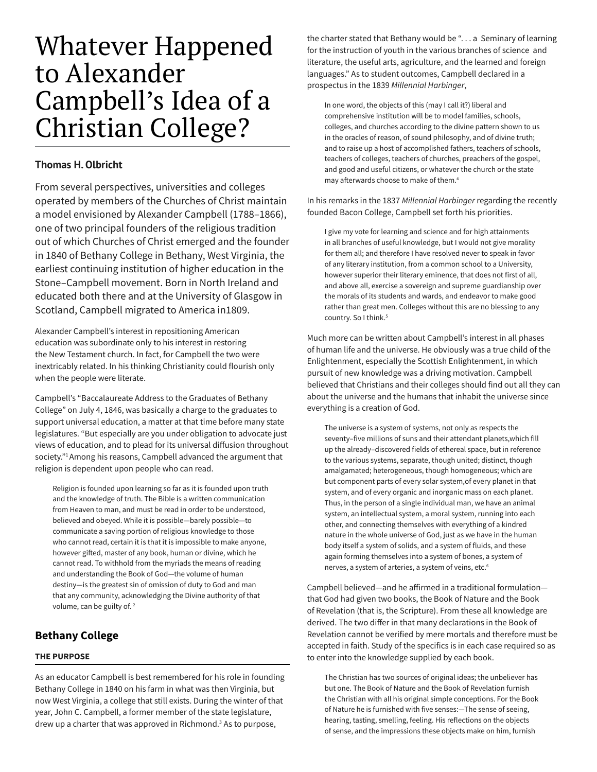# Whatever Happened to Alexander Campbell's Idea of a Christian College?

### Thomas H. Olbricht

From several perspectives, universities and colleges operated by members of the Churches of Christ maintain a model envisioned by Alexander Campbell (1788–1866), one of two principal founders of the religious tradition out of which Churches of Christ emerged and the founder in 1840 of Bethany College in Bethany, West Virginia, the earliest continuing institution of higher education in the Stone–Campbell movement. Born in North Ireland and educated both there and at the University of Glasgow in Scotland, Campbell migrated to America in1809.

Alexander Campbell's interest in repositioning American education was subordinate only to his interest in restoring the New Testament church. In fact, for Campbell the two were inextricably related. In his thinking Christianity could flourish only when the people were literate.

Campbell's "Baccalaureate Address to the Graduates of Bethany College" on July 4, 1846, was basically a charge to the graduates to support universal education, a matter at that time before many state legislatures. "But especially are you under obligation to advocate just views of education, and to plead for its universal diffusion throughout society."[1] Among his reasons, Campbell advanced the argument that religion is dependent upon people who can read.

> Religion is founded upon learning so far as it is founded upon truth and the knowledge of truth. The Bible is a written communication from Heaven to man, and must be read in order to be understood, believed and obeyed. While it is possible—barely possible—to communicate a saving portion of religious knowledge to those who cannot read, certain it is that it is impossible to make anyone, however gifted, master of any book, human or divine, which he cannot read. To withhold from the myriads the means of reading and understanding the Book of God—the volume of human destiny—is the greatest sin of omission of duty to God and man that any community, acknowledging the Divine authority of that volume, can be guilty of. [2]

## Bethany College

### THE PURPOSE

As an educator Campbell is best remembered for his role in founding Bethany College in 1840 on his farm in what was then Virginia, but now West Virginia, a college that still exists. During the winter of that year, John C. Campbell, a former member of the state legislature, drew up a charter that was approved in Richmond.[3] As to purpose, the charter stated that Bethany would be ". . . a Seminary of learning for the instruction of youth in the various branches of science and literature, the useful arts, agriculture, and the learned and foreign languages." As to student outcomes, Campbell declared in a prospectus in the 1839 *Millennial Harbinger*,

> In one word, the objects of this (may I call it?) liberal and comprehensive institution will be to model families, schools, colleges, and churches according to the divine pattern shown to us in the oracles of reason, of sound philosophy, and of divine truth; and to raise up a host of accomplished fathers, teachers of schools, teachers of colleges, teachers of churches, preachers of the gospel, and good and useful citizens, or whatever the church or the state may afterwards choose to make of them.[4]

In his remarks in the 1837 *Millennial Harbinger* regarding the recently founded Bacon College, Campbell set forth his priorities.

> I give my vote for learning and science and for high attainments in all branches of useful knowledge, but I would not give morality for them all; and therefore I have resolved never to speak in favor of any literary institution, from a common school to a University, however superior their literary eminence, that does not first of all, and above all, exercise a sovereign and supreme guardianship over the morals of its students and wards, and endeavor to make good rather than great men. Colleges without this are no blessing to any country. So I think.[5]

Much more can be written about Campbell's interest in all phases of human life and the universe. He obviously was a true child of the Enlightenment, especially the Scottish Enlightenment, in which pursuit of new knowledge was a driving motivation. Campbell believed that Christians and their colleges should find out all they can about the universe and the humans that inhabit the universe since everything is a creation of God.

> The universe is a system of systems, not only as respects the seventy-five millions of suns and their attendant planets,which fill up the already-discovered fields of ethereal space, but in reference to the various systems, separate, though united; distinct, though amalgamated; heterogeneous, though homogeneous; which are but component parts of every solar system,of every planet in that system, and of every organic and inorganic mass on each planet. Thus, in the person of a single individual man, we have an animal system, an intellectual system, a moral system, running into each other, and connecting themselves with everything of a kindred nature in the whole universe of God, just as we have in the human body itself a system of solids, and a system of fluids, and these again forming themselves into a system of bones, a system of nerves, a system of arteries, a system of veins, etc.[6]

Campbell believed—and he affirmed in a traditional formulation—that God had given two books, the Book of Nature and the Book of Revelation (that is, the Scripture). From these all knowledge are derived. The two differ in that many declarations in the Book of Revelation cannot be verified by mere mortals and therefore must be accepted in faith. Study of the specifics is in each case required so as to enter into the knowledge supplied by each book.

> The Christian has two sources of original ideas; the unbeliever has but one. The Book of Nature and the Book of Revelation furnish the Christian with all his original simple conceptions. For the Book of Nature he is furnished with five senses:—The sense of seeing, hearing, tasting, smelling, feeling. His reflections on the objects of sense, and the impressions these objects make on him, furnish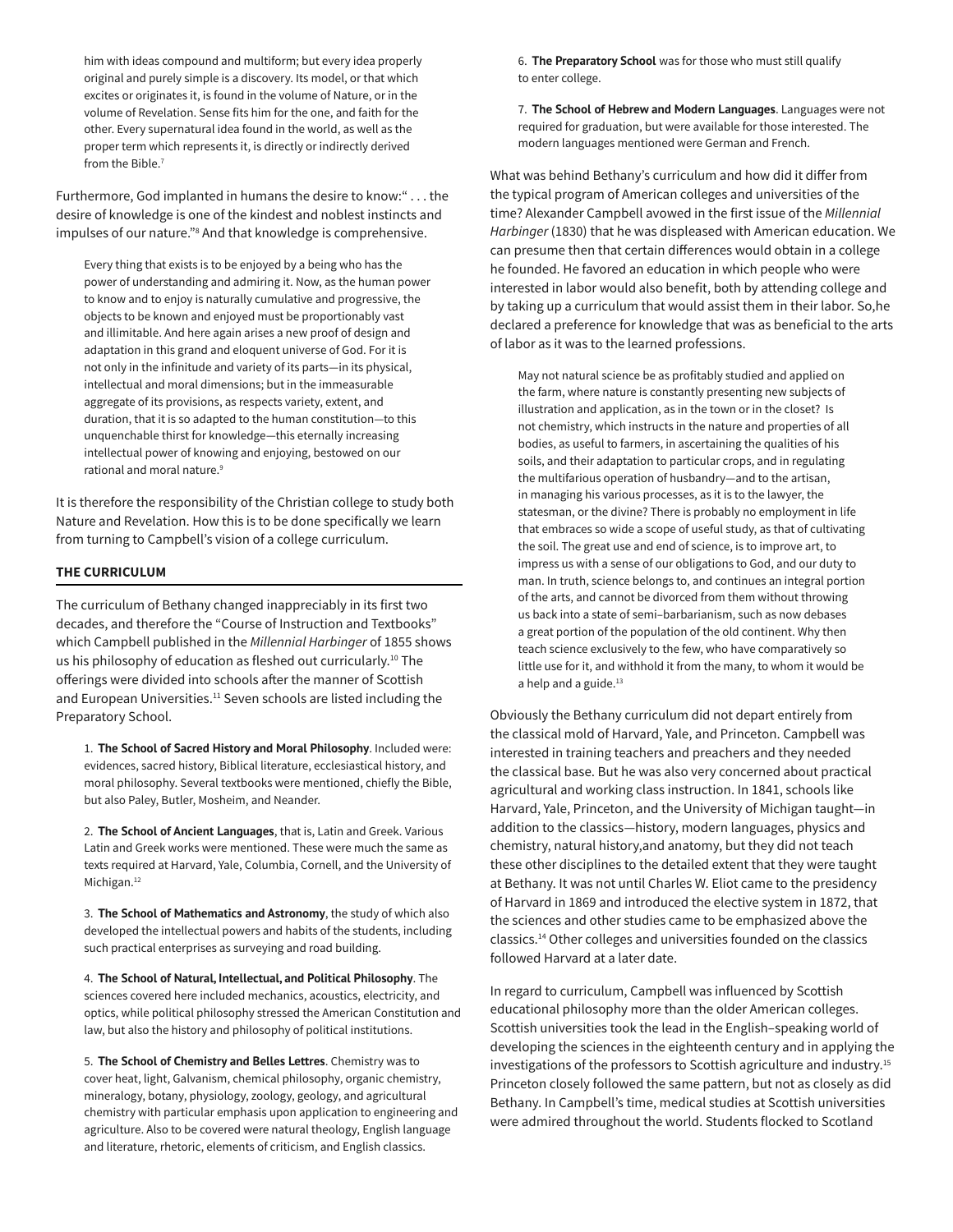him with ideas compound and multiform; but every idea properly original and purely simple is a discovery. Its model, or that which excites or originates it, is found in the volume of Nature, or in the volume of Revelation. Sense fits him for the one, and faith for the other. Every supernatural idea found in the world, as well as the proper term which represents it, is directly or indirectly derived from the Bible.[7]

Furthermore, God implanted in humans the desire to know:" . . . the desire of knowledge is one of the kindest and noblest instincts and impulses of our nature."[8] And that knowledge is comprehensive.

> Every thing that exists is to be enjoyed by a being who has the power of understanding and admiring it. Now, as the human power to know and to enjoy is naturally cumulative and progressive, the objects to be known and enjoyed must be proportionably vast and illimitable. And here again arises a new proof of design and adaptation in this grand and eloquent universe of God. For it is not only in the infinitude and variety of its parts—in its physical, intellectual and moral dimensions; but in the immeasurable aggregate of its provisions, as respects variety, extent, and duration, that it is so adapted to the human constitution—to this unquenchable thirst for knowledge—this eternally increasing intellectual power of knowing and enjoying, bestowed on our rational and moral nature.[9]

It is therefore the responsibility of the Christian college to study both Nature and Revelation. How this is to be done specifically we learn from turning to Campbell's vision of a college curriculum.

## THE CURRICULUM

The curriculum of Bethany changed inappreciably in its first two decades, and therefore the "Course of Instruction and Textbooks" which Campbell published in the *Millennial Harbinger* of 1855 shows us his philosophy of education as fleshed out curricularly.[10] The offerings were divided into schools after the manner of Scottish and European Universities.[11] Seven schools are listed including the Preparatory School.

1. **The School of Sacred History and Moral Philosophy**. Included were: evidences, sacred history, Biblical literature, ecclesiastical history, and moral philosophy. Several textbooks were mentioned, chiefly the Bible, but also Paley, Butler, Mosheim, and Neander.

2. **The School of Ancient Languages**, that is, Latin and Greek. Various Latin and Greek works were mentioned. These were much the same as texts required at Harvard, Yale, Columbia, Cornell, and the University of Michigan.[12]

3. **The School of Mathematics and Astronomy**, the study of which also developed the intellectual powers and habits of the students, including such practical enterprises as surveying and road building.

4. **The School of Natural, Intellectual, and Political Philosophy**. The sciences covered here included mechanics, acoustics, electricity, and optics, while political philosophy stressed the American Constitution and law, but also the history and philosophy of political institutions.

5. **The School of Chemistry and Belles Lettres**. Chemistry was to cover heat, light, Galvanism, chemical philosophy, organic chemistry, mineralogy, botany, physiology, zoology, geology, and agricultural chemistry with particular emphasis upon application to engineering and agriculture. Also to be covered were natural theology, English language and literature, rhetoric, elements of criticism, and English classics.

6. **The Preparatory School** was for those who must still qualify to enter college.

7. **The School of Hebrew and Modern Languages**. Languages were not required for graduation, but were available for those interested. The modern languages mentioned were German and French.

What was behind Bethany's curriculum and how did it differ from the typical program of American colleges and universities of the time? Alexander Campbell avowed in the first issue of the *Millennial Harbinger* (1830) that he was displeased with American education. We can presume then that certain differences would obtain in a college he founded. He favored an education in which people who were interested in labor would also benefit, both by attending college and by taking up a curriculum that would assist them in their labor. So,he declared a preference for knowledge that was as beneficial to the arts of labor as it was to the learned professions.

> May not natural science be as profitably studied and applied on the farm, where nature is constantly presenting new subjects of illustration and application, as in the town or in the closet? Is not chemistry, which instructs in the nature and properties of all bodies, as useful to farmers, in ascertaining the qualities of his soils, and their adaptation to particular crops, and in regulating the multifarious operation of husbandry—and to the artisan, in managing his various processes, as it is to the lawyer, the statesman, or the divine? There is probably no employment in life that embraces so wide a scope of useful study, as that of cultivating the soil. The great use and end of science, is to improve art, to impress us with a sense of our obligations to God, and our duty to man. In truth, science belongs to, and continues an integral portion of the arts, and cannot be divorced from them without throwing us back into a state of semi–barbarianism, such as now debases a great portion of the population of the old continent. Why then teach science exclusively to the few, who have comparatively so little use for it, and withhold it from the many, to whom it would be a help and a guide.[13]

Obviously the Bethany curriculum did not depart entirely from the classical mold of Harvard, Yale, and Princeton. Campbell was interested in training teachers and preachers and they needed the classical base. But he was also very concerned about practical agricultural and working class instruction. In 1841, schools like Harvard, Yale, Princeton, and the University of Michigan taught—in addition to the classics—history, modern languages, physics and chemistry, natural history,and anatomy, but they did not teach these other disciplines to the detailed extent that they were taught at Bethany. It was not until Charles W. Eliot came to the presidency of Harvard in 1869 and introduced the elective system in 1872, that the sciences and other studies came to be emphasized above the classics.[14] Other colleges and universities founded on the classics followed Harvard at a later date.

In regard to curriculum, Campbell was influenced by Scottish educational philosophy more than the older American colleges. Scottish universities took the lead in the English–speaking world of developing the sciences in the eighteenth century and in applying the investigations of the professors to Scottish agriculture and industry.[15] Princeton closely followed the same pattern, but not as closely as did Bethany. In Campbell's time, medical studies at Scottish universities were admired throughout the world. Students flocked to Scotland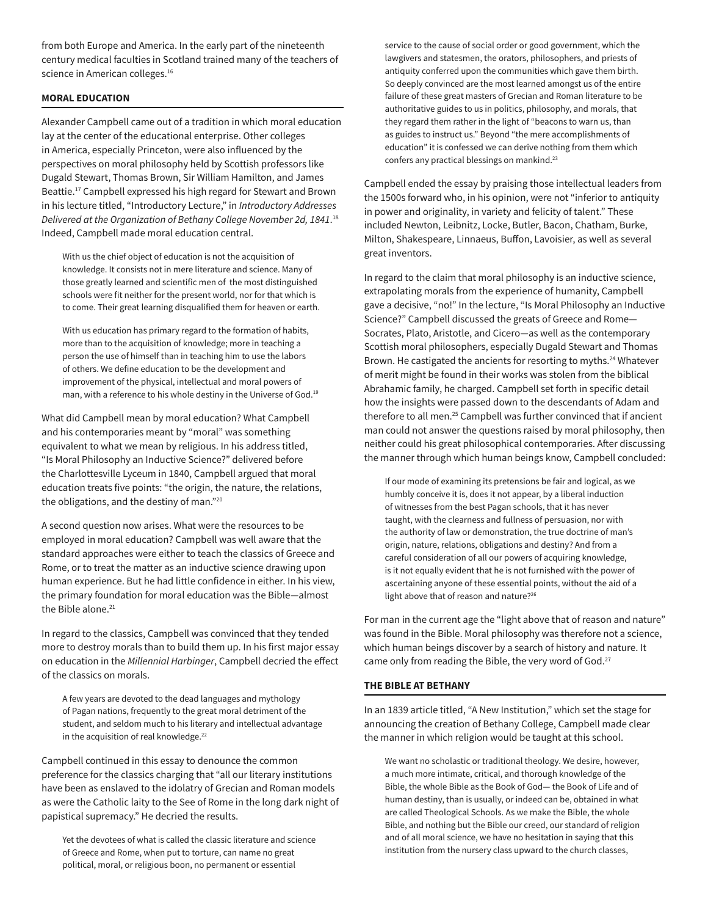from both Europe and America. In the early part of the nineteenth century medical faculties in Scotland trained many of the teachers of science in American colleges.[16]

## MORAL EDUCATION

Alexander Campbell came out of a tradition in which moral education lay at the center of the educational enterprise. Other colleges in America, especially Princeton, were also influenced by the perspectives on moral philosophy held by Scottish professors like Dugald Stewart, Thomas Brown, Sir William Hamilton, and James Beattie.[17] Campbell expressed his high regard for Stewart and Brown in his lecture titled, "Introductory Lecture," in *Introductory Addresses Delivered at the Organization of Bethany College November 2d, 1841*.[18] Indeed, Campbell made moral education central.

> With us the chief object of education is not the acquisition of knowledge. It consists not in mere literature and science. Many of those greatly learned and scientific men of the most distinguished schools were fit neither for the present world, nor for that which is to come. Their great learning disqualified them for heaven or earth.
>
> With us education has primary regard to the formation of habits, more than to the acquisition of knowledge; more in teaching a person the use of himself than in teaching him to use the labors of others. We define education to be the development and improvement of the physical, intellectual and moral powers of man, with a reference to his whole destiny in the Universe of God.[19]

What did Campbell mean by moral education? What Campbell and his contemporaries meant by "moral" was something equivalent to what we mean by religious. In his address titled, "Is Moral Philosophy an Inductive Science?" delivered before the Charlottesville Lyceum in 1840, Campbell argued that moral education treats five points: "the origin, the nature, the relations, the obligations, and the destiny of man."[20]

A second question now arises. What were the resources to be employed in moral education? Campbell was well aware that the standard approaches were either to teach the classics of Greece and Rome, or to treat the matter as an inductive science drawing upon human experience. But he had little confidence in either. In his view, the primary foundation for moral education was the Bible—almost the Bible alone.[21]

In regard to the classics, Campbell was convinced that they tended more to destroy morals than to build them up. In his first major essay on education in the *Millennial Harbinger*, Campbell decried the effect of the classics on morals.

> A few years are devoted to the dead languages and mythology of Pagan nations, frequently to the great moral detriment of the student, and seldom much to his literary and intellectual advantage in the acquisition of real knowledge.[22]

Campbell continued in this essay to denounce the common preference for the classics charging that "all our literary institutions have been as enslaved to the idolatry of Grecian and Roman models as were the Catholic laity to the See of Rome in the long dark night of papistical supremacy." He decried the results.

> Yet the devotees of what is called the classic literature and science of Greece and Rome, when put to torture, can name no great political, moral, or religious boon, no permanent or essential service to the cause of social order or good government, which the lawgivers and statesmen, the orators, philosophers, and priests of antiquity conferred upon the communities which gave them birth. So deeply convinced are the most learned amongst us of the entire failure of these great masters of Grecian and Roman literature to be authoritative guides to us in politics, philosophy, and morals, that they regard them rather in the light of "beacons to warn us, than as guides to instruct us." Beyond "the mere accomplishments of education" it is confessed we can derive nothing from them which confers any practical blessings on mankind.[23]

Campbell ended the essay by praising those intellectual leaders from the 1500s forward who, in his opinion, were not "inferior to antiquity in power and originality, in variety and felicity of talent." These included Newton, Leibnitz, Locke, Butler, Bacon, Chatham, Burke, Milton, Shakespeare, Linnaeus, Buffon, Lavoisier, as well as several great inventors.

In regard to the claim that moral philosophy is an inductive science, extrapolating morals from the experience of humanity, Campbell gave a decisive, "no!" In the lecture, "Is Moral Philosophy an Inductive Science?" Campbell discussed the greats of Greece and Rome—Socrates, Plato, Aristotle, and Cicero—as well as the contemporary Scottish moral philosophers, especially Dugald Stewart and Thomas Brown. He castigated the ancients for resorting to myths.[24] Whatever of merit might be found in their works was stolen from the biblical Abrahamic family, he charged. Campbell set forth in specific detail how the insights were passed down to the descendants of Adam and therefore to all men.[25] Campbell was further convinced that if ancient man could not answer the questions raised by moral philosophy, then neither could his great philosophical contemporaries. After discussing the manner through which human beings know, Campbell concluded:

> If our mode of examining its pretensions be fair and logical, as we humbly conceive it is, does it not appear, by a liberal induction of witnesses from the best Pagan schools, that it has never taught, with the clearness and fullness of persuasion, nor with the authority of law or demonstration, the true doctrine of man's origin, nature, relations, obligations and destiny? And from a careful consideration of all our powers of acquiring knowledge, is it not equally evident that he is not furnished with the power of ascertaining anyone of these essential points, without the aid of a light above that of reason and nature?[26]

For man in the current age the "light above that of reason and nature" was found in the Bible. Moral philosophy was therefore not a science, which human beings discover by a search of history and nature. It came only from reading the Bible, the very word of God.[27]

## THE BIBLE AT BETHANY

In an 1839 article titled, "A New Institution," which set the stage for announcing the creation of Bethany College, Campbell made clear the manner in which religion would be taught at this school.

> We want no scholastic or traditional theology. We desire, however, a much more intimate, critical, and thorough knowledge of the Bible, the whole Bible as the Book of God— the Book of Life and of human destiny, than is usually, or indeed can be, obtained in what are called Theological Schools. As we make the Bible, the whole Bible, and nothing but the Bible our creed, our standard of religion and of all moral science, we have no hesitation in saying that this institution from the nursery class upward to the church classes,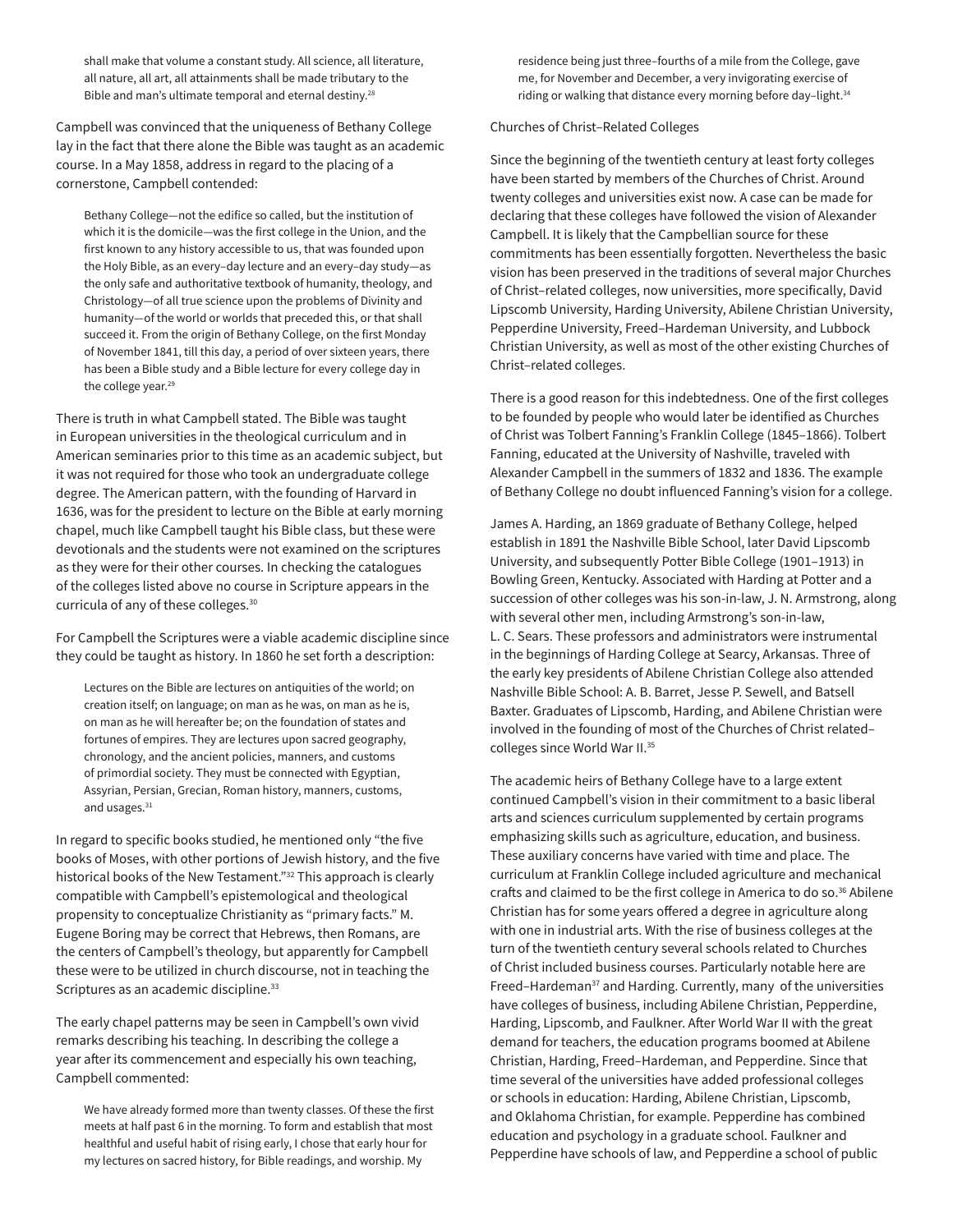> shall make that volume a constant study. All science, all literature, all nature, all art, all attainments shall be made tributary to the Bible and man's ultimate temporal and eternal destiny.[28]

Campbell was convinced that the uniqueness of Bethany College lay in the fact that there alone the Bible was taught as an academic course. In a May 1858, address in regard to the placing of a cornerstone, Campbell contended:

> Bethany College—not the edifice so called, but the institution of which it is the domicile—was the first college in the Union, and the first known to any history accessible to us, that was founded upon the Holy Bible, as an every–day lecture and an every–day study—as the only safe and authoritative textbook of humanity, theology, and Christology—of all true science upon the problems of Divinity and humanity—of the world or worlds that preceded this, or that shall succeed it. From the origin of Bethany College, on the first Monday of November 1841, till this day, a period of over sixteen years, there has been a Bible study and a Bible lecture for every college day in the college year.[29]

There is truth in what Campbell stated. The Bible was taught in European universities in the theological curriculum and in American seminaries prior to this time as an academic subject, but it was not required for those who took an undergraduate college degree. The American pattern, with the founding of Harvard in 1636, was for the president to lecture on the Bible at early morning chapel, much like Campbell taught his Bible class, but these were devotionals and the students were not examined on the scriptures as they were for their other courses. In checking the catalogues of the colleges listed above no course in Scripture appears in the curricula of any of these colleges.[30]

For Campbell the Scriptures were a viable academic discipline since they could be taught as history. In 1860 he set forth a description:

> Lectures on the Bible are lectures on antiquities of the world; on creation itself; on language; on man as he was, on man as he is, on man as he will hereafter be; on the foundation of states and fortunes of empires. They are lectures upon sacred geography, chronology, and the ancient policies, manners, and customs of primordial society. They must be connected with Egyptian, Assyrian, Persian, Grecian, Roman history, manners, customs, and usages.[31]

In regard to specific books studied, he mentioned only "the five books of Moses, with other portions of Jewish history, and the five historical books of the New Testament."[32] This approach is clearly compatible with Campbell's epistemological and theological propensity to conceptualize Christianity as "primary facts." M. Eugene Boring may be correct that Hebrews, then Romans, are the centers of Campbell's theology, but apparently for Campbell these were to be utilized in church discourse, not in teaching the Scriptures as an academic discipline.[33]

The early chapel patterns may be seen in Campbell's own vivid remarks describing his teaching. In describing the college a year after its commencement and especially his own teaching, Campbell commented:

> We have already formed more than twenty classes. Of these the first meets at half past 6 in the morning. To form and establish that most healthful and useful habit of rising early, I chose that early hour for my lectures on sacred history, for Bible readings, and worship. My residence being just three–fourths of a mile from the College, gave me, for November and December, a very invigorating exercise of riding or walking that distance every morning before day–light.[34]

### Churches of Christ–Related Colleges

Since the beginning of the twentieth century at least forty colleges have been started by members of the Churches of Christ. Around twenty colleges and universities exist now. A case can be made for declaring that these colleges have followed the vision of Alexander Campbell. It is likely that the Campbellian source for these commitments has been essentially forgotten. Nevertheless the basic vision has been preserved in the traditions of several major Churches of Christ–related colleges, now universities, more specifically, David Lipscomb University, Harding University, Abilene Christian University, Pepperdine University, Freed–Hardeman University, and Lubbock Christian University, as well as most of the other existing Churches of Christ–related colleges.

There is a good reason for this indebtedness. One of the first colleges to be founded by people who would later be identified as Churches of Christ was Tolbert Fanning's Franklin College (1845–1866). Tolbert Fanning, educated at the University of Nashville, traveled with Alexander Campbell in the summers of 1832 and 1836. The example of Bethany College no doubt influenced Fanning's vision for a college.

James A. Harding, an 1869 graduate of Bethany College, helped establish in 1891 the Nashville Bible School, later David Lipscomb University, and subsequently Potter Bible College (1901–1913) in Bowling Green, Kentucky. Associated with Harding at Potter and a succession of other colleges was his son-in-law, J. N. Armstrong, along with several other men, including Armstrong's son-in-law, L. C. Sears. These professors and administrators were instrumental in the beginnings of Harding College at Searcy, Arkansas. Three of the early key presidents of Abilene Christian College also attended Nashville Bible School: A. B. Barret, Jesse P. Sewell, and Batsell Baxter. Graduates of Lipscomb, Harding, and Abilene Christian were involved in the founding of most of the Churches of Christ related–colleges since World War II.[35]

The academic heirs of Bethany College have to a large extent continued Campbell's vision in their commitment to a basic liberal arts and sciences curriculum supplemented by certain programs emphasizing skills such as agriculture, education, and business. These auxiliary concerns have varied with time and place. The curriculum at Franklin College included agriculture and mechanical crafts and claimed to be the first college in America to do so.[36] Abilene Christian has for some years offered a degree in agriculture along with one in industrial arts. With the rise of business colleges at the turn of the twentieth century several schools related to Churches of Christ included business courses. Particularly notable here are Freed–Hardeman[37] and Harding. Currently, many of the universities have colleges of business, including Abilene Christian, Pepperdine, Harding, Lipscomb, and Faulkner. After World War II with the great demand for teachers, the education programs boomed at Abilene Christian, Harding, Freed–Hardeman, and Pepperdine. Since that time several of the universities have added professional colleges or schools in education: Harding, Abilene Christian, Lipscomb, and Oklahoma Christian, for example. Pepperdine has combined education and psychology in a graduate school. Faulkner and Pepperdine have schools of law, and Pepperdine a school of public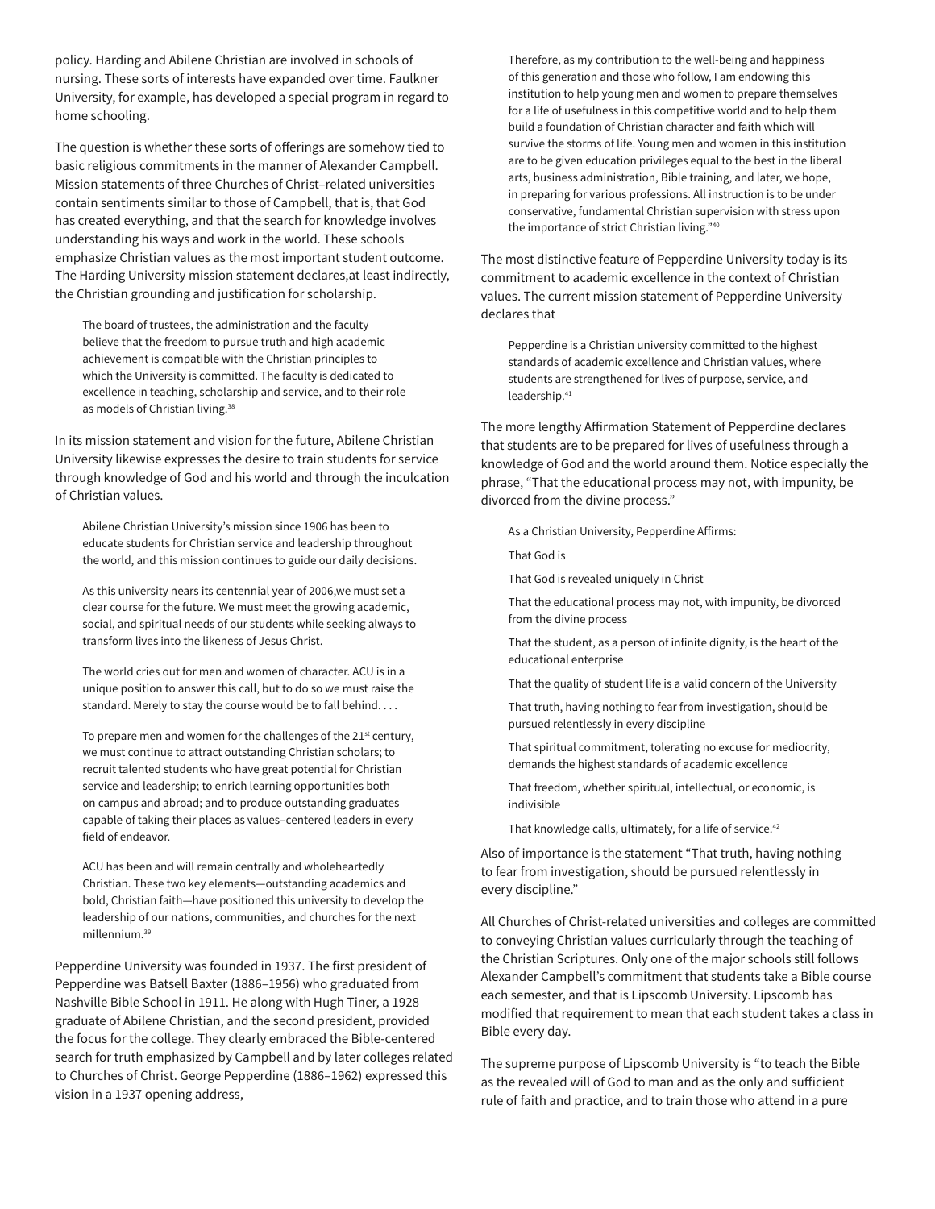policy. Harding and Abilene Christian are involved in schools of nursing. These sorts of interests have expanded over time. Faulkner University, for example, has developed a special program in regard to home schooling.

The question is whether these sorts of offerings are somehow tied to basic religious commitments in the manner of Alexander Campbell. Mission statements of three Churches of Christ–related universities contain sentiments similar to those of Campbell, that is, that God has created everything, and that the search for knowledge involves understanding his ways and work in the world. These schools emphasize Christian values as the most important student outcome. The Harding University mission statement declares,at least indirectly, the Christian grounding and justification for scholarship.

> The board of trustees, the administration and the faculty believe that the freedom to pursue truth and high academic achievement is compatible with the Christian principles to which the University is committed. The faculty is dedicated to excellence in teaching, scholarship and service, and to their role as models of Christian living.[38]

In its mission statement and vision for the future, Abilene Christian University likewise expresses the desire to train students for service through knowledge of God and his world and through the inculcation of Christian values.

> Abilene Christian University's mission since 1906 has been to educate students for Christian service and leadership throughout the world, and this mission continues to guide our daily decisions.
>
> As this university nears its centennial year of 2006,we must set a clear course for the future. We must meet the growing academic, social, and spiritual needs of our students while seeking always to transform lives into the likeness of Jesus Christ.
>
> The world cries out for men and women of character. ACU is in a unique position to answer this call, but to do so we must raise the standard. Merely to stay the course would be to fall behind. . . .
>
> To prepare men and women for the challenges of the 21st century, we must continue to attract outstanding Christian scholars; to recruit talented students who have great potential for Christian service and leadership; to enrich learning opportunities both on campus and abroad; and to produce outstanding graduates capable of taking their places as values–centered leaders in every field of endeavor.
>
> ACU has been and will remain centrally and wholeheartedly Christian. These two key elements—outstanding academics and bold, Christian faith—have positioned this university to develop the leadership of our nations, communities, and churches for the next millennium.[39]

Pepperdine University was founded in 1937. The first president of Pepperdine was Batsell Baxter (1886–1956) who graduated from Nashville Bible School in 1911. He along with Hugh Tiner, a 1928 graduate of Abilene Christian, and the second president, provided the focus for the college. They clearly embraced the Bible-centered search for truth emphasized by Campbell and by later colleges related to Churches of Christ. George Pepperdine (1886–1962) expressed this vision in a 1937 opening address,

> Therefore, as my contribution to the well-being and happiness of this generation and those who follow, I am endowing this institution to help young men and women to prepare themselves for a life of usefulness in this competitive world and to help them build a foundation of Christian character and faith which will survive the storms of life. Young men and women in this institution are to be given education privileges equal to the best in the liberal arts, business administration, Bible training, and later, we hope, in preparing for various professions. All instruction is to be under conservative, fundamental Christian supervision with stress upon the importance of strict Christian living."[40]

The most distinctive feature of Pepperdine University today is its commitment to academic excellence in the context of Christian values. The current mission statement of Pepperdine University declares that

> Pepperdine is a Christian university committed to the highest standards of academic excellence and Christian values, where students are strengthened for lives of purpose, service, and leadership.[41]

The more lengthy Affirmation Statement of Pepperdine declares that students are to be prepared for lives of usefulness through a knowledge of God and the world around them. Notice especially the phrase, "That the educational process may not, with impunity, be divorced from the divine process."

> As a Christian University, Pepperdine Affirms:
>
> That God is
>
> That God is revealed uniquely in Christ
>
> That the educational process may not, with impunity, be divorced from the divine process
>
> That the student, as a person of infinite dignity, is the heart of the educational enterprise
>
> That the quality of student life is a valid concern of the University
>
> That truth, having nothing to fear from investigation, should be pursued relentlessly in every discipline
>
> That spiritual commitment, tolerating no excuse for mediocrity, demands the highest standards of academic excellence
>
> That freedom, whether spiritual, intellectual, or economic, is indivisible
>
> That knowledge calls, ultimately, for a life of service.[42]

Also of importance is the statement "That truth, having nothing to fear from investigation, should be pursued relentlessly in every discipline."

All Churches of Christ-related universities and colleges are committed to conveying Christian values curricularly through the teaching of the Christian Scriptures. Only one of the major schools still follows Alexander Campbell's commitment that students take a Bible course each semester, and that is Lipscomb University. Lipscomb has modified that requirement to mean that each student takes a class in Bible every day.

The supreme purpose of Lipscomb University is "to teach the Bible as the revealed will of God to man and as the only and sufficient rule of faith and practice, and to train those who attend in a pure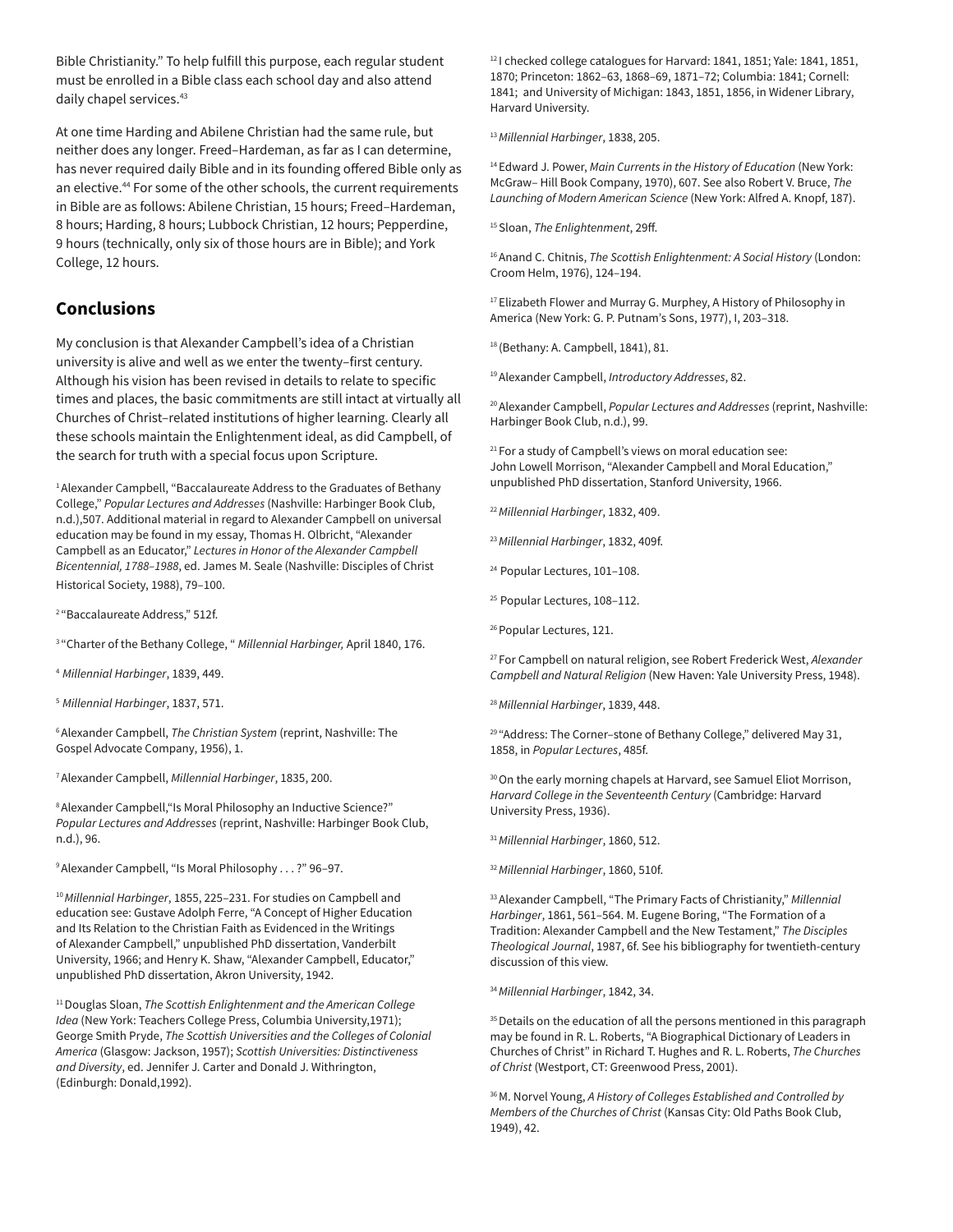Bible Christianity." To help fulfill this purpose, each regular student must be enrolled in a Bible class each school day and also attend daily chapel services.[43]

At one time Harding and Abilene Christian had the same rule, but neither does any longer. Freed–Hardeman, as far as I can determine, has never required daily Bible and in its founding offered Bible only as an elective.[44] For some of the other schools, the current requirements in Bible are as follows: Abilene Christian, 15 hours; Freed–Hardeman, 8 hours; Harding, 8 hours; Lubbock Christian, 12 hours; Pepperdine, 9 hours (technically, only six of those hours are in Bible); and York College, 12 hours.

## Conclusions

My conclusion is that Alexander Campbell's idea of a Christian university is alive and well as we enter the twenty–first century. Although his vision has been revised in details to relate to specific times and places, the basic commitments are still intact at virtually all Churches of Christ–related institutions of higher learning. Clearly all these schools maintain the Enlightenment ideal, as did Campbell, of the search for truth with a special focus upon Scripture.

[1] Alexander Campbell, "Baccalaureate Address to the Graduates of Bethany College," *Popular Lectures and Addresses* (Nashville: Harbinger Book Club, n.d.),507. Additional material in regard to Alexander Campbell on universal education may be found in my essay, Thomas H. Olbricht, "Alexander Campbell as an Educator," *Lectures in Honor of the Alexander Campbell Bicentennial, 1788–1988*, ed. James M. Seale (Nashville: Disciples of Christ Historical Society, 1988), 79–100.

[2] "Baccalaureate Address," 512f.

[3] "Charter of the Bethany College, " *Millennial Harbinger,* April 1840, 176.

[4] *Millennial Harbinger*, 1839, 449.

[5] *Millennial Harbinger*, 1837, 571.

[6] Alexander Campbell, *The Christian System* (reprint, Nashville: The Gospel Advocate Company, 1956), 1.

[7] Alexander Campbell, *Millennial Harbinger*, 1835, 200.

[8] Alexander Campbell,"Is Moral Philosophy an Inductive Science?" *Popular Lectures and Addresses* (reprint, Nashville: Harbinger Book Club, n.d.), 96.

[9] Alexander Campbell, "Is Moral Philosophy . . . ?" 96–97.

[10] *Millennial Harbinger*, 1855, 225–231. For studies on Campbell and education see: Gustave Adolph Ferre, "A Concept of Higher Education and Its Relation to the Christian Faith as Evidenced in the Writings of Alexander Campbell," unpublished PhD dissertation, Vanderbilt University, 1966; and Henry K. Shaw, "Alexander Campbell, Educator," unpublished PhD dissertation, Akron University, 1942.

[11] Douglas Sloan, *The Scottish Enlightenment and the American College Idea* (New York: Teachers College Press, Columbia University,1971); George Smith Pryde, *The Scottish Universities and the Colleges of Colonial America* (Glasgow: Jackson, 1957); *Scottish Universities: Distinctiveness and Diversity*, ed. Jennifer J. Carter and Donald J. Withrington, (Edinburgh: Donald,1992).

[12] I checked college catalogues for Harvard: 1841, 1851; Yale: 1841, 1851, 1870; Princeton: 1862–63, 1868–69, 1871–72; Columbia: 1841; Cornell: 1841; and University of Michigan: 1843, 1851, 1856, in Widener Library, Harvard University.

[13] *Millennial Harbinger*, 1838, 205.

[14] Edward J. Power, *Main Currents in the History of Education* (New York: McGraw– Hill Book Company, 1970), 607. See also Robert V. Bruce, *The Launching of Modern American Science* (New York: Alfred A. Knopf, 187).

[15] Sloan, *The Enlightenment*, 29ff.

[16] Anand C. Chitnis, *The Scottish Enlightenment: A Social History* (London: Croom Helm, 1976), 124–194.

[17] Elizabeth Flower and Murray G. Murphey, A History of Philosophy in America (New York: G. P. Putnam's Sons, 1977), I, 203–318.

[18] (Bethany: A. Campbell, 1841), 81.

[19] Alexander Campbell, *Introductory Addresses*, 82.

[20] Alexander Campbell, *Popular Lectures and Addresses* (reprint, Nashville: Harbinger Book Club, n.d.), 99.

[21] For a study of Campbell's views on moral education see: John Lowell Morrison, "Alexander Campbell and Moral Education," unpublished PhD dissertation, Stanford University, 1966.

[22] *Millennial Harbinger*, 1832, 409.

[23] *Millennial Harbinger*, 1832, 409f.

[24] Popular Lectures, 101–108.

[25] Popular Lectures, 108–112.

[26] Popular Lectures, 121.

[27] For Campbell on natural religion, see Robert Frederick West, *Alexander Campbell and Natural Religion* (New Haven: Yale University Press, 1948).

[28] *Millennial Harbinger*, 1839, 448.

[29] "Address: The Corner–stone of Bethany College," delivered May 31, 1858, in *Popular Lectures*, 485f.

[30] On the early morning chapels at Harvard, see Samuel Eliot Morrison, *Harvard College in the Seventeenth Century* (Cambridge: Harvard University Press, 1936).

[31] *Millennial Harbinger*, 1860, 512.

[32] *Millennial Harbinger*, 1860, 510f.

[33] Alexander Campbell, "The Primary Facts of Christianity," *Millennial Harbinger*, 1861, 561–564. M. Eugene Boring, "The Formation of a Tradition: Alexander Campbell and the New Testament," *The Disciples Theological Journal*, 1987, 6f. See his bibliography for twentieth-century discussion of this view.

[34] *Millennial Harbinger*, 1842, 34.

[35] Details on the education of all the persons mentioned in this paragraph may be found in R. L. Roberts, "A Biographical Dictionary of Leaders in Churches of Christ" in Richard T. Hughes and R. L. Roberts, *The Churches of Christ* (Westport, CT: Greenwood Press, 2001).

[36] M. Norvel Young, *A History of Colleges Established and Controlled by Members of the Churches of Christ* (Kansas City: Old Paths Book Club, 1949), 42.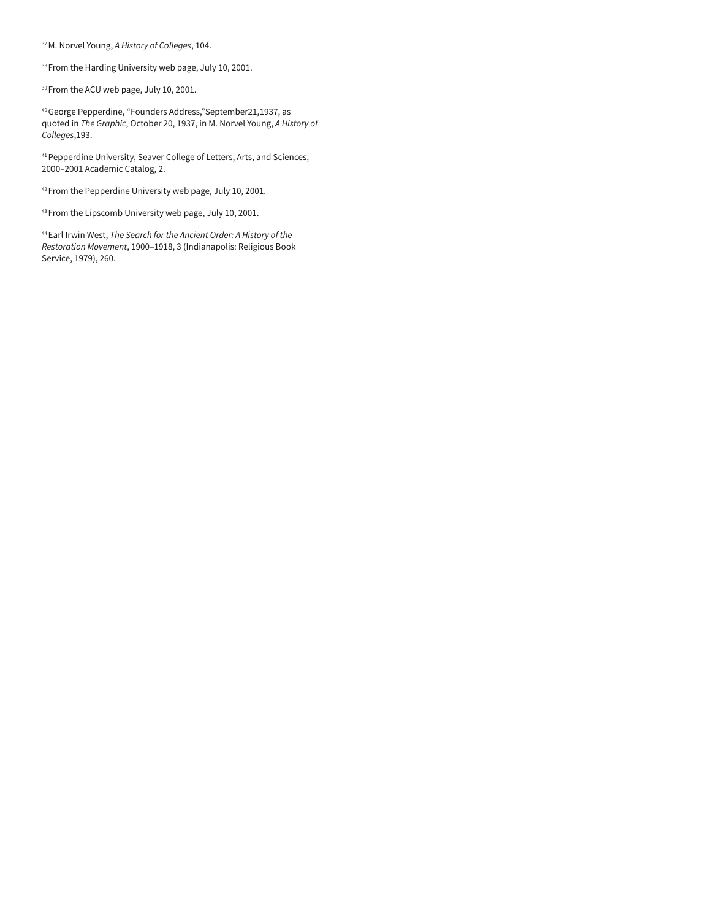[37] M. Norvel Young, *A History of Colleges*, 104.

[38] From the Harding University web page, July 10, 2001.

[39] From the ACU web page, July 10, 2001.

[40] George Pepperdine, "Founders Address,"September21,1937, as quoted in *The Graphic*, October 20, 1937, in M. Norvel Young, *A History of Colleges*,193.

[41] Pepperdine University, Seaver College of Letters, Arts, and Sciences, 2000–2001 Academic Catalog, 2.

[42] From the Pepperdine University web page, July 10, 2001.

[43] From the Lipscomb University web page, July 10, 2001.

[44] Earl Irwin West, *The Search for the Ancient Order: A History of the Restoration Movement*, 1900–1918, 3 (Indianapolis: Religious Book Service, 1979), 260.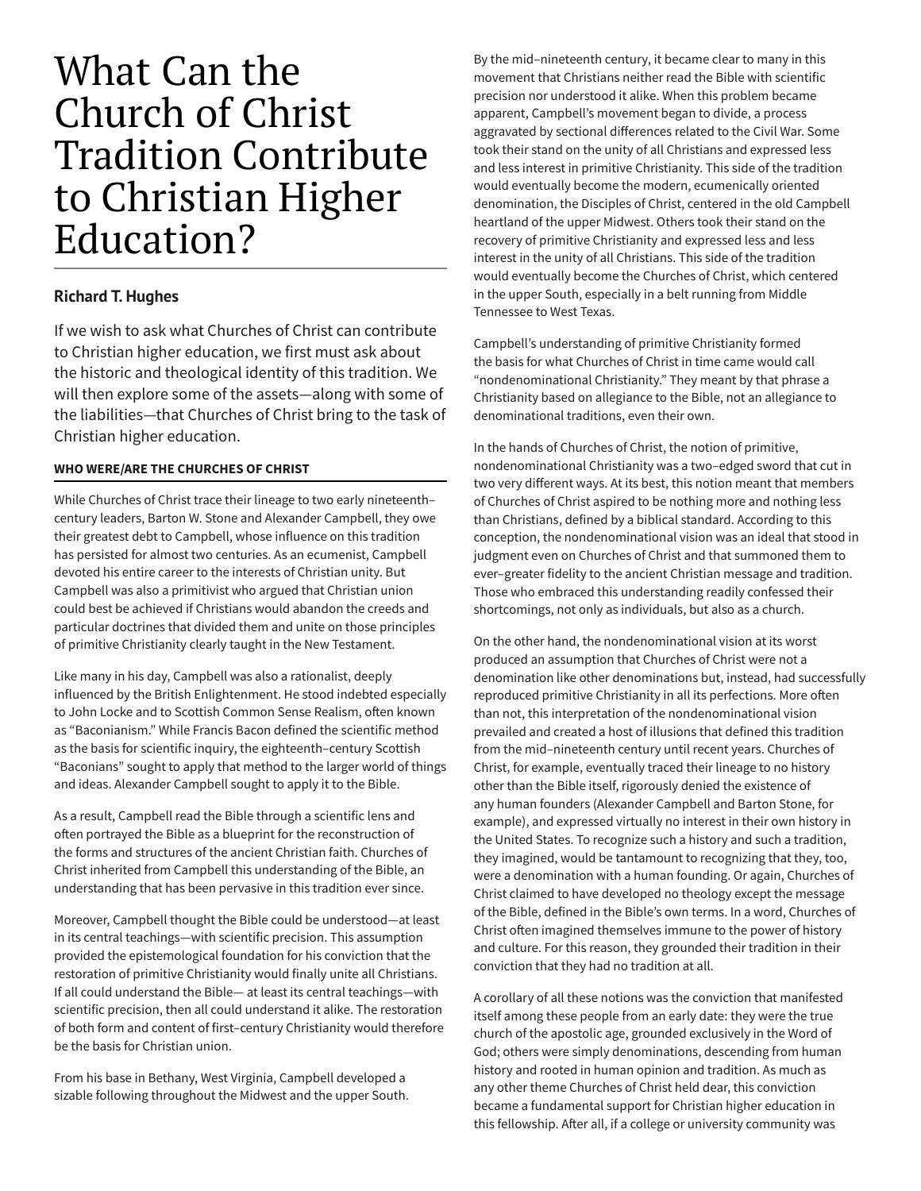# What Can the Church of Christ Tradition Contribute to Christian Higher Education?

### Richard T. Hughes

If we wish to ask what Churches of Christ can contribute to Christian higher education, we first must ask about the historic and theological identity of this tradition. We will then explore some of the assets—along with some of the liabilities—that Churches of Christ bring to the task of Christian higher education.

#### WHO WERE/ARE THE CHURCHES OF CHRIST

While Churches of Christ trace their lineage to two early nineteenth–century leaders, Barton W. Stone and Alexander Campbell, they owe their greatest debt to Campbell, whose influence on this tradition has persisted for almost two centuries. As an ecumenist, Campbell devoted his entire career to the interests of Christian unity. But Campbell was also a primitivist who argued that Christian union could best be achieved if Christians would abandon the creeds and particular doctrines that divided them and unite on those principles of primitive Christianity clearly taught in the New Testament.

Like many in his day, Campbell was also a rationalist, deeply influenced by the British Enlightenment. He stood indebted especially to John Locke and to Scottish Common Sense Realism, often known as "Baconianism." While Francis Bacon defined the scientific method as the basis for scientific inquiry, the eighteenth–century Scottish "Baconians" sought to apply that method to the larger world of things and ideas. Alexander Campbell sought to apply it to the Bible.

As a result, Campbell read the Bible through a scientific lens and often portrayed the Bible as a blueprint for the reconstruction of the forms and structures of the ancient Christian faith. Churches of Christ inherited from Campbell this understanding of the Bible, an understanding that has been pervasive in this tradition ever since.

Moreover, Campbell thought the Bible could be understood—at least in its central teachings—with scientific precision. This assumption provided the epistemological foundation for his conviction that the restoration of primitive Christianity would finally unite all Christians. If all could understand the Bible— at least its central teachings—with scientific precision, then all could understand it alike. The restoration of both form and content of first–century Christianity would therefore be the basis for Christian union.

From his base in Bethany, West Virginia, Campbell developed a sizable following throughout the Midwest and the upper South. By the mid–nineteenth century, it became clear to many in this movement that Christians neither read the Bible with scientific precision nor understood it alike. When this problem became apparent, Campbell's movement began to divide, a process aggravated by sectional differences related to the Civil War. Some took their stand on the unity of all Christians and expressed less and less interest in primitive Christianity. This side of the tradition would eventually become the modern, ecumenically oriented denomination, the Disciples of Christ, centered in the old Campbell heartland of the upper Midwest. Others took their stand on the recovery of primitive Christianity and expressed less and less interest in the unity of all Christians. This side of the tradition would eventually become the Churches of Christ, which centered in the upper South, especially in a belt running from Middle Tennessee to West Texas.

Campbell's understanding of primitive Christianity formed the basis for what Churches of Christ in time came would call "nondenominational Christianity." They meant by that phrase a Christianity based on allegiance to the Bible, not an allegiance to denominational traditions, even their own.

In the hands of Churches of Christ, the notion of primitive, nondenominational Christianity was a two–edged sword that cut in two very different ways. At its best, this notion meant that members of Churches of Christ aspired to be nothing more and nothing less than Christians, defined by a biblical standard. According to this conception, the nondenominational vision was an ideal that stood in judgment even on Churches of Christ and that summoned them to ever–greater fidelity to the ancient Christian message and tradition. Those who embraced this understanding readily confessed their shortcomings, not only as individuals, but also as a church.

On the other hand, the nondenominational vision at its worst produced an assumption that Churches of Christ were not a denomination like other denominations but, instead, had successfully reproduced primitive Christianity in all its perfections. More often than not, this interpretation of the nondenominational vision prevailed and created a host of illusions that defined this tradition from the mid–nineteenth century until recent years. Churches of Christ, for example, eventually traced their lineage to no history other than the Bible itself, rigorously denied the existence of any human founders (Alexander Campbell and Barton Stone, for example), and expressed virtually no interest in their own history in the United States. To recognize such a history and such a tradition, they imagined, would be tantamount to recognizing that they, too, were a denomination with a human founding. Or again, Churches of Christ claimed to have developed no theology except the message of the Bible, defined in the Bible's own terms. In a word, Churches of Christ often imagined themselves immune to the power of history and culture. For this reason, they grounded their tradition in their conviction that they had no tradition at all.

A corollary of all these notions was the conviction that manifested itself among these people from an early date: they were the true church of the apostolic age, grounded exclusively in the Word of God; others were simply denominations, descending from human history and rooted in human opinion and tradition. As much as any other theme Churches of Christ held dear, this conviction became a fundamental support for Christian higher education in this fellowship. After all, if a college or university community was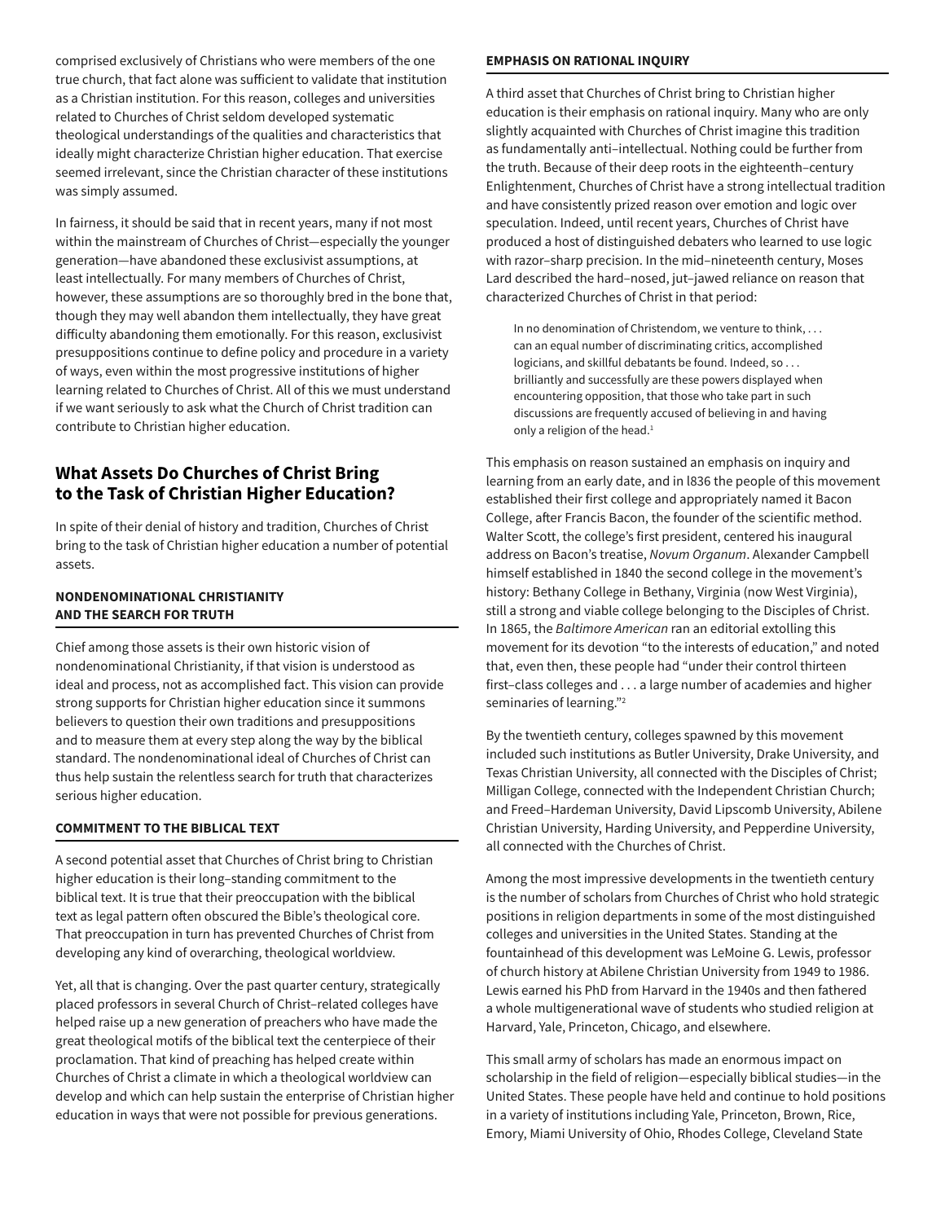comprised exclusively of Christians who were members of the one true church, that fact alone was sufficient to validate that institution as a Christian institution. For this reason, colleges and universities related to Churches of Christ seldom developed systematic theological understandings of the qualities and characteristics that ideally might characterize Christian higher education. That exercise seemed irrelevant, since the Christian character of these institutions was simply assumed.

In fairness, it should be said that in recent years, many if not most within the mainstream of Churches of Christ—especially the younger generation—have abandoned these exclusivist assumptions, at least intellectually. For many members of Churches of Christ, however, these assumptions are so thoroughly bred in the bone that, though they may well abandon them intellectually, they have great difficulty abandoning them emotionally. For this reason, exclusivist presuppositions continue to define policy and procedure in a variety of ways, even within the most progressive institutions of higher learning related to Churches of Christ. All of this we must understand if we want seriously to ask what the Church of Christ tradition can contribute to Christian higher education.

## What Assets Do Churches of Christ Bring to the Task of Christian Higher Education?

In spite of their denial of history and tradition, Churches of Christ bring to the task of Christian higher education a number of potential assets.

### NONDENOMINATIONAL CHRISTIANITY AND THE SEARCH FOR TRUTH

Chief among those assets is their own historic vision of nondenominational Christianity, if that vision is understood as ideal and process, not as accomplished fact. This vision can provide strong supports for Christian higher education since it summons believers to question their own traditions and presuppositions and to measure them at every step along the way by the biblical standard. The nondenominational ideal of Churches of Christ can thus help sustain the relentless search for truth that characterizes serious higher education.

### COMMITMENT TO THE BIBLICAL TEXT

A second potential asset that Churches of Christ bring to Christian higher education is their long–standing commitment to the biblical text. It is true that their preoccupation with the biblical text as legal pattern often obscured the Bible's theological core. That preoccupation in turn has prevented Churches of Christ from developing any kind of overarching, theological worldview.

Yet, all that is changing. Over the past quarter century, strategically placed professors in several Church of Christ–related colleges have helped raise up a new generation of preachers who have made the great theological motifs of the biblical text the centerpiece of their proclamation. That kind of preaching has helped create within Churches of Christ a climate in which a theological worldview can develop and which can help sustain the enterprise of Christian higher education in ways that were not possible for previous generations.

### EMPHASIS ON RATIONAL INQUIRY

A third asset that Churches of Christ bring to Christian higher education is their emphasis on rational inquiry. Many who are only slightly acquainted with Churches of Christ imagine this tradition as fundamentally anti–intellectual. Nothing could be further from the truth. Because of their deep roots in the eighteenth–century Enlightenment, Churches of Christ have a strong intellectual tradition and have consistently prized reason over emotion and logic over speculation. Indeed, until recent years, Churches of Christ have produced a host of distinguished debaters who learned to use logic with razor–sharp precision. In the mid–nineteenth century, Moses Lard described the hard–nosed, jut–jawed reliance on reason that characterized Churches of Christ in that period:

> In no denomination of Christendom, we venture to think, . . . can an equal number of discriminating critics, accomplished logicians, and skillful debatants be found. Indeed, so . . . brilliantly and successfully are these powers displayed when encountering opposition, that those who take part in such discussions are frequently accused of believing in and having only a religion of the head.[1]

This emphasis on reason sustained an emphasis on inquiry and learning from an early date, and in l836 the people of this movement established their first college and appropriately named it Bacon College, after Francis Bacon, the founder of the scientific method. Walter Scott, the college's first president, centered his inaugural address on Bacon's treatise, *Novum Organum*. Alexander Campbell himself established in 1840 the second college in the movement's history: Bethany College in Bethany, Virginia (now West Virginia), still a strong and viable college belonging to the Disciples of Christ. In 1865, the *Baltimore American* ran an editorial extolling this movement for its devotion "to the interests of education," and noted that, even then, these people had "under their control thirteen first–class colleges and . . . a large number of academies and higher seminaries of learning."[2]

By the twentieth century, colleges spawned by this movement included such institutions as Butler University, Drake University, and Texas Christian University, all connected with the Disciples of Christ; Milligan College, connected with the Independent Christian Church; and Freed–Hardeman University, David Lipscomb University, Abilene Christian University, Harding University, and Pepperdine University, all connected with the Churches of Christ.

Among the most impressive developments in the twentieth century is the number of scholars from Churches of Christ who hold strategic positions in religion departments in some of the most distinguished colleges and universities in the United States. Standing at the fountainhead of this development was LeMoine G. Lewis, professor of church history at Abilene Christian University from 1949 to 1986. Lewis earned his PhD from Harvard in the 1940s and then fathered a whole multigenerational wave of students who studied religion at Harvard, Yale, Princeton, Chicago, and elsewhere.

This small army of scholars has made an enormous impact on scholarship in the field of religion—especially biblical studies—in the United States. These people have held and continue to hold positions in a variety of institutions including Yale, Princeton, Brown, Rice, Emory, Miami University of Ohio, Rhodes College, Cleveland State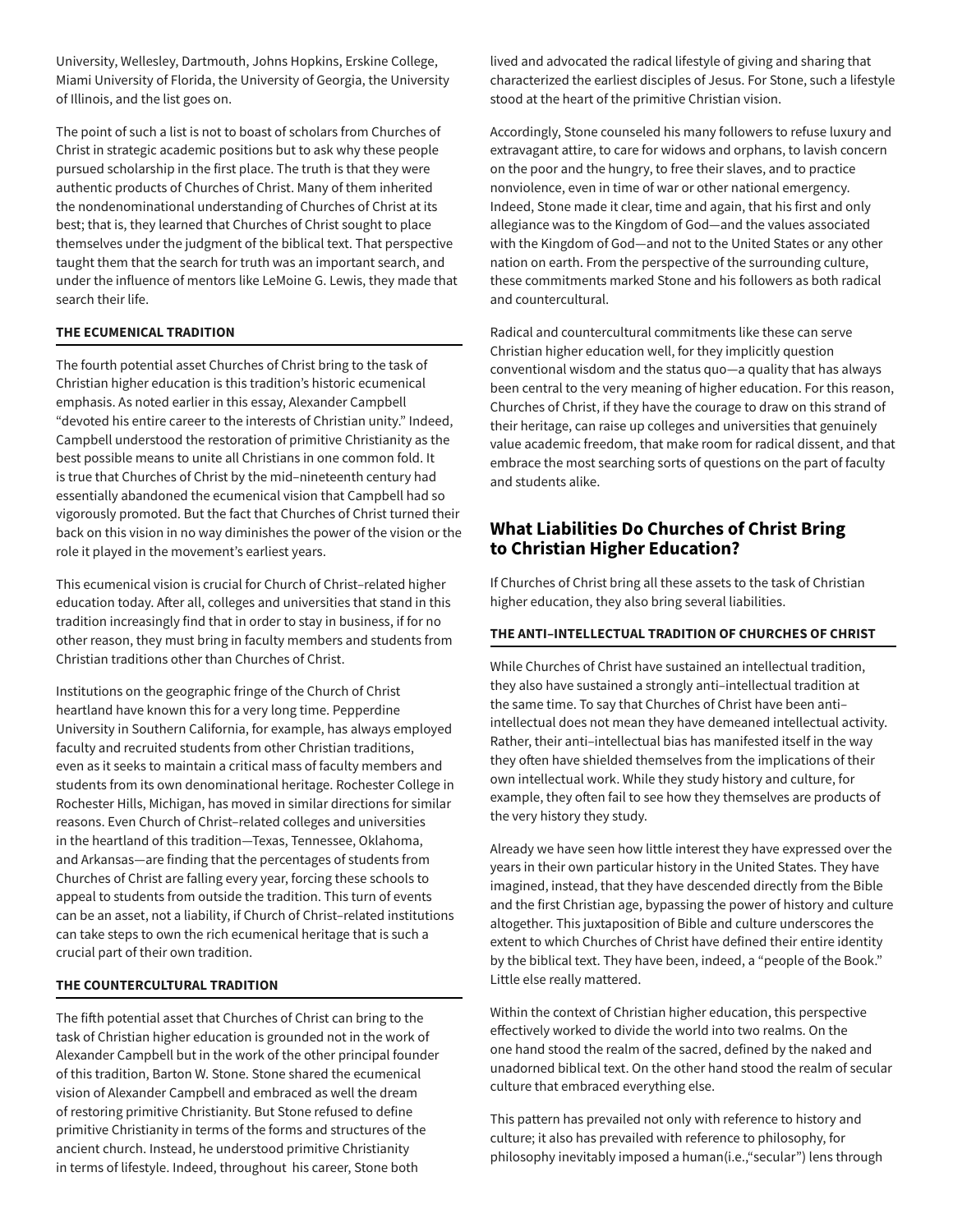University, Wellesley, Dartmouth, Johns Hopkins, Erskine College, Miami University of Florida, the University of Georgia, the University of Illinois, and the list goes on.

The point of such a list is not to boast of scholars from Churches of Christ in strategic academic positions but to ask why these people pursued scholarship in the first place. The truth is that they were authentic products of Churches of Christ. Many of them inherited the nondenominational understanding of Churches of Christ at its best; that is, they learned that Churches of Christ sought to place themselves under the judgment of the biblical text. That perspective taught them that the search for truth was an important search, and under the influence of mentors like LeMoine G. Lewis, they made that search their life.

#### THE ECUMENICAL TRADITION

The fourth potential asset Churches of Christ bring to the task of Christian higher education is this tradition's historic ecumenical emphasis. As noted earlier in this essay, Alexander Campbell "devoted his entire career to the interests of Christian unity." Indeed, Campbell understood the restoration of primitive Christianity as the best possible means to unite all Christians in one common fold. It is true that Churches of Christ by the mid–nineteenth century had essentially abandoned the ecumenical vision that Campbell had so vigorously promoted. But the fact that Churches of Christ turned their back on this vision in no way diminishes the power of the vision or the role it played in the movement's earliest years.

This ecumenical vision is crucial for Church of Christ–related higher education today. After all, colleges and universities that stand in this tradition increasingly find that in order to stay in business, if for no other reason, they must bring in faculty members and students from Christian traditions other than Churches of Christ.

Institutions on the geographic fringe of the Church of Christ heartland have known this for a very long time. Pepperdine University in Southern California, for example, has always employed faculty and recruited students from other Christian traditions, even as it seeks to maintain a critical mass of faculty members and students from its own denominational heritage. Rochester College in Rochester Hills, Michigan, has moved in similar directions for similar reasons. Even Church of Christ–related colleges and universities in the heartland of this tradition—Texas, Tennessee, Oklahoma, and Arkansas—are finding that the percentages of students from Churches of Christ are falling every year, forcing these schools to appeal to students from outside the tradition. This turn of events can be an asset, not a liability, if Church of Christ–related institutions can take steps to own the rich ecumenical heritage that is such a crucial part of their own tradition.

#### THE COUNTERCULTURAL TRADITION

The fifth potential asset that Churches of Christ can bring to the task of Christian higher education is grounded not in the work of Alexander Campbell but in the work of the other principal founder of this tradition, Barton W. Stone. Stone shared the ecumenical vision of Alexander Campbell and embraced as well the dream of restoring primitive Christianity. But Stone refused to define primitive Christianity in terms of the forms and structures of the ancient church. Instead, he understood primitive Christianity in terms of lifestyle. Indeed, throughout his career, Stone both lived and advocated the radical lifestyle of giving and sharing that characterized the earliest disciples of Jesus. For Stone, such a lifestyle stood at the heart of the primitive Christian vision.

Accordingly, Stone counseled his many followers to refuse luxury and extravagant attire, to care for widows and orphans, to lavish concern on the poor and the hungry, to free their slaves, and to practice nonviolence, even in time of war or other national emergency. Indeed, Stone made it clear, time and again, that his first and only allegiance was to the Kingdom of God—and the values associated with the Kingdom of God—and not to the United States or any other nation on earth. From the perspective of the surrounding culture, these commitments marked Stone and his followers as both radical and countercultural.

Radical and countercultural commitments like these can serve Christian higher education well, for they implicitly question conventional wisdom and the status quo—a quality that has always been central to the very meaning of higher education. For this reason, Churches of Christ, if they have the courage to draw on this strand of their heritage, can raise up colleges and universities that genuinely value academic freedom, that make room for radical dissent, and that embrace the most searching sorts of questions on the part of faculty and students alike.

## What Liabilities Do Churches of Christ Bring to Christian Higher Education?

If Churches of Christ bring all these assets to the task of Christian higher education, they also bring several liabilities.

#### THE ANTI–INTELLECTUAL TRADITION OF CHURCHES OF CHRIST

While Churches of Christ have sustained an intellectual tradition, they also have sustained a strongly anti–intellectual tradition at the same time. To say that Churches of Christ have been anti–intellectual does not mean they have demeaned intellectual activity. Rather, their anti–intellectual bias has manifested itself in the way they often have shielded themselves from the implications of their own intellectual work. While they study history and culture, for example, they often fail to see how they themselves are products of the very history they study.

Already we have seen how little interest they have expressed over the years in their own particular history in the United States. They have imagined, instead, that they have descended directly from the Bible and the first Christian age, bypassing the power of history and culture altogether. This juxtaposition of Bible and culture underscores the extent to which Churches of Christ have defined their entire identity by the biblical text. They have been, indeed, a "people of the Book." Little else really mattered.

Within the context of Christian higher education, this perspective effectively worked to divide the world into two realms. On the one hand stood the realm of the sacred, defined by the naked and unadorned biblical text. On the other hand stood the realm of secular culture that embraced everything else.

This pattern has prevailed not only with reference to history and culture; it also has prevailed with reference to philosophy, for philosophy inevitably imposed a human(i.e.,"secular") lens through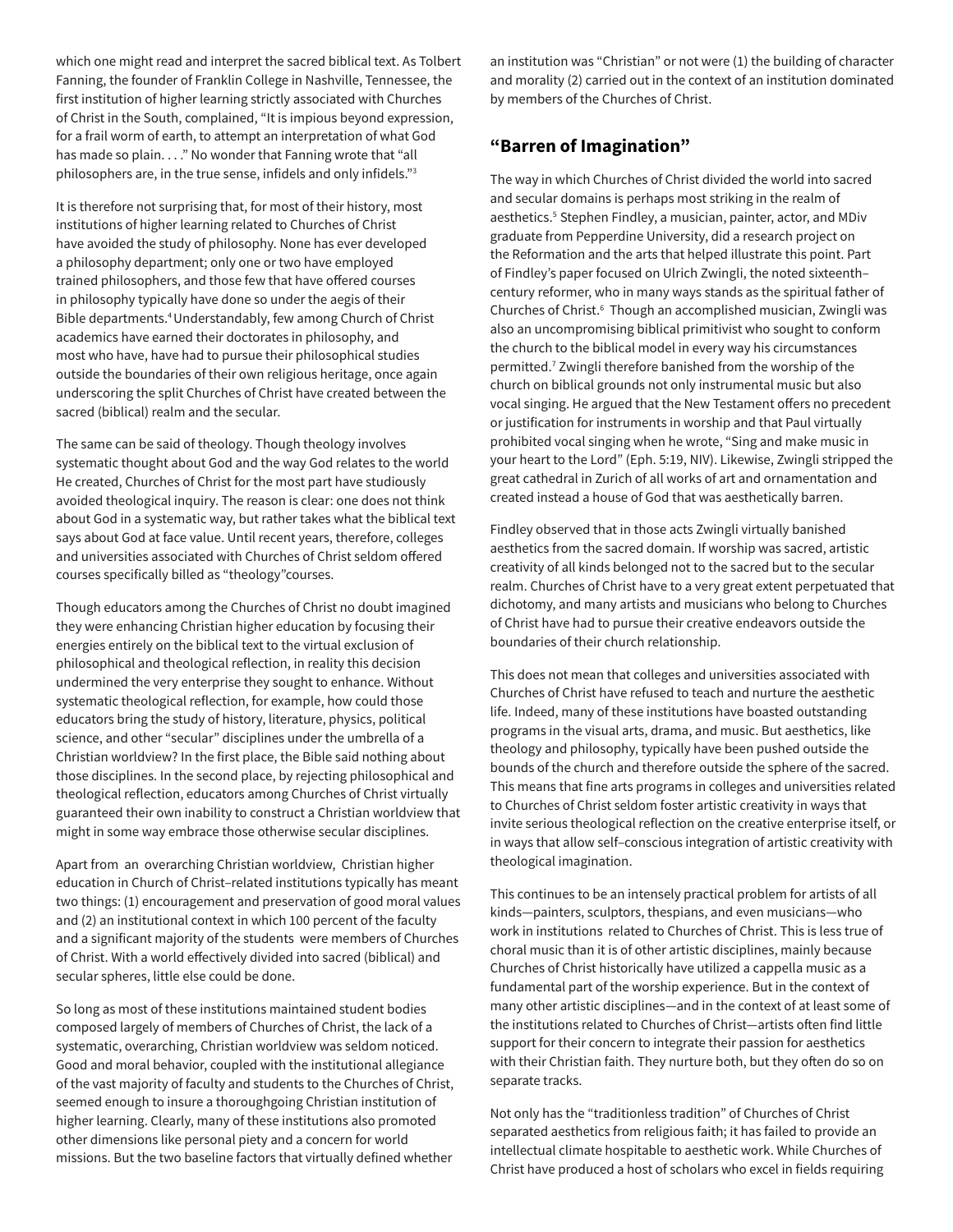which one might read and interpret the sacred biblical text. As Tolbert Fanning, the founder of Franklin College in Nashville, Tennessee, the first institution of higher learning strictly associated with Churches of Christ in the South, complained, "It is impious beyond expression, for a frail worm of earth, to attempt an interpretation of what God has made so plain. . . ." No wonder that Fanning wrote that "all philosophers are, in the true sense, infidels and only infidels."[3]

It is therefore not surprising that, for most of their history, most institutions of higher learning related to Churches of Christ have avoided the study of philosophy. None has ever developed a philosophy department; only one or two have employed trained philosophers, and those few that have offered courses in philosophy typically have done so under the aegis of their Bible departments.[4] Understandably, few among Church of Christ academics have earned their doctorates in philosophy, and most who have, have had to pursue their philosophical studies outside the boundaries of their own religious heritage, once again underscoring the split Churches of Christ have created between the sacred (biblical) realm and the secular.

The same can be said of theology. Though theology involves systematic thought about God and the way God relates to the world He created, Churches of Christ for the most part have studiously avoided theological inquiry. The reason is clear: one does not think about God in a systematic way, but rather takes what the biblical text says about God at face value. Until recent years, therefore, colleges and universities associated with Churches of Christ seldom offered courses specifically billed as "theology"courses.

Though educators among the Churches of Christ no doubt imagined they were enhancing Christian higher education by focusing their energies entirely on the biblical text to the virtual exclusion of philosophical and theological reflection, in reality this decision undermined the very enterprise they sought to enhance. Without systematic theological reflection, for example, how could those educators bring the study of history, literature, physics, political science, and other "secular" disciplines under the umbrella of a Christian worldview? In the first place, the Bible said nothing about those disciplines. In the second place, by rejecting philosophical and theological reflection, educators among Churches of Christ virtually guaranteed their own inability to construct a Christian worldview that might in some way embrace those otherwise secular disciplines.

Apart from an overarching Christian worldview, Christian higher education in Church of Christ–related institutions typically has meant two things: (1) encouragement and preservation of good moral values and (2) an institutional context in which 100 percent of the faculty and a significant majority of the students were members of Churches of Christ. With a world effectively divided into sacred (biblical) and secular spheres, little else could be done.

So long as most of these institutions maintained student bodies composed largely of members of Churches of Christ, the lack of a systematic, overarching, Christian worldview was seldom noticed. Good and moral behavior, coupled with the institutional allegiance of the vast majority of faculty and students to the Churches of Christ, seemed enough to insure a thoroughgoing Christian institution of higher learning. Clearly, many of these institutions also promoted other dimensions like personal piety and a concern for world missions. But the two baseline factors that virtually defined whether an institution was "Christian" or not were (1) the building of character and morality (2) carried out in the context of an institution dominated by members of the Churches of Christ.

## "Barren of Imagination"

The way in which Churches of Christ divided the world into sacred and secular domains is perhaps most striking in the realm of aesthetics.[5] Stephen Findley, a musician, painter, actor, and MDiv graduate from Pepperdine University, did a research project on the Reformation and the arts that helped illustrate this point. Part of Findley's paper focused on Ulrich Zwingli, the noted sixteenth–century reformer, who in many ways stands as the spiritual father of Churches of Christ.[6] Though an accomplished musician, Zwingli was also an uncompromising biblical primitivist who sought to conform the church to the biblical model in every way his circumstances permitted.[7] Zwingli therefore banished from the worship of the church on biblical grounds not only instrumental music but also vocal singing. He argued that the New Testament offers no precedent or justification for instruments in worship and that Paul virtually prohibited vocal singing when he wrote, "Sing and make music in your heart to the Lord" (Eph. 5:19, NIV). Likewise, Zwingli stripped the great cathedral in Zurich of all works of art and ornamentation and created instead a house of God that was aesthetically barren.

Findley observed that in those acts Zwingli virtually banished aesthetics from the sacred domain. If worship was sacred, artistic creativity of all kinds belonged not to the sacred but to the secular realm. Churches of Christ have to a very great extent perpetuated that dichotomy, and many artists and musicians who belong to Churches of Christ have had to pursue their creative endeavors outside the boundaries of their church relationship.

This does not mean that colleges and universities associated with Churches of Christ have refused to teach and nurture the aesthetic life. Indeed, many of these institutions have boasted outstanding programs in the visual arts, drama, and music. But aesthetics, like theology and philosophy, typically have been pushed outside the bounds of the church and therefore outside the sphere of the sacred. This means that fine arts programs in colleges and universities related to Churches of Christ seldom foster artistic creativity in ways that invite serious theological reflection on the creative enterprise itself, or in ways that allow self–conscious integration of artistic creativity with theological imagination.

This continues to be an intensely practical problem for artists of all kinds—painters, sculptors, thespians, and even musicians—who work in institutions related to Churches of Christ. This is less true of choral music than it is of other artistic disciplines, mainly because Churches of Christ historically have utilized a cappella music as a fundamental part of the worship experience. But in the context of many other artistic disciplines—and in the context of at least some of the institutions related to Churches of Christ—artists often find little support for their concern to integrate their passion for aesthetics with their Christian faith. They nurture both, but they often do so on separate tracks.

Not only has the "traditionless tradition" of Churches of Christ separated aesthetics from religious faith; it has failed to provide an intellectual climate hospitable to aesthetic work. While Churches of Christ have produced a host of scholars who excel in fields requiring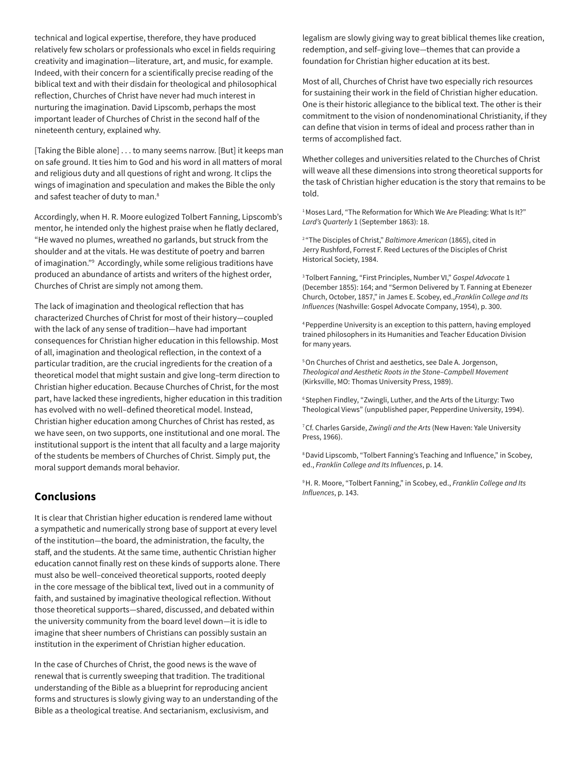technical and logical expertise, therefore, they have produced relatively few scholars or professionals who excel in fields requiring creativity and imagination—literature, art, and music, for example. Indeed, with their concern for a scientifically precise reading of the biblical text and with their disdain for theological and philosophical reflection, Churches of Christ have never had much interest in nurturing the imagination. David Lipscomb, perhaps the most important leader of Churches of Christ in the second half of the nineteenth century, explained why.

[Taking the Bible alone] . . . to many seems narrow. [But] it keeps man on safe ground. It ties him to God and his word in all matters of moral and religious duty and all questions of right and wrong. It clips the wings of imagination and speculation and makes the Bible the only and safest teacher of duty to man.[8]

Accordingly, when H. R. Moore eulogized Tolbert Fanning, Lipscomb's mentor, he intended only the highest praise when he flatly declared, "He waved no plumes, wreathed no garlands, but struck from the shoulder and at the vitals. He was destitute of poetry and barren of imagination."[9] Accordingly, while some religious traditions have produced an abundance of artists and writers of the highest order, Churches of Christ are simply not among them.

The lack of imagination and theological reflection that has characterized Churches of Christ for most of their history—coupled with the lack of any sense of tradition—have had important consequences for Christian higher education in this fellowship. Most of all, imagination and theological reflection, in the context of a particular tradition, are the crucial ingredients for the creation of a theoretical model that might sustain and give long–term direction to Christian higher education. Because Churches of Christ, for the most part, have lacked these ingredients, higher education in this tradition has evolved with no well–defined theoretical model. Instead, Christian higher education among Churches of Christ has rested, as we have seen, on two supports, one institutional and one moral. The institutional support is the intent that all faculty and a large majority of the students be members of Churches of Christ. Simply put, the moral support demands moral behavior.

## Conclusions

It is clear that Christian higher education is rendered lame without a sympathetic and numerically strong base of support at every level of the institution—the board, the administration, the faculty, the staff, and the students. At the same time, authentic Christian higher education cannot finally rest on these kinds of supports alone. There must also be well–conceived theoretical supports, rooted deeply in the core message of the biblical text, lived out in a community of faith, and sustained by imaginative theological reflection. Without those theoretical supports—shared, discussed, and debated within the university community from the board level down—it is idle to imagine that sheer numbers of Christians can possibly sustain an institution in the experiment of Christian higher education.

In the case of Churches of Christ, the good news is the wave of renewal that is currently sweeping that tradition. The traditional understanding of the Bible as a blueprint for reproducing ancient forms and structures is slowly giving way to an understanding of the Bible as a theological treatise. And sectarianism, exclusivism, and legalism are slowly giving way to great biblical themes like creation, redemption, and self–giving love—themes that can provide a foundation for Christian higher education at its best.

Most of all, Churches of Christ have two especially rich resources for sustaining their work in the field of Christian higher education. One is their historic allegiance to the biblical text. The other is their commitment to the vision of nondenominational Christianity, if they can define that vision in terms of ideal and process rather than in terms of accomplished fact.

Whether colleges and universities related to the Churches of Christ will weave all these dimensions into strong theoretical supports for the task of Christian higher education is the story that remains to be told.

[1] Moses Lard, "The Reformation for Which We Are Pleading: What Is It?" *Lard's Quarterly* 1 (September 1863): 18.

[2] "The Disciples of Christ," *Baltimore American* (1865), cited in Jerry Rushford, Forrest F. Reed Lectures of the Disciples of Christ Historical Society, 1984.

[3] Tolbert Fanning, "First Principles, Number VI," *Gospel Advocate* 1 (December 1855): 164; and "Sermon Delivered by T. Fanning at Ebenezer Church, October, 1857," in James E. Scobey, ed.,*Franklin College and Its Influences* (Nashville: Gospel Advocate Company, 1954), p. 300.

[4] Pepperdine University is an exception to this pattern, having employed trained philosophers in its Humanities and Teacher Education Division for many years.

[5] On Churches of Christ and aesthetics, see Dale A. Jorgenson, *Theological and Aesthetic Roots in the Stone–Campbell Movement* (Kirksville, MO: Thomas University Press, 1989).

[6] Stephen Findley, "Zwingli, Luther, and the Arts of the Liturgy: Two Theological Views" (unpublished paper, Pepperdine University, 1994).

[7] Cf. Charles Garside, *Zwingli and the Arts* (New Haven: Yale University Press, 1966).

[8] David Lipscomb, "Tolbert Fanning's Teaching and Influence," in Scobey, ed., *Franklin College and Its Influences*, p. 14.

[9] H. R. Moore, "Tolbert Fanning," in Scobey, ed., *Franklin College and Its Influences*, p. 143.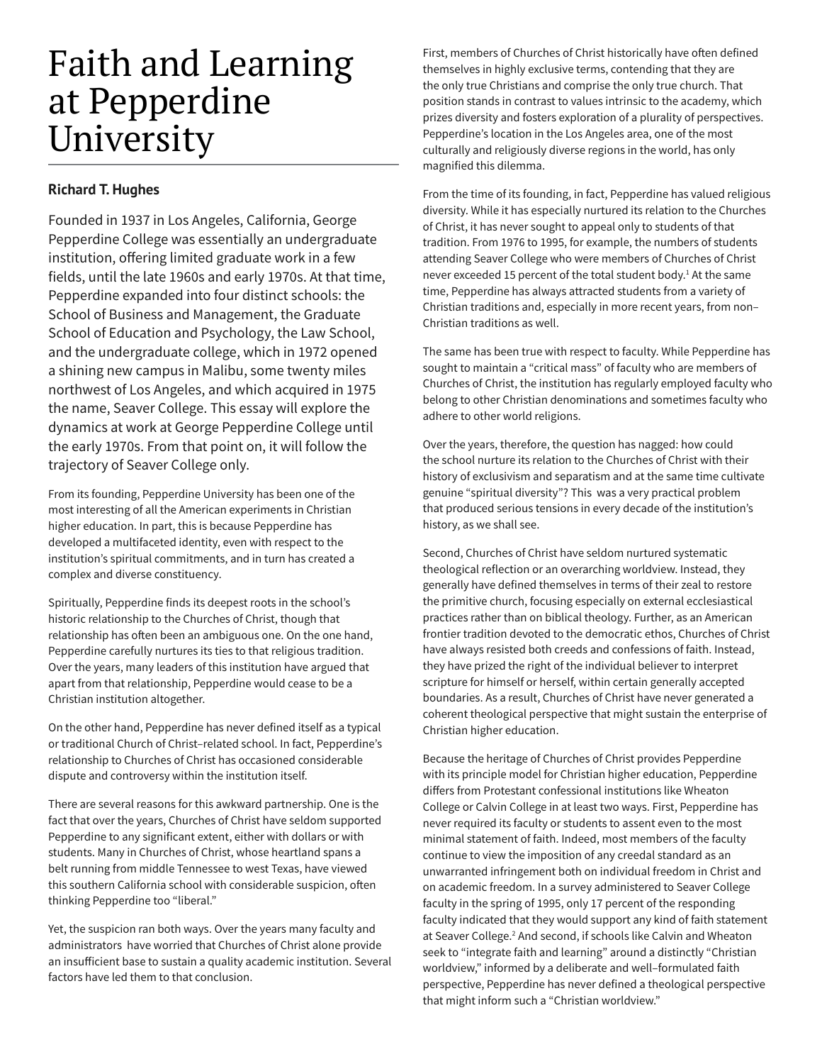# Faith and Learning at Pepperdine University

### Richard T. Hughes

Founded in 1937 in Los Angeles, California, George Pepperdine College was essentially an undergraduate institution, offering limited graduate work in a few fields, until the late 1960s and early 1970s. At that time, Pepperdine expanded into four distinct schools: the School of Business and Management, the Graduate School of Education and Psychology, the Law School, and the undergraduate college, which in 1972 opened a shining new campus in Malibu, some twenty miles northwest of Los Angeles, and which acquired in 1975 the name, Seaver College. This essay will explore the dynamics at work at George Pepperdine College until the early 1970s. From that point on, it will follow the trajectory of Seaver College only.

From its founding, Pepperdine University has been one of the most interesting of all the American experiments in Christian higher education. In part, this is because Pepperdine has developed a multifaceted identity, even with respect to the institution's spiritual commitments, and in turn has created a complex and diverse constituency.

Spiritually, Pepperdine finds its deepest roots in the school's historic relationship to the Churches of Christ, though that relationship has often been an ambiguous one. On the one hand, Pepperdine carefully nurtures its ties to that religious tradition. Over the years, many leaders of this institution have argued that apart from that relationship, Pepperdine would cease to be a Christian institution altogether.

On the other hand, Pepperdine has never defined itself as a typical or traditional Church of Christ–related school. In fact, Pepperdine's relationship to Churches of Christ has occasioned considerable dispute and controversy within the institution itself.

There are several reasons for this awkward partnership. One is the fact that over the years, Churches of Christ have seldom supported Pepperdine to any significant extent, either with dollars or with students. Many in Churches of Christ, whose heartland spans a belt running from middle Tennessee to west Texas, have viewed this southern California school with considerable suspicion, often thinking Pepperdine too "liberal."

Yet, the suspicion ran both ways. Over the years many faculty and administrators have worried that Churches of Christ alone provide an insufficient base to sustain a quality academic institution. Several factors have led them to that conclusion.

First, members of Churches of Christ historically have often defined themselves in highly exclusive terms, contending that they are the only true Christians and comprise the only true church. That position stands in contrast to values intrinsic to the academy, which prizes diversity and fosters exploration of a plurality of perspectives. Pepperdine's location in the Los Angeles area, one of the most culturally and religiously diverse regions in the world, has only magnified this dilemma.

From the time of its founding, in fact, Pepperdine has valued religious diversity. While it has especially nurtured its relation to the Churches of Christ, it has never sought to appeal only to students of that tradition. From 1976 to 1995, for example, the numbers of students attending Seaver College who were members of Churches of Christ never exceeded 15 percent of the total student body.[1] At the same time, Pepperdine has always attracted students from a variety of Christian traditions and, especially in more recent years, from non–Christian traditions as well.

The same has been true with respect to faculty. While Pepperdine has sought to maintain a "critical mass" of faculty who are members of Churches of Christ, the institution has regularly employed faculty who belong to other Christian denominations and sometimes faculty who adhere to other world religions.

Over the years, therefore, the question has nagged: how could the school nurture its relation to the Churches of Christ with their history of exclusivism and separatism and at the same time cultivate genuine "spiritual diversity"? This was a very practical problem that produced serious tensions in every decade of the institution's history, as we shall see.

Second, Churches of Christ have seldom nurtured systematic theological reflection or an overarching worldview. Instead, they generally have defined themselves in terms of their zeal to restore the primitive church, focusing especially on external ecclesiastical practices rather than on biblical theology. Further, as an American frontier tradition devoted to the democratic ethos, Churches of Christ have always resisted both creeds and confessions of faith. Instead, they have prized the right of the individual believer to interpret scripture for himself or herself, within certain generally accepted boundaries. As a result, Churches of Christ have never generated a coherent theological perspective that might sustain the enterprise of Christian higher education.

Because the heritage of Churches of Christ provides Pepperdine with its principle model for Christian higher education, Pepperdine differs from Protestant confessional institutions like Wheaton College or Calvin College in at least two ways. First, Pepperdine has never required its faculty or students to assent even to the most minimal statement of faith. Indeed, most members of the faculty continue to view the imposition of any creedal standard as an unwarranted infringement both on individual freedom in Christ and on academic freedom. In a survey administered to Seaver College faculty in the spring of 1995, only 17 percent of the responding faculty indicated that they would support any kind of faith statement at Seaver College.[2] And second, if schools like Calvin and Wheaton seek to "integrate faith and learning" around a distinctly "Christian worldview," informed by a deliberate and well–formulated faith perspective, Pepperdine has never defined a theological perspective that might inform such a "Christian worldview."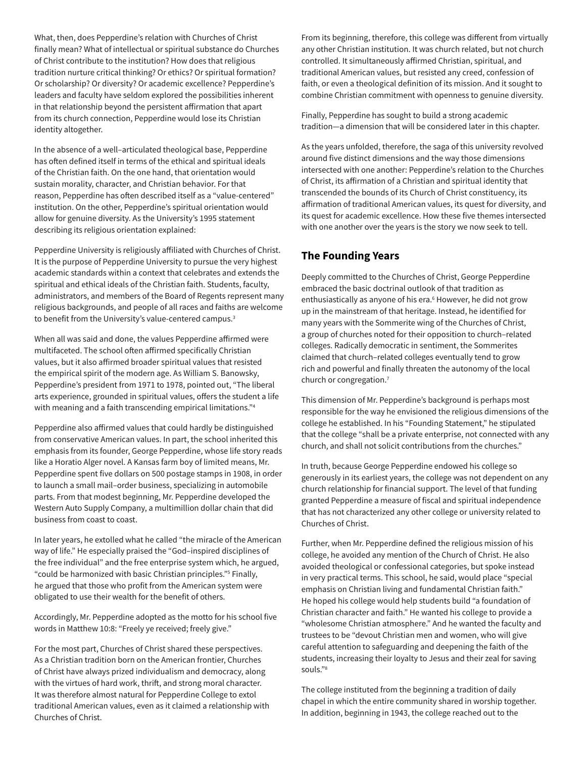What, then, does Pepperdine's relation with Churches of Christ finally mean? What of intellectual or spiritual substance do Churches of Christ contribute to the institution? How does that religious tradition nurture critical thinking? Or ethics? Or spiritual formation? Or scholarship? Or diversity? Or academic excellence? Pepperdine's leaders and faculty have seldom explored the possibilities inherent in that relationship beyond the persistent affirmation that apart from its church connection, Pepperdine would lose its Christian identity altogether.

In the absence of a well–articulated theological base, Pepperdine has often defined itself in terms of the ethical and spiritual ideals of the Christian faith. On the one hand, that orientation would sustain morality, character, and Christian behavior. For that reason, Pepperdine has often described itself as a "value-centered" institution. On the other, Pepperdine's spiritual orientation would allow for genuine diversity. As the University's 1995 statement describing its religious orientation explained:

Pepperdine University is religiously affiliated with Churches of Christ. It is the purpose of Pepperdine University to pursue the very highest academic standards within a context that celebrates and extends the spiritual and ethical ideals of the Christian faith. Students, faculty, administrators, and members of the Board of Regents represent many religious backgrounds, and people of all races and faiths are welcome to benefit from the University's value-centered campus.[3]

When all was said and done, the values Pepperdine affirmed were multifaceted. The school often affirmed specifically Christian values, but it also affirmed broader spiritual values that resisted the empirical spirit of the modern age. As William S. Banowsky, Pepperdine's president from 1971 to 1978, pointed out, "The liberal arts experience, grounded in spiritual values, offers the student a life with meaning and a faith transcending empirical limitations."[4]

Pepperdine also affirmed values that could hardly be distinguished from conservative American values. In part, the school inherited this emphasis from its founder, George Pepperdine, whose life story reads like a Horatio Alger novel. A Kansas farm boy of limited means, Mr. Pepperdine spent five dollars on 500 postage stamps in 1908, in order to launch a small mail–order business, specializing in automobile parts. From that modest beginning, Mr. Pepperdine developed the Western Auto Supply Company, a multimillion dollar chain that did business from coast to coast.

In later years, he extolled what he called "the miracle of the American way of life." He especially praised the "God–inspired disciplines of the free individual" and the free enterprise system which, he argued, "could be harmonized with basic Christian principles."[5] Finally, he argued that those who profit from the American system were obligated to use their wealth for the benefit of others.

Accordingly, Mr. Pepperdine adopted as the motto for his school five words in Matthew 10:8: "Freely ye received; freely give."

For the most part, Churches of Christ shared these perspectives. As a Christian tradition born on the American frontier, Churches of Christ have always prized individualism and democracy, along with the virtues of hard work, thrift, and strong moral character. It was therefore almost natural for Pepperdine College to extol traditional American values, even as it claimed a relationship with Churches of Christ.

From its beginning, therefore, this college was different from virtually any other Christian institution. It was church related, but not church controlled. It simultaneously affirmed Christian, spiritual, and traditional American values, but resisted any creed, confession of faith, or even a theological definition of its mission. And it sought to combine Christian commitment with openness to genuine diversity.

Finally, Pepperdine has sought to build a strong academic tradition—a dimension that will be considered later in this chapter.

As the years unfolded, therefore, the saga of this university revolved around five distinct dimensions and the way those dimensions intersected with one another: Pepperdine's relation to the Churches of Christ, its affirmation of a Christian and spiritual identity that transcended the bounds of its Church of Christ constituency, its affirmation of traditional American values, its quest for diversity, and its quest for academic excellence. How these five themes intersected with one another over the years is the story we now seek to tell.

## The Founding Years

Deeply committed to the Churches of Christ, George Pepperdine embraced the basic doctrinal outlook of that tradition as enthusiastically as anyone of his era.[6] However, he did not grow up in the mainstream of that heritage. Instead, he identified for many years with the Sommerite wing of the Churches of Christ, a group of churches noted for their opposition to church–related colleges. Radically democratic in sentiment, the Sommerites claimed that church–related colleges eventually tend to grow rich and powerful and finally threaten the autonomy of the local church or congregation.[7]

This dimension of Mr. Pepperdine's background is perhaps most responsible for the way he envisioned the religious dimensions of the college he established. In his "Founding Statement," he stipulated that the college "shall be a private enterprise, not connected with any church, and shall not solicit contributions from the churches."

In truth, because George Pepperdine endowed his college so generously in its earliest years, the college was not dependent on any church relationship for financial support. The level of that funding granted Pepperdine a measure of fiscal and spiritual independence that has not characterized any other college or university related to Churches of Christ.

Further, when Mr. Pepperdine defined the religious mission of his college, he avoided any mention of the Church of Christ. He also avoided theological or confessional categories, but spoke instead in very practical terms. This school, he said, would place "special emphasis on Christian living and fundamental Christian faith." He hoped his college would help students build "a foundation of Christian character and faith." He wanted his college to provide a "wholesome Christian atmosphere." And he wanted the faculty and trustees to be "devout Christian men and women, who will give careful attention to safeguarding and deepening the faith of the students, increasing their loyalty to Jesus and their zeal for saving souls."[8]

The college instituted from the beginning a tradition of daily chapel in which the entire community shared in worship together. In addition, beginning in 1943, the college reached out to the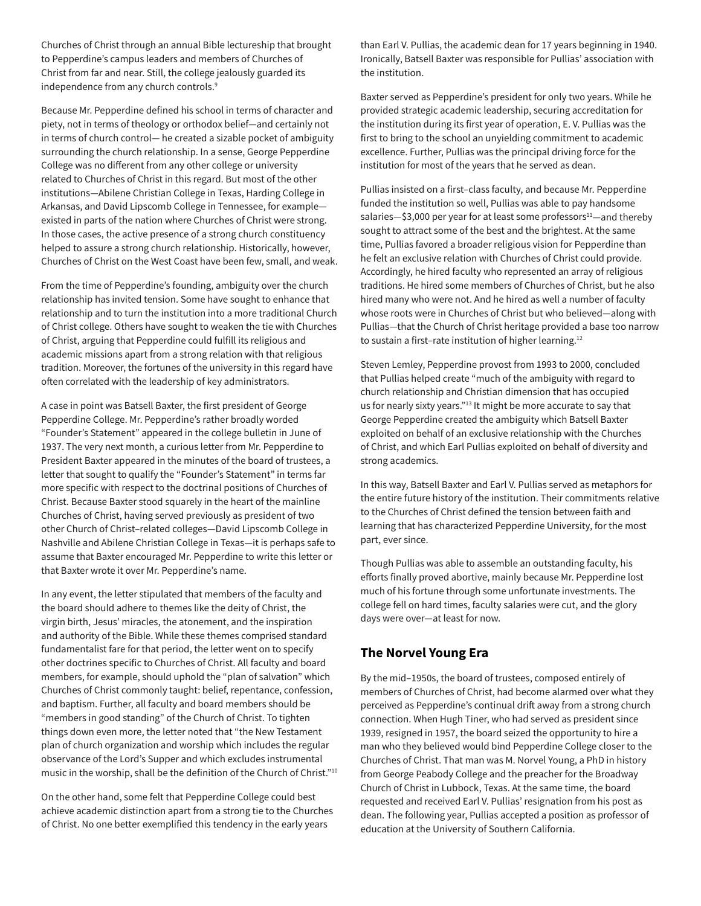Churches of Christ through an annual Bible lectureship that brought to Pepperdine's campus leaders and members of Churches of Christ from far and near. Still, the college jealously guarded its independence from any church controls.[9]

Because Mr. Pepperdine defined his school in terms of character and piety, not in terms of theology or orthodox belief—and certainly not in terms of church control— he created a sizable pocket of ambiguity surrounding the church relationship. In a sense, George Pepperdine College was no different from any other college or university related to Churches of Christ in this regard. But most of the other institutions—Abilene Christian College in Texas, Harding College in Arkansas, and David Lipscomb College in Tennessee, for example—existed in parts of the nation where Churches of Christ were strong. In those cases, the active presence of a strong church constituency helped to assure a strong church relationship. Historically, however, Churches of Christ on the West Coast have been few, small, and weak.

From the time of Pepperdine's founding, ambiguity over the church relationship has invited tension. Some have sought to enhance that relationship and to turn the institution into a more traditional Church of Christ college. Others have sought to weaken the tie with Churches of Christ, arguing that Pepperdine could fulfill its religious and academic missions apart from a strong relation with that religious tradition. Moreover, the fortunes of the university in this regard have often correlated with the leadership of key administrators.

A case in point was Batsell Baxter, the first president of George Pepperdine College. Mr. Pepperdine's rather broadly worded "Founder's Statement" appeared in the college bulletin in June of 1937. The very next month, a curious letter from Mr. Pepperdine to President Baxter appeared in the minutes of the board of trustees, a letter that sought to qualify the "Founder's Statement" in terms far more specific with respect to the doctrinal positions of Churches of Christ. Because Baxter stood squarely in the heart of the mainline Churches of Christ, having served previously as president of two other Church of Christ–related colleges—David Lipscomb College in Nashville and Abilene Christian College in Texas—it is perhaps safe to assume that Baxter encouraged Mr. Pepperdine to write this letter or that Baxter wrote it over Mr. Pepperdine's name.

In any event, the letter stipulated that members of the faculty and the board should adhere to themes like the deity of Christ, the virgin birth, Jesus' miracles, the atonement, and the inspiration and authority of the Bible. While these themes comprised standard fundamentalist fare for that period, the letter went on to specify other doctrines specific to Churches of Christ. All faculty and board members, for example, should uphold the "plan of salvation" which Churches of Christ commonly taught: belief, repentance, confession, and baptism. Further, all faculty and board members should be "members in good standing" of the Church of Christ. To tighten things down even more, the letter noted that "the New Testament plan of church organization and worship which includes the regular observance of the Lord's Supper and which excludes instrumental music in the worship, shall be the definition of the Church of Christ."[10]

On the other hand, some felt that Pepperdine College could best achieve academic distinction apart from a strong tie to the Churches of Christ. No one better exemplified this tendency in the early years than Earl V. Pullias, the academic dean for 17 years beginning in 1940. Ironically, Batsell Baxter was responsible for Pullias' association with the institution.

Baxter served as Pepperdine's president for only two years. While he provided strategic academic leadership, securing accreditation for the institution during its first year of operation, E. V. Pullias was the first to bring to the school an unyielding commitment to academic excellence. Further, Pullias was the principal driving force for the institution for most of the years that he served as dean.

Pullias insisted on a first–class faculty, and because Mr. Pepperdine funded the institution so well, Pullias was able to pay handsome salaries—$3,000 per year for at least some professors[11]—and thereby sought to attract some of the best and the brightest. At the same time, Pullias favored a broader religious vision for Pepperdine than he felt an exclusive relation with Churches of Christ could provide. Accordingly, he hired faculty who represented an array of religious traditions. He hired some members of Churches of Christ, but he also hired many who were not. And he hired as well a number of faculty whose roots were in Churches of Christ but who believed—along with Pullias—that the Church of Christ heritage provided a base too narrow to sustain a first–rate institution of higher learning.[12]

Steven Lemley, Pepperdine provost from 1993 to 2000, concluded that Pullias helped create "much of the ambiguity with regard to church relationship and Christian dimension that has occupied us for nearly sixty years."[13] It might be more accurate to say that George Pepperdine created the ambiguity which Batsell Baxter exploited on behalf of an exclusive relationship with the Churches of Christ, and which Earl Pullias exploited on behalf of diversity and strong academics.

In this way, Batsell Baxter and Earl V. Pullias served as metaphors for the entire future history of the institution. Their commitments relative to the Churches of Christ defined the tension between faith and learning that has characterized Pepperdine University, for the most part, ever since.

Though Pullias was able to assemble an outstanding faculty, his efforts finally proved abortive, mainly because Mr. Pepperdine lost much of his fortune through some unfortunate investments. The college fell on hard times, faculty salaries were cut, and the glory days were over—at least for now.

## The Norvel Young Era

By the mid–1950s, the board of trustees, composed entirely of members of Churches of Christ, had become alarmed over what they perceived as Pepperdine's continual drift away from a strong church connection. When Hugh Tiner, who had served as president since 1939, resigned in 1957, the board seized the opportunity to hire a man who they believed would bind Pepperdine College closer to the Churches of Christ. That man was M. Norvel Young, a PhD in history from George Peabody College and the preacher for the Broadway Church of Christ in Lubbock, Texas. At the same time, the board requested and received Earl V. Pullias' resignation from his post as dean. The following year, Pullias accepted a position as professor of education at the University of Southern California.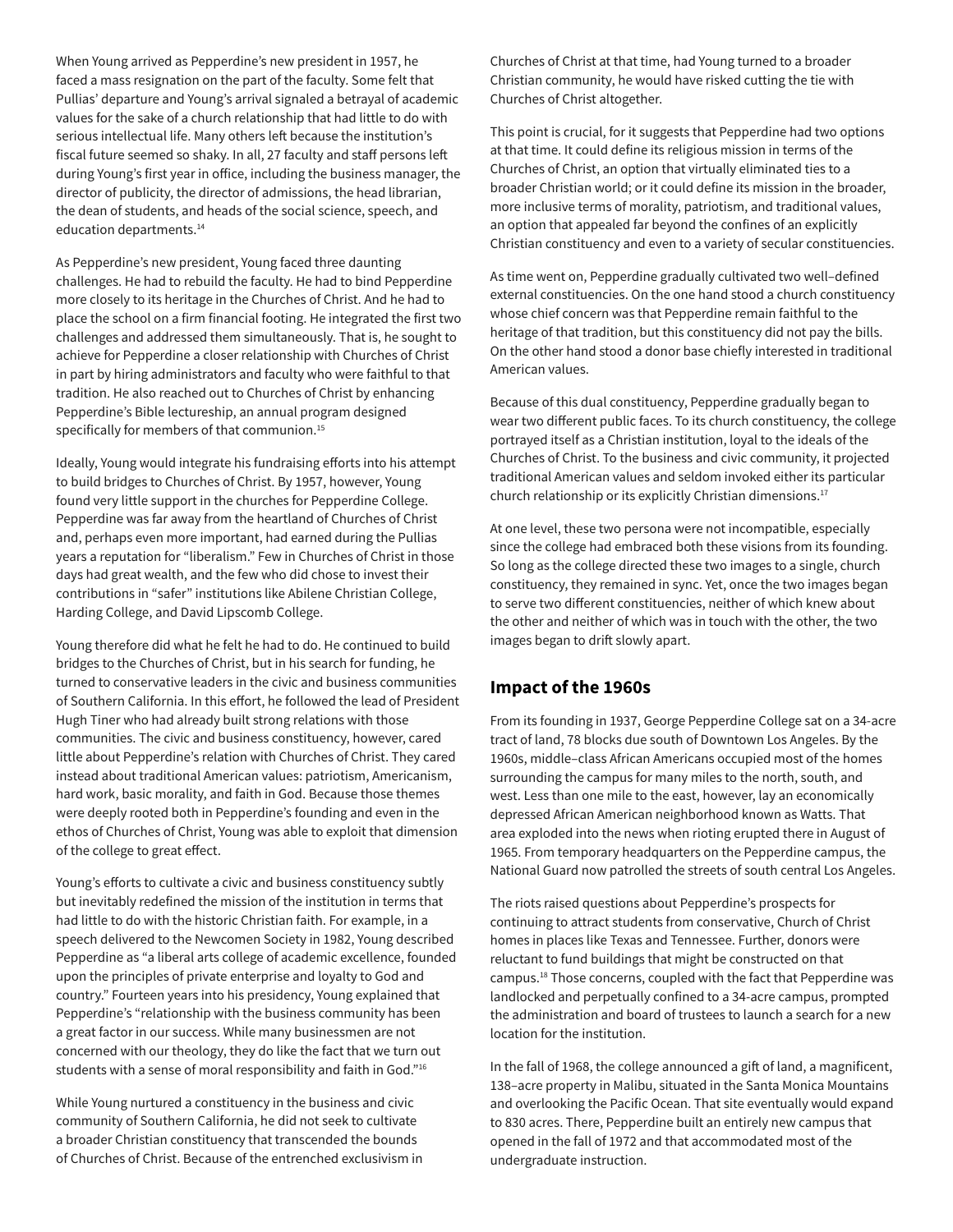When Young arrived as Pepperdine's new president in 1957, he faced a mass resignation on the part of the faculty. Some felt that Pullias' departure and Young's arrival signaled a betrayal of academic values for the sake of a church relationship that had little to do with serious intellectual life. Many others left because the institution's fiscal future seemed so shaky. In all, 27 faculty and staff persons left during Young's first year in office, including the business manager, the director of publicity, the director of admissions, the head librarian, the dean of students, and heads of the social science, speech, and education departments.[14]

As Pepperdine's new president, Young faced three daunting challenges. He had to rebuild the faculty. He had to bind Pepperdine more closely to its heritage in the Churches of Christ. And he had to place the school on a firm financial footing. He integrated the first two challenges and addressed them simultaneously. That is, he sought to achieve for Pepperdine a closer relationship with Churches of Christ in part by hiring administrators and faculty who were faithful to that tradition. He also reached out to Churches of Christ by enhancing Pepperdine's Bible lectureship, an annual program designed specifically for members of that communion.[15]

Ideally, Young would integrate his fundraising efforts into his attempt to build bridges to Churches of Christ. By 1957, however, Young found very little support in the churches for Pepperdine College. Pepperdine was far away from the heartland of Churches of Christ and, perhaps even more important, had earned during the Pullias years a reputation for "liberalism." Few in Churches of Christ in those days had great wealth, and the few who did chose to invest their contributions in "safer" institutions like Abilene Christian College, Harding College, and David Lipscomb College.

Young therefore did what he felt he had to do. He continued to build bridges to the Churches of Christ, but in his search for funding, he turned to conservative leaders in the civic and business communities of Southern California. In this effort, he followed the lead of President Hugh Tiner who had already built strong relations with those communities. The civic and business constituency, however, cared little about Pepperdine's relation with Churches of Christ. They cared instead about traditional American values: patriotism, Americanism, hard work, basic morality, and faith in God. Because those themes were deeply rooted both in Pepperdine's founding and even in the ethos of Churches of Christ, Young was able to exploit that dimension of the college to great effect.

Young's efforts to cultivate a civic and business constituency subtly but inevitably redefined the mission of the institution in terms that had little to do with the historic Christian faith. For example, in a speech delivered to the Newcomen Society in 1982, Young described Pepperdine as "a liberal arts college of academic excellence, founded upon the principles of private enterprise and loyalty to God and country." Fourteen years into his presidency, Young explained that Pepperdine's "relationship with the business community has been a great factor in our success. While many businessmen are not concerned with our theology, they do like the fact that we turn out students with a sense of moral responsibility and faith in God."[16]

While Young nurtured a constituency in the business and civic community of Southern California, he did not seek to cultivate a broader Christian constituency that transcended the bounds of Churches of Christ. Because of the entrenched exclusivism in Churches of Christ at that time, had Young turned to a broader Christian community, he would have risked cutting the tie with Churches of Christ altogether.

This point is crucial, for it suggests that Pepperdine had two options at that time. It could define its religious mission in terms of the Churches of Christ, an option that virtually eliminated ties to a broader Christian world; or it could define its mission in the broader, more inclusive terms of morality, patriotism, and traditional values, an option that appealed far beyond the confines of an explicitly Christian constituency and even to a variety of secular constituencies.

As time went on, Pepperdine gradually cultivated two well–defined external constituencies. On the one hand stood a church constituency whose chief concern was that Pepperdine remain faithful to the heritage of that tradition, but this constituency did not pay the bills. On the other hand stood a donor base chiefly interested in traditional American values.

Because of this dual constituency, Pepperdine gradually began to wear two different public faces. To its church constituency, the college portrayed itself as a Christian institution, loyal to the ideals of the Churches of Christ. To the business and civic community, it projected traditional American values and seldom invoked either its particular church relationship or its explicitly Christian dimensions.[17]

At one level, these two persona were not incompatible, especially since the college had embraced both these visions from its founding. So long as the college directed these two images to a single, church constituency, they remained in sync. Yet, once the two images began to serve two different constituencies, neither of which knew about the other and neither of which was in touch with the other, the two images began to drift slowly apart.

## Impact of the 1960s

From its founding in 1937, George Pepperdine College sat on a 34-acre tract of land, 78 blocks due south of Downtown Los Angeles. By the 1960s, middle–class African Americans occupied most of the homes surrounding the campus for many miles to the north, south, and west. Less than one mile to the east, however, lay an economically depressed African American neighborhood known as Watts. That area exploded into the news when rioting erupted there in August of 1965. From temporary headquarters on the Pepperdine campus, the National Guard now patrolled the streets of south central Los Angeles.

The riots raised questions about Pepperdine's prospects for continuing to attract students from conservative, Church of Christ homes in places like Texas and Tennessee. Further, donors were reluctant to fund buildings that might be constructed on that campus.[18] Those concerns, coupled with the fact that Pepperdine was landlocked and perpetually confined to a 34-acre campus, prompted the administration and board of trustees to launch a search for a new location for the institution.

In the fall of 1968, the college announced a gift of land, a magnificent, 138–acre property in Malibu, situated in the Santa Monica Mountains and overlooking the Pacific Ocean. That site eventually would expand to 830 acres. There, Pepperdine built an entirely new campus that opened in the fall of 1972 and that accommodated most of the undergraduate instruction.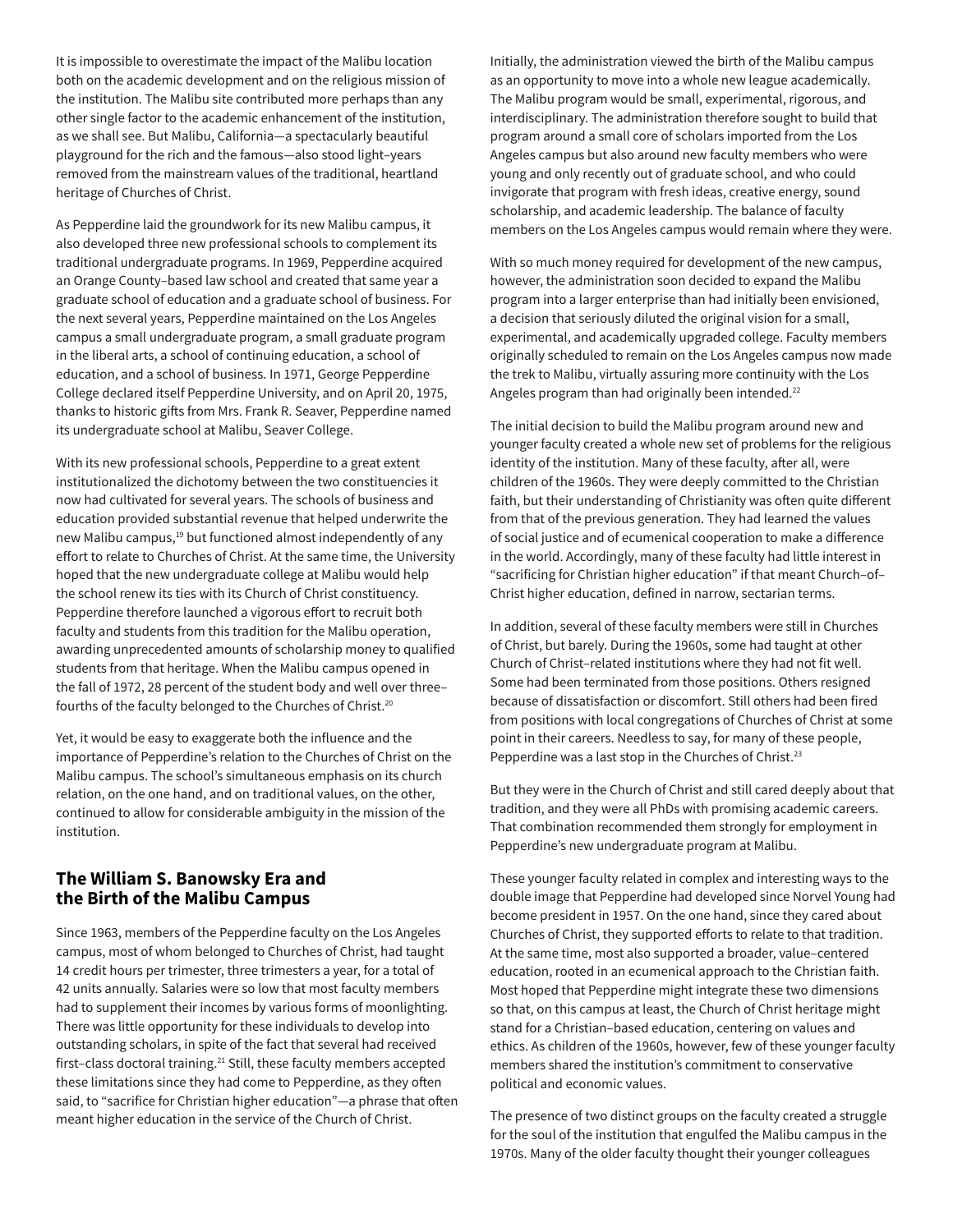It is impossible to overestimate the impact of the Malibu location both on the academic development and on the religious mission of the institution. The Malibu site contributed more perhaps than any other single factor to the academic enhancement of the institution, as we shall see. But Malibu, California—a spectacularly beautiful playground for the rich and the famous—also stood light–years removed from the mainstream values of the traditional, heartland heritage of Churches of Christ.

As Pepperdine laid the groundwork for its new Malibu campus, it also developed three new professional schools to complement its traditional undergraduate programs. In 1969, Pepperdine acquired an Orange County–based law school and created that same year a graduate school of education and a graduate school of business. For the next several years, Pepperdine maintained on the Los Angeles campus a small undergraduate program, a small graduate program in the liberal arts, a school of continuing education, a school of education, and a school of business. In 1971, George Pepperdine College declared itself Pepperdine University, and on April 20, 1975, thanks to historic gifts from Mrs. Frank R. Seaver, Pepperdine named its undergraduate school at Malibu, Seaver College.

With its new professional schools, Pepperdine to a great extent institutionalized the dichotomy between the two constituencies it now had cultivated for several years. The schools of business and education provided substantial revenue that helped underwrite the new Malibu campus,[19] but functioned almost independently of any effort to relate to Churches of Christ. At the same time, the University hoped that the new undergraduate college at Malibu would help the school renew its ties with its Church of Christ constituency. Pepperdine therefore launched a vigorous effort to recruit both faculty and students from this tradition for the Malibu operation, awarding unprecedented amounts of scholarship money to qualified students from that heritage. When the Malibu campus opened in the fall of 1972, 28 percent of the student body and well over three–fourths of the faculty belonged to the Churches of Christ.[20]

Yet, it would be easy to exaggerate both the influence and the importance of Pepperdine's relation to the Churches of Christ on the Malibu campus. The school's simultaneous emphasis on its church relation, on the one hand, and on traditional values, on the other, continued to allow for considerable ambiguity in the mission of the institution.

## The William S. Banowsky Era and the Birth of the Malibu Campus

Since 1963, members of the Pepperdine faculty on the Los Angeles campus, most of whom belonged to Churches of Christ, had taught 14 credit hours per trimester, three trimesters a year, for a total of 42 units annually. Salaries were so low that most faculty members had to supplement their incomes by various forms of moonlighting. There was little opportunity for these individuals to develop into outstanding scholars, in spite of the fact that several had received first–class doctoral training.[21] Still, these faculty members accepted these limitations since they had come to Pepperdine, as they often said, to "sacrifice for Christian higher education"—a phrase that often meant higher education in the service of the Church of Christ.

Initially, the administration viewed the birth of the Malibu campus as an opportunity to move into a whole new league academically. The Malibu program would be small, experimental, rigorous, and interdisciplinary. The administration therefore sought to build that program around a small core of scholars imported from the Los Angeles campus but also around new faculty members who were young and only recently out of graduate school, and who could invigorate that program with fresh ideas, creative energy, sound scholarship, and academic leadership. The balance of faculty members on the Los Angeles campus would remain where they were.

With so much money required for development of the new campus, however, the administration soon decided to expand the Malibu program into a larger enterprise than had initially been envisioned, a decision that seriously diluted the original vision for a small, experimental, and academically upgraded college. Faculty members originally scheduled to remain on the Los Angeles campus now made the trek to Malibu, virtually assuring more continuity with the Los Angeles program than had originally been intended.[22]

The initial decision to build the Malibu program around new and younger faculty created a whole new set of problems for the religious identity of the institution. Many of these faculty, after all, were children of the 1960s. They were deeply committed to the Christian faith, but their understanding of Christianity was often quite different from that of the previous generation. They had learned the values of social justice and of ecumenical cooperation to make a difference in the world. Accordingly, many of these faculty had little interest in "sacrificing for Christian higher education" if that meant Church–of–Christ higher education, defined in narrow, sectarian terms.

In addition, several of these faculty members were still in Churches of Christ, but barely. During the 1960s, some had taught at other Church of Christ–related institutions where they had not fit well. Some had been terminated from those positions. Others resigned because of dissatisfaction or discomfort. Still others had been fired from positions with local congregations of Churches of Christ at some point in their careers. Needless to say, for many of these people, Pepperdine was a last stop in the Churches of Christ.[23]

But they were in the Church of Christ and still cared deeply about that tradition, and they were all PhDs with promising academic careers. That combination recommended them strongly for employment in Pepperdine's new undergraduate program at Malibu.

These younger faculty related in complex and interesting ways to the double image that Pepperdine had developed since Norvel Young had become president in 1957. On the one hand, since they cared about Churches of Christ, they supported efforts to relate to that tradition. At the same time, most also supported a broader, value–centered education, rooted in an ecumenical approach to the Christian faith. Most hoped that Pepperdine might integrate these two dimensions so that, on this campus at least, the Church of Christ heritage might stand for a Christian–based education, centering on values and ethics. As children of the 1960s, however, few of these younger faculty members shared the institution's commitment to conservative political and economic values.

The presence of two distinct groups on the faculty created a struggle for the soul of the institution that engulfed the Malibu campus in the 1970s. Many of the older faculty thought their younger colleagues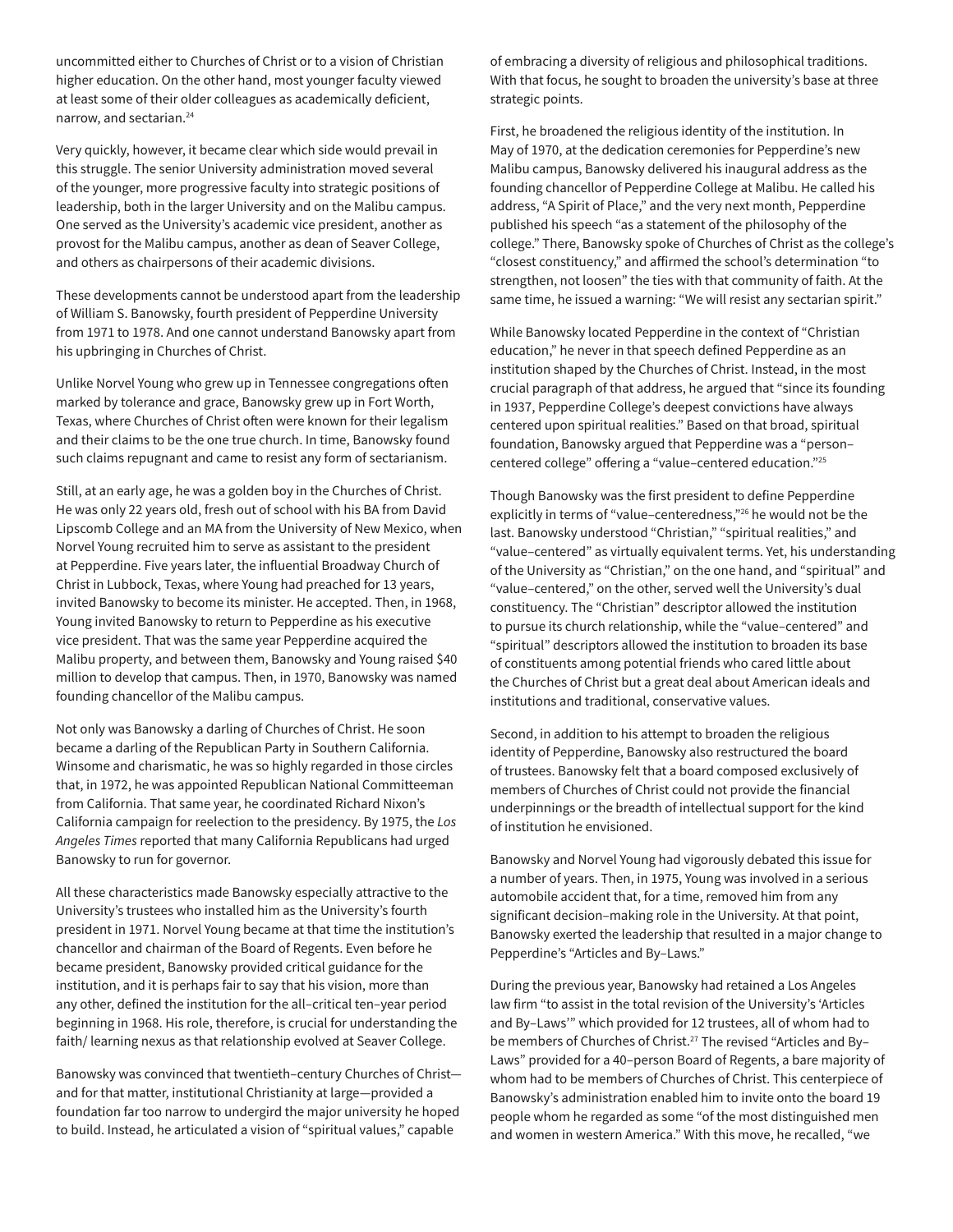uncommitted either to Churches of Christ or to a vision of Christian higher education. On the other hand, most younger faculty viewed at least some of their older colleagues as academically deficient, narrow, and sectarian.[24]

Very quickly, however, it became clear which side would prevail in this struggle. The senior University administration moved several of the younger, more progressive faculty into strategic positions of leadership, both in the larger University and on the Malibu campus. One served as the University's academic vice president, another as provost for the Malibu campus, another as dean of Seaver College, and others as chairpersons of their academic divisions.

These developments cannot be understood apart from the leadership of William S. Banowsky, fourth president of Pepperdine University from 1971 to 1978. And one cannot understand Banowsky apart from his upbringing in Churches of Christ.

Unlike Norvel Young who grew up in Tennessee congregations often marked by tolerance and grace, Banowsky grew up in Fort Worth, Texas, where Churches of Christ often were known for their legalism and their claims to be the one true church. In time, Banowsky found such claims repugnant and came to resist any form of sectarianism.

Still, at an early age, he was a golden boy in the Churches of Christ. He was only 22 years old, fresh out of school with his BA from David Lipscomb College and an MA from the University of New Mexico, when Norvel Young recruited him to serve as assistant to the president at Pepperdine. Five years later, the influential Broadway Church of Christ in Lubbock, Texas, where Young had preached for 13 years, invited Banowsky to become its minister. He accepted. Then, in 1968, Young invited Banowsky to return to Pepperdine as his executive vice president. That was the same year Pepperdine acquired the Malibu property, and between them, Banowsky and Young raised $40 million to develop that campus. Then, in 1970, Banowsky was named founding chancellor of the Malibu campus.

Not only was Banowsky a darling of Churches of Christ. He soon became a darling of the Republican Party in Southern California. Winsome and charismatic, he was so highly regarded in those circles that, in 1972, he was appointed Republican National Committeeman from California. That same year, he coordinated Richard Nixon's California campaign for reelection to the presidency. By 1975, the *Los Angeles Times* reported that many California Republicans had urged Banowsky to run for governor.

All these characteristics made Banowsky especially attractive to the University's trustees who installed him as the University's fourth president in 1971. Norvel Young became at that time the institution's chancellor and chairman of the Board of Regents. Even before he became president, Banowsky provided critical guidance for the institution, and it is perhaps fair to say that his vision, more than any other, defined the institution for the all–critical ten–year period beginning in 1968. His role, therefore, is crucial for understanding the faith/ learning nexus as that relationship evolved at Seaver College.

Banowsky was convinced that twentieth–century Churches of Christ—and for that matter, institutional Christianity at large—provided a foundation far too narrow to undergird the major university he hoped to build. Instead, he articulated a vision of "spiritual values," capable of embracing a diversity of religious and philosophical traditions. With that focus, he sought to broaden the university's base at three strategic points.

First, he broadened the religious identity of the institution. In May of 1970, at the dedication ceremonies for Pepperdine's new Malibu campus, Banowsky delivered his inaugural address as the founding chancellor of Pepperdine College at Malibu. He called his address, "A Spirit of Place," and the very next month, Pepperdine published his speech "as a statement of the philosophy of the college." There, Banowsky spoke of Churches of Christ as the college's "closest constituency," and affirmed the school's determination "to strengthen, not loosen" the ties with that community of faith. At the same time, he issued a warning: "We will resist any sectarian spirit."

While Banowsky located Pepperdine in the context of "Christian education," he never in that speech defined Pepperdine as an institution shaped by the Churches of Christ. Instead, in the most crucial paragraph of that address, he argued that "since its founding in 1937, Pepperdine College's deepest convictions have always centered upon spiritual realities." Based on that broad, spiritual foundation, Banowsky argued that Pepperdine was a "person–centered college" offering a "value–centered education."[25]

Though Banowsky was the first president to define Pepperdine explicitly in terms of "value–centeredness,"[26] he would not be the last. Banowsky understood "Christian," "spiritual realities," and "value–centered" as virtually equivalent terms. Yet, his understanding of the University as "Christian," on the one hand, and "spiritual" and "value–centered," on the other, served well the University's dual constituency. The "Christian" descriptor allowed the institution to pursue its church relationship, while the "value–centered" and "spiritual" descriptors allowed the institution to broaden its base of constituents among potential friends who cared little about the Churches of Christ but a great deal about American ideals and institutions and traditional, conservative values.

Second, in addition to his attempt to broaden the religious identity of Pepperdine, Banowsky also restructured the board of trustees. Banowsky felt that a board composed exclusively of members of Churches of Christ could not provide the financial underpinnings or the breadth of intellectual support for the kind of institution he envisioned.

Banowsky and Norvel Young had vigorously debated this issue for a number of years. Then, in 1975, Young was involved in a serious automobile accident that, for a time, removed him from any significant decision–making role in the University. At that point, Banowsky exerted the leadership that resulted in a major change to Pepperdine's "Articles and By–Laws."

During the previous year, Banowsky had retained a Los Angeles law firm "to assist in the total revision of the University's 'Articles and By–Laws'" which provided for 12 trustees, all of whom had to be members of Churches of Christ.[27] The revised "Articles and By–Laws" provided for a 40–person Board of Regents, a bare majority of whom had to be members of Churches of Christ. This centerpiece of Banowsky's administration enabled him to invite onto the board 19 people whom he regarded as some "of the most distinguished men and women in western America." With this move, he recalled, "we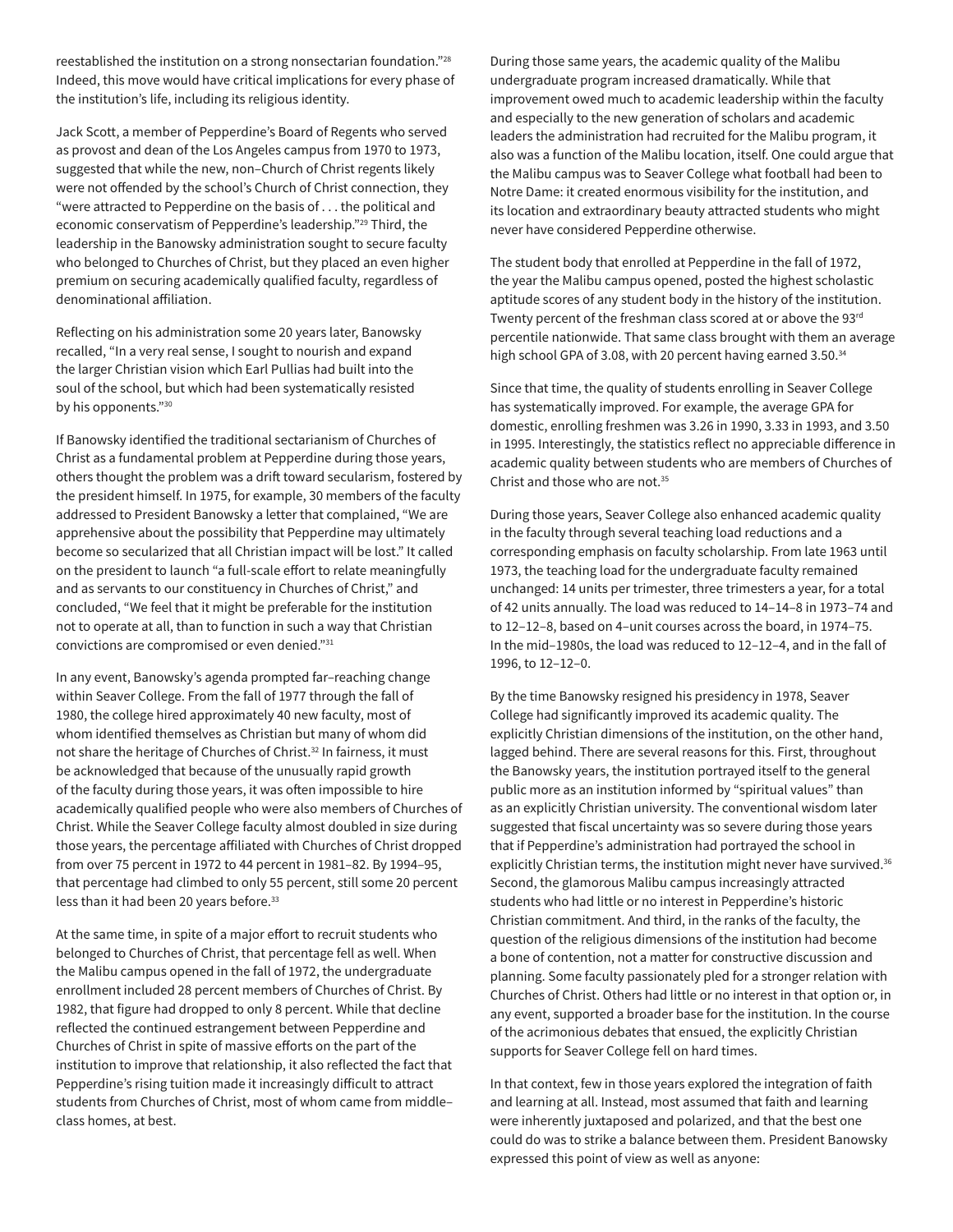reestablished the institution on a strong nonsectarian foundation."[28] Indeed, this move would have critical implications for every phase of the institution's life, including its religious identity.

Jack Scott, a member of Pepperdine's Board of Regents who served as provost and dean of the Los Angeles campus from 1970 to 1973, suggested that while the new, non–Church of Christ regents likely were not offended by the school's Church of Christ connection, they "were attracted to Pepperdine on the basis of . . . the political and economic conservatism of Pepperdine's leadership."[29] Third, the leadership in the Banowsky administration sought to secure faculty who belonged to Churches of Christ, but they placed an even higher premium on securing academically qualified faculty, regardless of denominational affiliation.

Reflecting on his administration some 20 years later, Banowsky recalled, "In a very real sense, I sought to nourish and expand the larger Christian vision which Earl Pullias had built into the soul of the school, but which had been systematically resisted by his opponents."[30]

If Banowsky identified the traditional sectarianism of Churches of Christ as a fundamental problem at Pepperdine during those years, others thought the problem was a drift toward secularism, fostered by the president himself. In 1975, for example, 30 members of the faculty addressed to President Banowsky a letter that complained, "We are apprehensive about the possibility that Pepperdine may ultimately become so secularized that all Christian impact will be lost." It called on the president to launch "a full-scale effort to relate meaningfully and as servants to our constituency in Churches of Christ," and concluded, "We feel that it might be preferable for the institution not to operate at all, than to function in such a way that Christian convictions are compromised or even denied."[31]

In any event, Banowsky's agenda prompted far–reaching change within Seaver College. From the fall of 1977 through the fall of 1980, the college hired approximately 40 new faculty, most of whom identified themselves as Christian but many of whom did not share the heritage of Churches of Christ.[32] In fairness, it must be acknowledged that because of the unusually rapid growth of the faculty during those years, it was often impossible to hire academically qualified people who were also members of Churches of Christ. While the Seaver College faculty almost doubled in size during those years, the percentage affiliated with Churches of Christ dropped from over 75 percent in 1972 to 44 percent in 1981–82. By 1994–95, that percentage had climbed to only 55 percent, still some 20 percent less than it had been 20 years before.[33]

At the same time, in spite of a major effort to recruit students who belonged to Churches of Christ, that percentage fell as well. When the Malibu campus opened in the fall of 1972, the undergraduate enrollment included 28 percent members of Churches of Christ. By 1982, that figure had dropped to only 8 percent. While that decline reflected the continued estrangement between Pepperdine and Churches of Christ in spite of massive efforts on the part of the institution to improve that relationship, it also reflected the fact that Pepperdine's rising tuition made it increasingly difficult to attract students from Churches of Christ, most of whom came from middle–class homes, at best.

During those same years, the academic quality of the Malibu undergraduate program increased dramatically. While that improvement owed much to academic leadership within the faculty and especially to the new generation of scholars and academic leaders the administration had recruited for the Malibu program, it also was a function of the Malibu location, itself. One could argue that the Malibu campus was to Seaver College what football had been to Notre Dame: it created enormous visibility for the institution, and its location and extraordinary beauty attracted students who might never have considered Pepperdine otherwise.

The student body that enrolled at Pepperdine in the fall of 1972, the year the Malibu campus opened, posted the highest scholastic aptitude scores of any student body in the history of the institution. Twenty percent of the freshman class scored at or above the 93rd percentile nationwide. That same class brought with them an average high school GPA of 3.08, with 20 percent having earned 3.50.[34]

Since that time, the quality of students enrolling in Seaver College has systematically improved. For example, the average GPA for domestic, enrolling freshmen was 3.26 in 1990, 3.33 in 1993, and 3.50 in 1995. Interestingly, the statistics reflect no appreciable difference in academic quality between students who are members of Churches of Christ and those who are not.[35]

During those years, Seaver College also enhanced academic quality in the faculty through several teaching load reductions and a corresponding emphasis on faculty scholarship. From late 1963 until 1973, the teaching load for the undergraduate faculty remained unchanged: 14 units per trimester, three trimesters a year, for a total of 42 units annually. The load was reduced to 14–14–8 in 1973–74 and to 12–12–8, based on 4–unit courses across the board, in 1974–75. In the mid–1980s, the load was reduced to 12–12–4, and in the fall of 1996, to 12–12–0.

By the time Banowsky resigned his presidency in 1978, Seaver College had significantly improved its academic quality. The explicitly Christian dimensions of the institution, on the other hand, lagged behind. There are several reasons for this. First, throughout the Banowsky years, the institution portrayed itself to the general public more as an institution informed by "spiritual values" than as an explicitly Christian university. The conventional wisdom later suggested that fiscal uncertainty was so severe during those years that if Pepperdine's administration had portrayed the school in explicitly Christian terms, the institution might never have survived.[36] Second, the glamorous Malibu campus increasingly attracted students who had little or no interest in Pepperdine's historic Christian commitment. And third, in the ranks of the faculty, the question of the religious dimensions of the institution had become a bone of contention, not a matter for constructive discussion and planning. Some faculty passionately pled for a stronger relation with Churches of Christ. Others had little or no interest in that option or, in any event, supported a broader base for the institution. In the course of the acrimonious debates that ensued, the explicitly Christian supports for Seaver College fell on hard times.

In that context, few in those years explored the integration of faith and learning at all. Instead, most assumed that faith and learning were inherently juxtaposed and polarized, and that the best one could do was to strike a balance between them. President Banowsky expressed this point of view as well as anyone: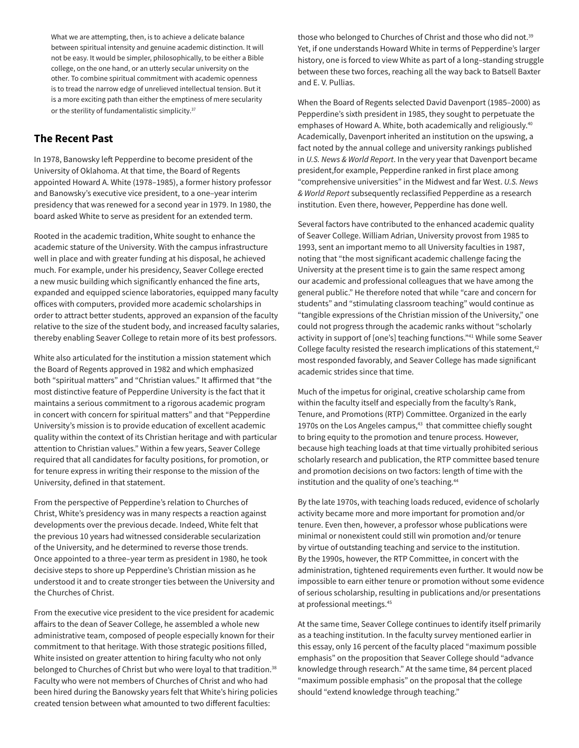> What we are attempting, then, is to achieve a delicate balance between spiritual intensity and genuine academic distinction. It will not be easy. It would be simpler, philosophically, to be either a Bible college, on the one hand, or an utterly secular university on the other. To combine spiritual commitment with academic openness is to tread the narrow edge of unrelieved intellectual tension. But it is a more exciting path than either the emptiness of mere secularity or the sterility of fundamentalistic simplicity.[37]

## The Recent Past

In 1978, Banowsky left Pepperdine to become president of the University of Oklahoma. At that time, the Board of Regents appointed Howard A. White (1978–1985), a former history professor and Banowsky's executive vice president, to a one–year interim presidency that was renewed for a second year in 1979. In 1980, the board asked White to serve as president for an extended term.

Rooted in the academic tradition, White sought to enhance the academic stature of the University. With the campus infrastructure well in place and with greater funding at his disposal, he achieved much. For example, under his presidency, Seaver College erected a new music building which significantly enhanced the fine arts, expanded and equipped science laboratories, equipped many faculty offices with computers, provided more academic scholarships in order to attract better students, approved an expansion of the faculty relative to the size of the student body, and increased faculty salaries, thereby enabling Seaver College to retain more of its best professors.

White also articulated for the institution a mission statement which the Board of Regents approved in 1982 and which emphasized both "spiritual matters" and "Christian values." It affirmed that "the most distinctive feature of Pepperdine University is the fact that it maintains a serious commitment to a rigorous academic program in concert with concern for spiritual matters" and that "Pepperdine University's mission is to provide education of excellent academic quality within the context of its Christian heritage and with particular attention to Christian values." Within a few years, Seaver College required that all candidates for faculty positions, for promotion, or for tenure express in writing their response to the mission of the University, defined in that statement.

From the perspective of Pepperdine's relation to Churches of Christ, White's presidency was in many respects a reaction against developments over the previous decade. Indeed, White felt that the previous 10 years had witnessed considerable secularization of the University, and he determined to reverse those trends. Once appointed to a three–year term as president in 1980, he took decisive steps to shore up Pepperdine's Christian mission as he understood it and to create stronger ties between the University and the Churches of Christ.

From the executive vice president to the vice president for academic affairs to the dean of Seaver College, he assembled a whole new administrative team, composed of people especially known for their commitment to that heritage. With those strategic positions filled, White insisted on greater attention to hiring faculty who not only belonged to Churches of Christ but who were loyal to that tradition.[38] Faculty who were not members of Churches of Christ and who had been hired during the Banowsky years felt that White's hiring policies created tension between what amounted to two different faculties: those who belonged to Churches of Christ and those who did not.[39] Yet, if one understands Howard White in terms of Pepperdine's larger history, one is forced to view White as part of a long–standing struggle between these two forces, reaching all the way back to Batsell Baxter and E. V. Pullias.

When the Board of Regents selected David Davenport (1985–2000) as Pepperdine's sixth president in 1985, they sought to perpetuate the emphases of Howard A. White, both academically and religiously.[40] Academically, Davenport inherited an institution on the upswing, a fact noted by the annual college and university rankings published in *U.S. News & World Report*. In the very year that Davenport became president,for example, Pepperdine ranked in first place among "comprehensive universities" in the Midwest and far West. *U.S. News & World Report* subsequently reclassified Pepperdine as a research institution. Even there, however, Pepperdine has done well.

Several factors have contributed to the enhanced academic quality of Seaver College. William Adrian, University provost from 1985 to 1993, sent an important memo to all University faculties in 1987, noting that "the most significant academic challenge facing the University at the present time is to gain the same respect among our academic and professional colleagues that we have among the general public." He therefore noted that while "care and concern for students" and "stimulating classroom teaching" would continue as "tangible expressions of the Christian mission of the University," one could not progress through the academic ranks without "scholarly activity in support of [one's] teaching functions."[41] While some Seaver College faculty resisted the research implications of this statement,[42] most responded favorably, and Seaver College has made significant academic strides since that time.

Much of the impetus for original, creative scholarship came from within the faculty itself and especially from the faculty's Rank, Tenure, and Promotions (RTP) Committee. Organized in the early 1970s on the Los Angeles campus,[43] that committee chiefly sought to bring equity to the promotion and tenure process. However, because high teaching loads at that time virtually prohibited serious scholarly research and publication, the RTP committee based tenure and promotion decisions on two factors: length of time with the institution and the quality of one's teaching.[44]

By the late 1970s, with teaching loads reduced, evidence of scholarly activity became more and more important for promotion and/or tenure. Even then, however, a professor whose publications were minimal or nonexistent could still win promotion and/or tenure by virtue of outstanding teaching and service to the institution. By the 1990s, however, the RTP Committee, in concert with the administration, tightened requirements even further. It would now be impossible to earn either tenure or promotion without some evidence of serious scholarship, resulting in publications and/or presentations at professional meetings.[45]

At the same time, Seaver College continues to identify itself primarily as a teaching institution. In the faculty survey mentioned earlier in this essay, only 16 percent of the faculty placed "maximum possible emphasis" on the proposition that Seaver College should "advance knowledge through research." At the same time, 84 percent placed "maximum possible emphasis" on the proposal that the college should "extend knowledge through teaching."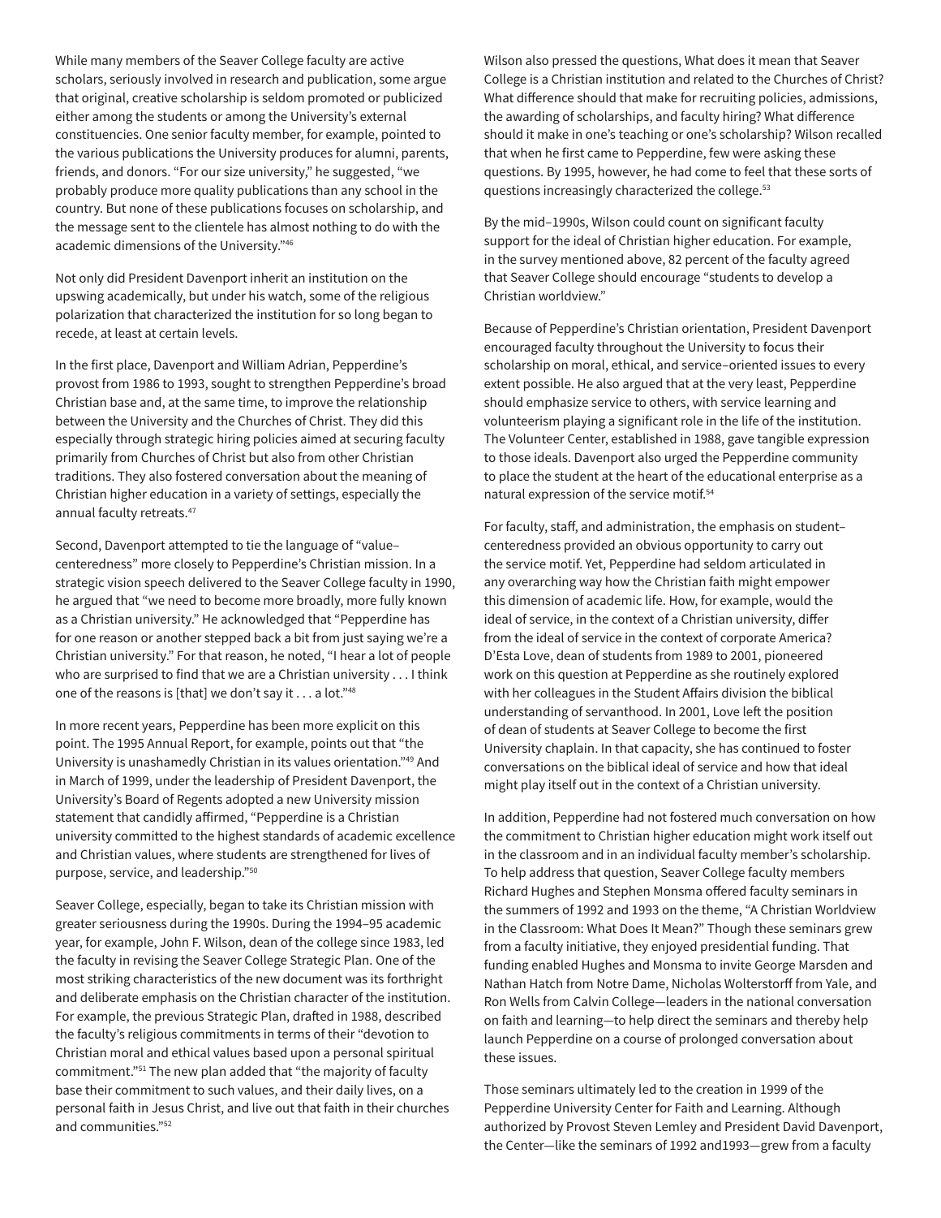While many members of the Seaver College faculty are active scholars, seriously involved in research and publication, some argue that original, creative scholarship is seldom promoted or publicized either among the students or among the University's external constituencies. One senior faculty member, for example, pointed to the various publications the University produces for alumni, parents, friends, and donors. "For our size university," he suggested, "we probably produce more quality publications than any school in the country. But none of these publications focuses on scholarship, and the message sent to the clientele has almost nothing to do with the academic dimensions of the University."[46]

Not only did President Davenport inherit an institution on the upswing academically, but under his watch, some of the religious polarization that characterized the institution for so long began to recede, at least at certain levels.

In the first place, Davenport and William Adrian, Pepperdine's provost from 1986 to 1993, sought to strengthen Pepperdine's broad Christian base and, at the same time, to improve the relationship between the University and the Churches of Christ. They did this especially through strategic hiring policies aimed at securing faculty primarily from Churches of Christ but also from other Christian traditions. They also fostered conversation about the meaning of Christian higher education in a variety of settings, especially the annual faculty retreats.[47]

Second, Davenport attempted to tie the language of "value–centeredness" more closely to Pepperdine's Christian mission. In a strategic vision speech delivered to the Seaver College faculty in 1990, he argued that "we need to become more broadly, more fully known as a Christian university." He acknowledged that "Pepperdine has for one reason or another stepped back a bit from just saying we're a Christian university." For that reason, he noted, "I hear a lot of people who are surprised to find that we are a Christian university . . . I think one of the reasons is [that] we don't say it . . . a lot."[48]

In more recent years, Pepperdine has been more explicit on this point. The 1995 Annual Report, for example, points out that "the University is unashamedly Christian in its values orientation."[49] And in March of 1999, under the leadership of President Davenport, the University's Board of Regents adopted a new University mission statement that candidly affirmed, "Pepperdine is a Christian university committed to the highest standards of academic excellence and Christian values, where students are strengthened for lives of purpose, service, and leadership."[50]

Seaver College, especially, began to take its Christian mission with greater seriousness during the 1990s. During the 1994–95 academic year, for example, John F. Wilson, dean of the college since 1983, led the faculty in revising the Seaver College Strategic Plan. One of the most striking characteristics of the new document was its forthright and deliberate emphasis on the Christian character of the institution. For example, the previous Strategic Plan, drafted in 1988, described the faculty's religious commitments in terms of their "devotion to Christian moral and ethical values based upon a personal spiritual commitment."[51] The new plan added that "the majority of faculty base their commitment to such values, and their daily lives, on a personal faith in Jesus Christ, and live out that faith in their churches and communities."[52]

Wilson also pressed the questions, What does it mean that Seaver College is a Christian institution and related to the Churches of Christ? What difference should that make for recruiting policies, admissions, the awarding of scholarships, and faculty hiring? What difference should it make in one's teaching or one's scholarship? Wilson recalled that when he first came to Pepperdine, few were asking these questions. By 1995, however, he had come to feel that these sorts of questions increasingly characterized the college.[53]

By the mid–1990s, Wilson could count on significant faculty support for the ideal of Christian higher education. For example, in the survey mentioned above, 82 percent of the faculty agreed that Seaver College should encourage "students to develop a Christian worldview."

Because of Pepperdine's Christian orientation, President Davenport encouraged faculty throughout the University to focus their scholarship on moral, ethical, and service–oriented issues to every extent possible. He also argued that at the very least, Pepperdine should emphasize service to others, with service learning and volunteerism playing a significant role in the life of the institution. The Volunteer Center, established in 1988, gave tangible expression to those ideals. Davenport also urged the Pepperdine community to place the student at the heart of the educational enterprise as a natural expression of the service motif.[54]

For faculty, staff, and administration, the emphasis on student–centeredness provided an obvious opportunity to carry out the service motif. Yet, Pepperdine had seldom articulated in any overarching way how the Christian faith might empower this dimension of academic life. How, for example, would the ideal of service, in the context of a Christian university, differ from the ideal of service in the context of corporate America? D'Esta Love, dean of students from 1989 to 2001, pioneered work on this question at Pepperdine as she routinely explored with her colleagues in the Student Affairs division the biblical understanding of servanthood. In 2001, Love left the position of dean of students at Seaver College to become the first University chaplain. In that capacity, she has continued to foster conversations on the biblical ideal of service and how that ideal might play itself out in the context of a Christian university.

In addition, Pepperdine had not fostered much conversation on how the commitment to Christian higher education might work itself out in the classroom and in an individual faculty member's scholarship. To help address that question, Seaver College faculty members Richard Hughes and Stephen Monsma offered faculty seminars in the summers of 1992 and 1993 on the theme, "A Christian Worldview in the Classroom: What Does It Mean?" Though these seminars grew from a faculty initiative, they enjoyed presidential funding. That funding enabled Hughes and Monsma to invite George Marsden and Nathan Hatch from Notre Dame, Nicholas Wolterstorff from Yale, and Ron Wells from Calvin College—leaders in the national conversation on faith and learning—to help direct the seminars and thereby help launch Pepperdine on a course of prolonged conversation about these issues.

Those seminars ultimately led to the creation in 1999 of the Pepperdine University Center for Faith and Learning. Although authorized by Provost Steven Lemley and President David Davenport, the Center—like the seminars of 1992 and1993—grew from a faculty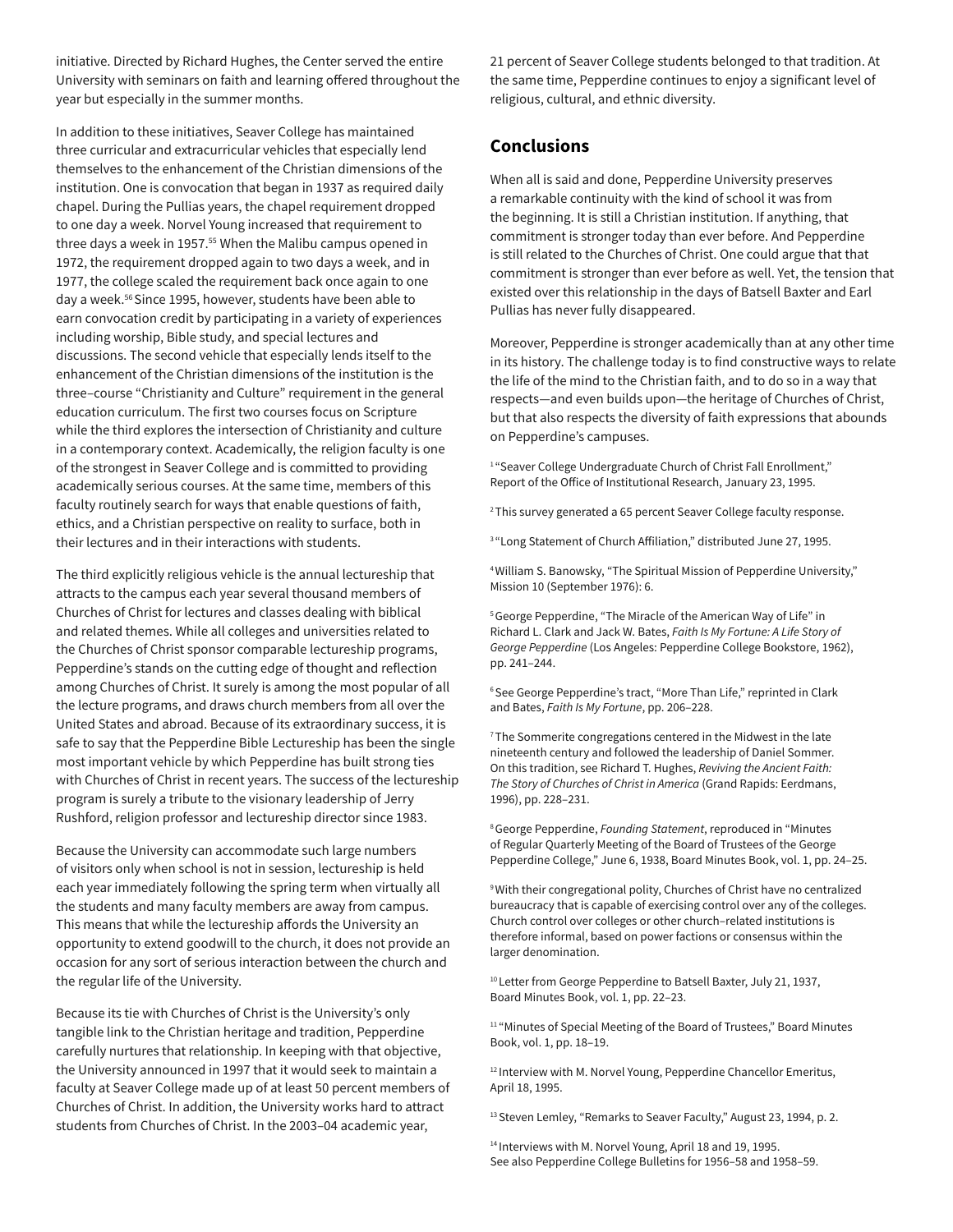initiative. Directed by Richard Hughes, the Center served the entire University with seminars on faith and learning offered throughout the year but especially in the summer months.

In addition to these initiatives, Seaver College has maintained three curricular and extracurricular vehicles that especially lend themselves to the enhancement of the Christian dimensions of the institution. One is convocation that began in 1937 as required daily chapel. During the Pullias years, the chapel requirement dropped to one day a week. Norvel Young increased that requirement to three days a week in 1957.[55] When the Malibu campus opened in 1972, the requirement dropped again to two days a week, and in 1977, the college scaled the requirement back once again to one day a week.[56] Since 1995, however, students have been able to earn convocation credit by participating in a variety of experiences including worship, Bible study, and special lectures and discussions. The second vehicle that especially lends itself to the enhancement of the Christian dimensions of the institution is the three–course "Christianity and Culture" requirement in the general education curriculum. The first two courses focus on Scripture while the third explores the intersection of Christianity and culture in a contemporary context. Academically, the religion faculty is one of the strongest in Seaver College and is committed to providing academically serious courses. At the same time, members of this faculty routinely search for ways that enable questions of faith, ethics, and a Christian perspective on reality to surface, both in their lectures and in their interactions with students.

The third explicitly religious vehicle is the annual lectureship that attracts to the campus each year several thousand members of Churches of Christ for lectures and classes dealing with biblical and related themes. While all colleges and universities related to the Churches of Christ sponsor comparable lectureship programs, Pepperdine's stands on the cutting edge of thought and reflection among Churches of Christ. It surely is among the most popular of all the lecture programs, and draws church members from all over the United States and abroad. Because of its extraordinary success, it is safe to say that the Pepperdine Bible Lectureship has been the single most important vehicle by which Pepperdine has built strong ties with Churches of Christ in recent years. The success of the lectureship program is surely a tribute to the visionary leadership of Jerry Rushford, religion professor and lectureship director since 1983.

Because the University can accommodate such large numbers of visitors only when school is not in session, lectureship is held each year immediately following the spring term when virtually all the students and many faculty members are away from campus. This means that while the lectureship affords the University an opportunity to extend goodwill to the church, it does not provide an occasion for any sort of serious interaction between the church and the regular life of the University.

Because its tie with Churches of Christ is the University's only tangible link to the Christian heritage and tradition, Pepperdine carefully nurtures that relationship. In keeping with that objective, the University announced in 1997 that it would seek to maintain a faculty at Seaver College made up of at least 50 percent members of Churches of Christ. In addition, the University works hard to attract students from Churches of Christ. In the 2003–04 academic year, 21 percent of Seaver College students belonged to that tradition. At the same time, Pepperdine continues to enjoy a significant level of religious, cultural, and ethnic diversity.

## Conclusions

When all is said and done, Pepperdine University preserves a remarkable continuity with the kind of school it was from the beginning. It is still a Christian institution. If anything, that commitment is stronger today than ever before. And Pepperdine is still related to the Churches of Christ. One could argue that that commitment is stronger than ever before as well. Yet, the tension that existed over this relationship in the days of Batsell Baxter and Earl Pullias has never fully disappeared.

Moreover, Pepperdine is stronger academically than at any other time in its history. The challenge today is to find constructive ways to relate the life of the mind to the Christian faith, and to do so in a way that respects—and even builds upon—the heritage of Churches of Christ, but that also respects the diversity of faith expressions that abounds on Pepperdine's campuses.

[1] "Seaver College Undergraduate Church of Christ Fall Enrollment," Report of the Office of Institutional Research, January 23, 1995.

[2] This survey generated a 65 percent Seaver College faculty response.

[3] "Long Statement of Church Affiliation," distributed June 27, 1995.

[4] William S. Banowsky, "The Spiritual Mission of Pepperdine University," Mission 10 (September 1976): 6.

[5] George Pepperdine, "The Miracle of the American Way of Life" in Richard L. Clark and Jack W. Bates, *Faith Is My Fortune: A Life Story of George Pepperdine* (Los Angeles: Pepperdine College Bookstore, 1962), pp. 241–244.

[6] See George Pepperdine's tract, "More Than Life," reprinted in Clark and Bates, *Faith Is My Fortune*, pp. 206–228.

[7] The Sommerite congregations centered in the Midwest in the late nineteenth century and followed the leadership of Daniel Sommer. On this tradition, see Richard T. Hughes, *Reviving the Ancient Faith: The Story of Churches of Christ in America* (Grand Rapids: Eerdmans, 1996), pp. 228–231.

[8] George Pepperdine, *Founding Statement*, reproduced in "Minutes of Regular Quarterly Meeting of the Board of Trustees of the George Pepperdine College," June 6, 1938, Board Minutes Book, vol. 1, pp. 24–25.

[9] With their congregational polity, Churches of Christ have no centralized bureaucracy that is capable of exercising control over any of the colleges. Church control over colleges or other church–related institutions is therefore informal, based on power factions or consensus within the larger denomination.

[10] Letter from George Pepperdine to Batsell Baxter, July 21, 1937, Board Minutes Book, vol. 1, pp. 22–23.

[11] "Minutes of Special Meeting of the Board of Trustees," Board Minutes Book, vol. 1, pp. 18–19.

[12] Interview with M. Norvel Young, Pepperdine Chancellor Emeritus, April 18, 1995.

[13] Steven Lemley, "Remarks to Seaver Faculty," August 23, 1994, p. 2.

[14] Interviews with M. Norvel Young, April 18 and 19, 1995. See also Pepperdine College Bulletins for 1956–58 and 1958–59.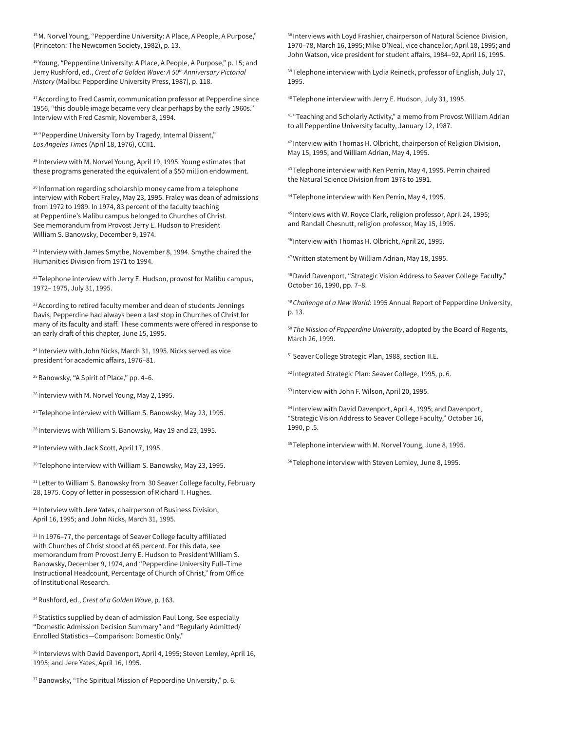[15] M. Norvel Young, “Pepperdine University: A Place, A People, A Purpose,” (Princeton: The Newcomen Society, 1982), p. 13.

[16] Young, “Pepperdine University: A Place, A People, A Purpose,” p. 15; and Jerry Rushford, ed., *Crest of a Golden Wave: A 50th Anniversary Pictorial History* (Malibu: Pepperdine University Press, 1987), p. 118.

[17] According to Fred Casmir, communication professor at Pepperdine since 1956, “this double image became very clear perhaps by the early 1960s.” Interview with Fred Casmir, November 8, 1994.

[18] “Pepperdine University Torn by Tragedy, Internal Dissent,” *Los Angeles Times* (April 18, 1976), CCII1.

[19] Interview with M. Norvel Young, April 19, 1995. Young estimates that these programs generated the equivalent of a $50 million endowment.

[20] Information regarding scholarship money came from a telephone interview with Robert Fraley, May 23, 1995. Fraley was dean of admissions from 1972 to 1989. In 1974, 83 percent of the faculty teaching at Pepperdine’s Malibu campus belonged to Churches of Christ. See memorandum from Provost Jerry E. Hudson to President William S. Banowsky, December 9, 1974.

[21] Interview with James Smythe, November 8, 1994. Smythe chaired the Humanities Division from 1971 to 1994.

[22] Telephone interview with Jerry E. Hudson, provost for Malibu campus, 1972– 1975, July 31, 1995.

[23] According to retired faculty member and dean of students Jennings Davis, Pepperdine had always been a last stop in Churches of Christ for many of its faculty and staff. These comments were offered in response to an early draft of this chapter, June 15, 1995.

[24] Interview with John Nicks, March 31, 1995. Nicks served as vice president for academic affairs, 1976–81.

[25] Banowsky, “A Spirit of Place,” pp. 4–6.

[26] Interview with M. Norvel Young, May 2, 1995.

[27] Telephone interview with William S. Banowsky, May 23, 1995.

[28] Interviews with William S. Banowsky, May 19 and 23, 1995.

[29] Interview with Jack Scott, April 17, 1995.

[30] Telephone interview with William S. Banowsky, May 23, 1995.

[31] Letter to William S. Banowsky from 30 Seaver College faculty, February 28, 1975. Copy of letter in possession of Richard T. Hughes.

[32] Interview with Jere Yates, chairperson of Business Division, April 16, 1995; and John Nicks, March 31, 1995.

[33] In 1976–77, the percentage of Seaver College faculty affiliated with Churches of Christ stood at 65 percent. For this data, see memorandum from Provost Jerry E. Hudson to President William S. Banowsky, December 9, 1974, and “Pepperdine University Full–Time Instructional Headcount, Percentage of Church of Christ,” from Office of Institutional Research.

[34] Rushford, ed., *Crest of a Golden Wave*, p. 163.

[35] Statistics supplied by dean of admission Paul Long. See especially “Domestic Admission Decision Summary” and “Regularly Admitted/ Enrolled Statistics—Comparison: Domestic Only.”

[36] Interviews with David Davenport, April 4, 1995; Steven Lemley, April 16, 1995; and Jere Yates, April 16, 1995.

[37] Banowsky, “The Spiritual Mission of Pepperdine University,” p. 6.

[38] Interviews with Loyd Frashier, chairperson of Natural Science Division, 1970–78, March 16, 1995; Mike O’Neal, vice chancellor, April 18, 1995; and John Watson, vice president for student affairs, 1984–92, April 16, 1995.

[39] Telephone interview with Lydia Reineck, professor of English, July 17, 1995.

[40] Telephone interview with Jerry E. Hudson, July 31, 1995.

[41] “Teaching and Scholarly Activity,” a memo from Provost William Adrian to all Pepperdine University faculty, January 12, 1987.

[42] Interview with Thomas H. Olbricht, chairperson of Religion Division, May 15, 1995; and William Adrian, May 4, 1995.

[43] Telephone interview with Ken Perrin, May 4, 1995. Perrin chaired the Natural Science Division from 1978 to 1991.

[44] Telephone interview with Ken Perrin, May 4, 1995.

[45] Interviews with W. Royce Clark, religion professor, April 24, 1995; and Randall Chesnutt, religion professor, May 15, 1995.

[46] Interview with Thomas H. Olbricht, April 20, 1995.

[47] Written statement by William Adrian, May 18, 1995.

[48] David Davenport, “Strategic Vision Address to Seaver College Faculty,” October 16, 1990, pp. 7–8.

[49] *Challenge of a New World*: 1995 Annual Report of Pepperdine University, p. 13.

[50] *The Mission of Pepperdine University*, adopted by the Board of Regents, March 26, 1999.

[51] Seaver College Strategic Plan, 1988, section II.E.

[52] Integrated Strategic Plan: Seaver College, 1995, p. 6.

[53] Interview with John F. Wilson, April 20, 1995.

[54] Interview with David Davenport, April 4, 1995; and Davenport, “Strategic Vision Address to Seaver College Faculty,” October 16, 1990, p .5.

[55] Telephone interview with M. Norvel Young, June 8, 1995.

[56] Telephone interview with Steven Lemley, June 8, 1995.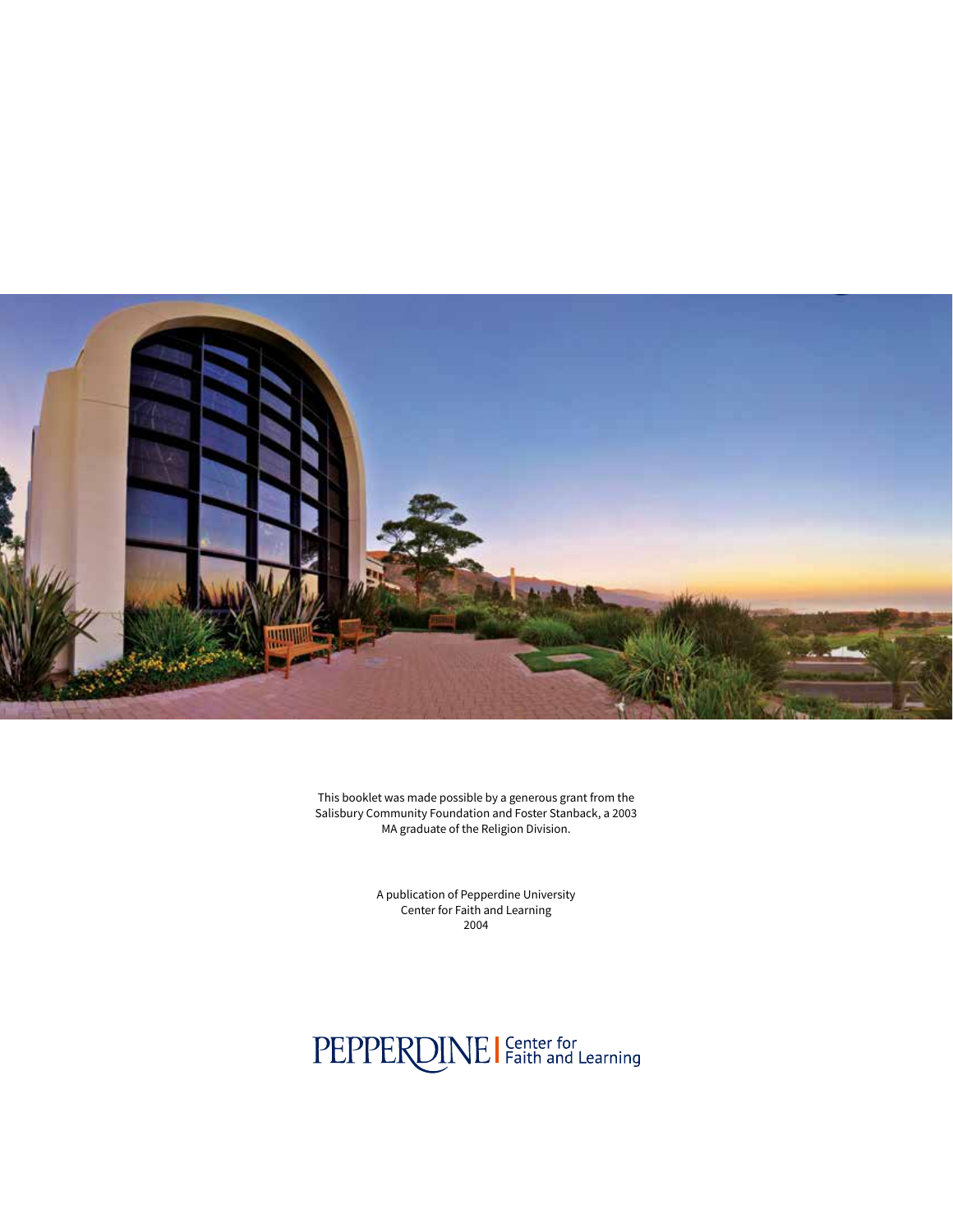This booklet was made possible by a generous grant from the Salisbury Community Foundation and Foster Stanback, a 2003 MA graduate of the Religion Division.

A publication of Pepperdine University
Center for Faith and Learning
2004

PEPPERDINE | Center for Faith and Learning